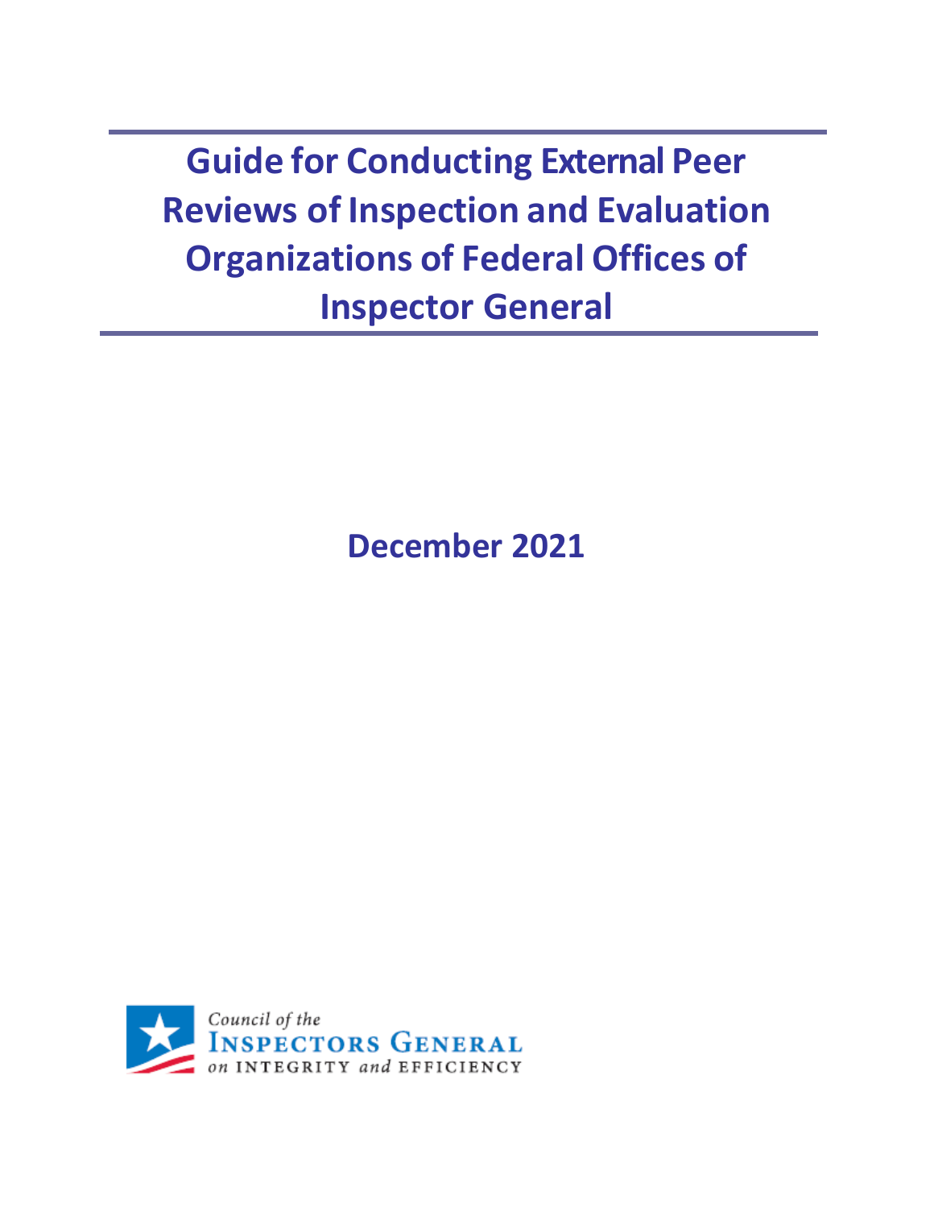# Guide for Conducting External Peer Reviews of Inspection and Evaluation Organizations of Federal Offices of Inspector General

**December 2021**

Council of the
INSPECTORS GENERAL
on INTEGRITY and EFFICIENCY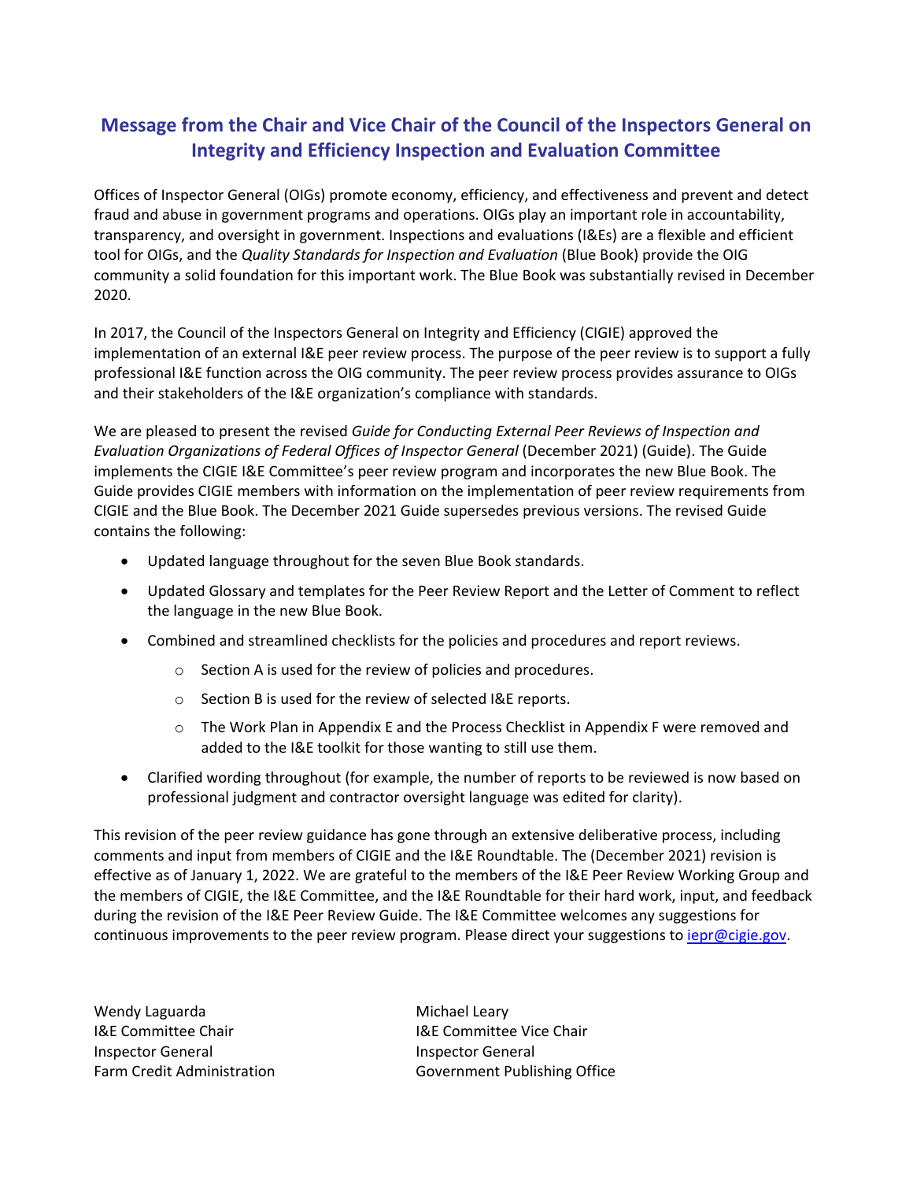# Message from the Chair and Vice Chair of the Council of the Inspectors General on Integrity and Efficiency Inspection and Evaluation Committee

Offices of Inspector General (OIGs) promote economy, efficiency, and effectiveness and prevent and detect fraud and abuse in government programs and operations. OIGs play an important role in accountability, transparency, and oversight in government. Inspections and evaluations (I&Es) are a flexible and efficient tool for OIGs, and the *Quality Standards for Inspection and Evaluation* (Blue Book) provide the OIG community a solid foundation for this important work. The Blue Book was substantially revised in December 2020.

In 2017, the Council of the Inspectors General on Integrity and Efficiency (CIGIE) approved the implementation of an external I&E peer review process. The purpose of the peer review is to support a fully professional I&E function across the OIG community. The peer review process provides assurance to OIGs and their stakeholders of the I&E organization's compliance with standards.

We are pleased to present the revised *Guide for Conducting External Peer Reviews of Inspection and Evaluation Organizations of Federal Offices of Inspector General* (December 2021) (Guide). The Guide implements the CIGIE I&E Committee's peer review program and incorporates the new Blue Book. The Guide provides CIGIE members with information on the implementation of peer review requirements from CIGIE and the Blue Book. The December 2021 Guide supersedes previous versions. The revised Guide contains the following:

- Updated language throughout for the seven Blue Book standards.
- Updated Glossary and templates for the Peer Review Report and the Letter of Comment to reflect the language in the new Blue Book.
- Combined and streamlined checklists for the policies and procedures and report reviews.
  - Section A is used for the review of policies and procedures.
  - Section B is used for the review of selected I&E reports.
  - The Work Plan in Appendix E and the Process Checklist in Appendix F were removed and added to the I&E toolkit for those wanting to still use them.
- Clarified wording throughout (for example, the number of reports to be reviewed is now based on professional judgment and contractor oversight language was edited for clarity).

This revision of the peer review guidance has gone through an extensive deliberative process, including comments and input from members of CIGIE and the I&E Roundtable. The (December 2021) revision is effective as of January 1, 2022. We are grateful to the members of the I&E Peer Review Working Group and the members of CIGIE, the I&E Committee, and the I&E Roundtable for their hard work, input, and feedback during the revision of the I&E Peer Review Guide. The I&E Committee welcomes any suggestions for continuous improvements to the peer review program. Please direct your suggestions to iepr@cigie.gov.

Wendy Laguarda
I&E Committee Chair
Inspector General
Farm Credit Administration

Michael Leary
I&E Committee Vice Chair
Inspector General
Government Publishing Office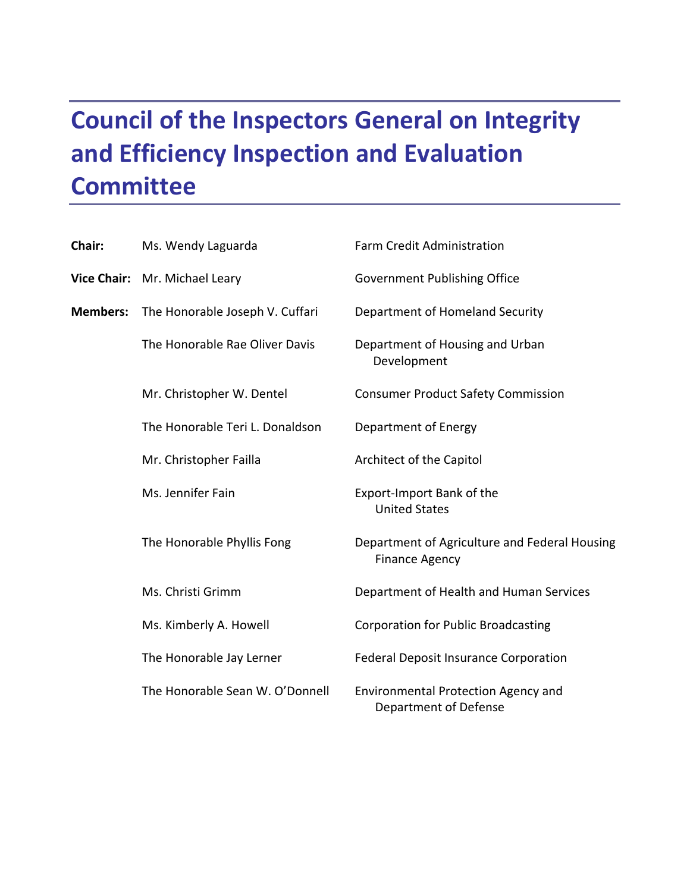# Council of the Inspectors General on Integrity and Efficiency Inspection and Evaluation Committee

| | | |
|---|---|---|
| **Chair:** | Ms. Wendy Laguarda | Farm Credit Administration |
| **Vice Chair:** | Mr. Michael Leary | Government Publishing Office |
| **Members:** | The Honorable Joseph V. Cuffari | Department of Homeland Security |
| | The Honorable Rae Oliver Davis | Department of Housing and Urban Development |
| | Mr. Christopher W. Dentel | Consumer Product Safety Commission |
| | The Honorable Teri L. Donaldson | Department of Energy |
| | Mr. Christopher Failla | Architect of the Capitol |
| | Ms. Jennifer Fain | Export-Import Bank of the United States |
| | The Honorable Phyllis Fong | Department of Agriculture and Federal Housing Finance Agency |
| | Ms. Christi Grimm | Department of Health and Human Services |
| | Ms. Kimberly A. Howell | Corporation for Public Broadcasting |
| | The Honorable Jay Lerner | Federal Deposit Insurance Corporation |
| | The Honorable Sean W. O'Donnell | Environmental Protection Agency and Department of Defense |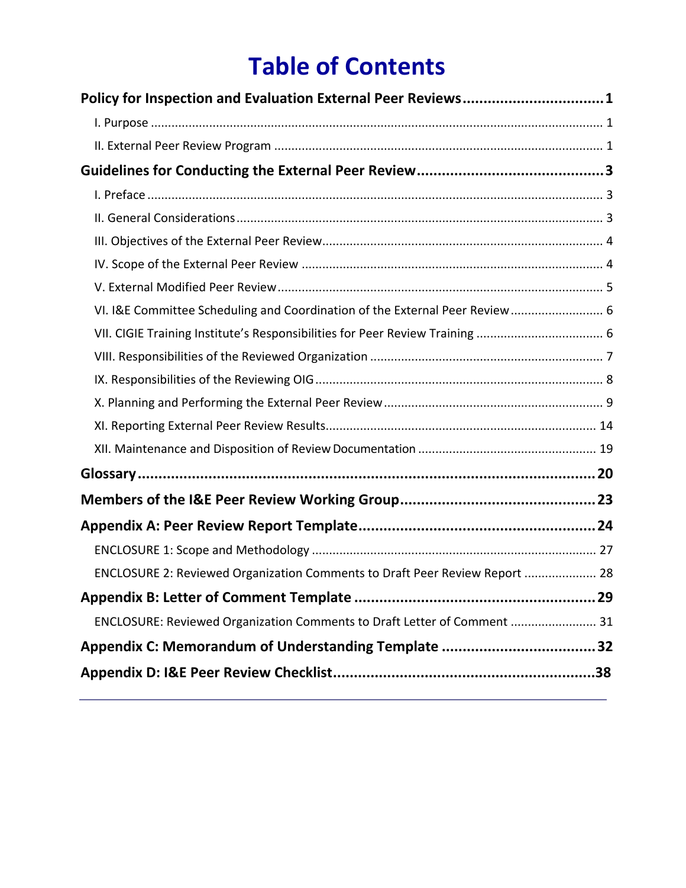# Table of Contents

**Policy for Inspection and Evaluation External Peer Reviews** .................................1

I. Purpose ................................................................................................................ 1

II. External Peer Review Program ............................................................................ 1

**Guidelines for Conducting the External Peer Review** ............................................3

I. Preface .................................................................................................................. 3

II. General Considerations ....................................................................................... 3

III. Objectives of the External Peer Review .............................................................. 4

IV. Scope of the External Peer Review ..................................................................... 4

V. External Modified Peer Review ............................................................................ 5

VI. I&E Committee Scheduling and Coordination of the External Peer Review .......... 6

VII. CIGIE Training Institute's Responsibilities for Peer Review Training ................... 6

VIII. Responsibilities of the Reviewed Organization .................................................. 7

IX. Responsibilities of the Reviewing OIG ................................................................. 8

X. Planning and Performing the External Peer Review ............................................. 9

XI. Reporting External Peer Review Results ........................................................... 14

XII. Maintenance and Disposition of Review Documentation .................................. 19

**Glossary** ..........................................................................................................20

**Members of the I&E Peer Review Working Group** ..............................................23

**Appendix A: Peer Review Report Template** ........................................................24

ENCLOSURE 1: Scope and Methodology ................................................................. 27

ENCLOSURE 2: Reviewed Organization Comments to Draft Peer Review Report ..................... 28

**Appendix B: Letter of Comment Template** .........................................................29

ENCLOSURE: Reviewed Organization Comments to Draft Letter of Comment ......................... 31

**Appendix C: Memorandum of Understanding Template** ....................................32

**Appendix D: I&E Peer Review Checklist** .............................................................38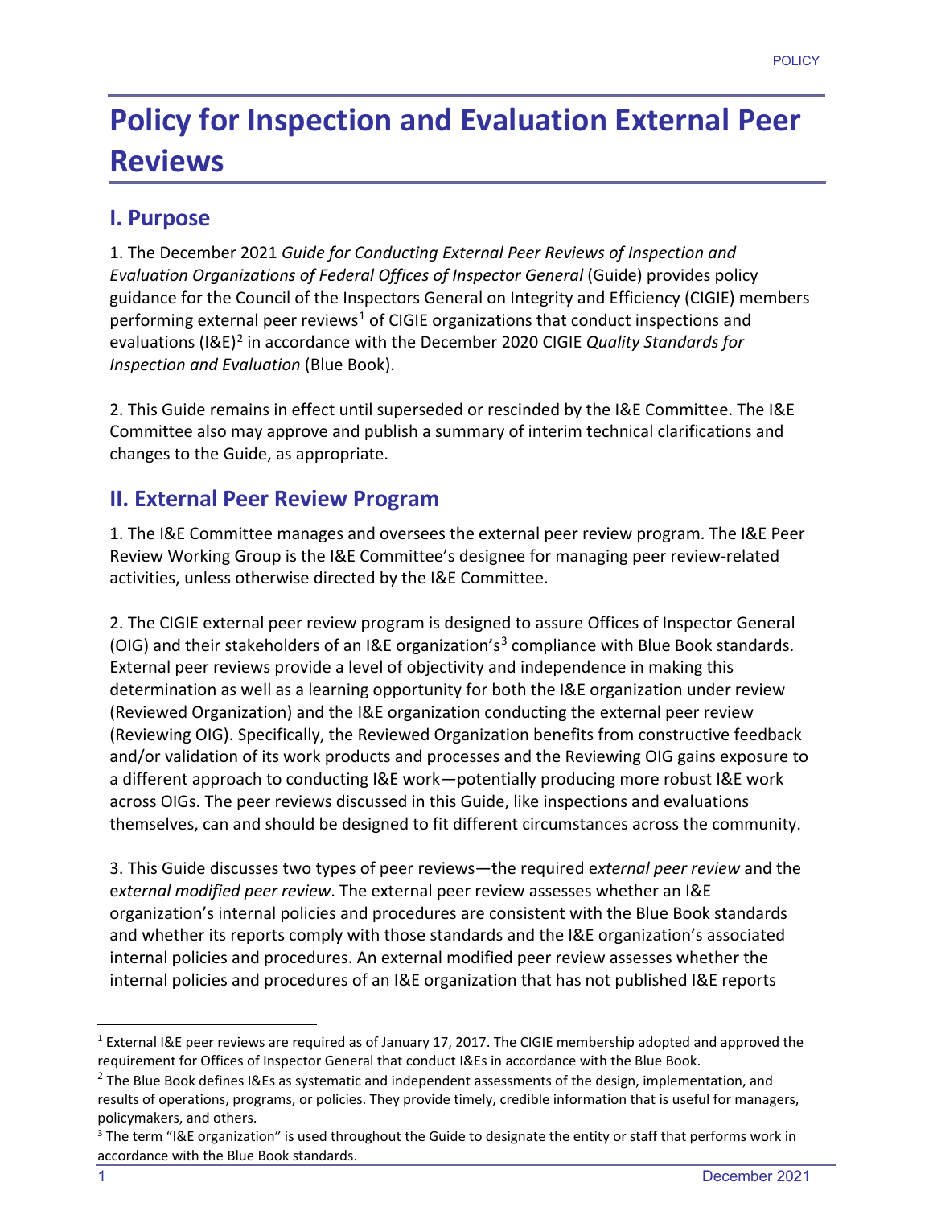# Policy for Inspection and Evaluation External Peer Reviews

## I. Purpose

1. The December 2021 *Guide for Conducting External Peer Reviews of Inspection and Evaluation Organizations of Federal Offices of Inspector General* (Guide) provides policy guidance for the Council of the Inspectors General on Integrity and Efficiency (CIGIE) members performing external peer reviews[1] of CIGIE organizations that conduct inspections and evaluations (I&E)[2] in accordance with the December 2020 CIGIE *Quality Standards for Inspection and Evaluation* (Blue Book).

2. This Guide remains in effect until superseded or rescinded by the I&E Committee. The I&E Committee also may approve and publish a summary of interim technical clarifications and changes to the Guide, as appropriate.

## II. External Peer Review Program

1. The I&E Committee manages and oversees the external peer review program. The I&E Peer Review Working Group is the I&E Committee's designee for managing peer review-related activities, unless otherwise directed by the I&E Committee.

2. The CIGIE external peer review program is designed to assure Offices of Inspector General (OIG) and their stakeholders of an I&E organization's[3] compliance with Blue Book standards. External peer reviews provide a level of objectivity and independence in making this determination as well as a learning opportunity for both the I&E organization under review (Reviewed Organization) and the I&E organization conducting the external peer review (Reviewing OIG). Specifically, the Reviewed Organization benefits from constructive feedback and/or validation of its work products and processes and the Reviewing OIG gains exposure to a different approach to conducting I&E work—potentially producing more robust I&E work across OIGs. The peer reviews discussed in this Guide, like inspections and evaluations themselves, can and should be designed to fit different circumstances across the community.

3. This Guide discusses two types of peer reviews—the required e*xternal peer review* and the e*xternal modified peer review*. The external peer review assesses whether an I&E organization's internal policies and procedures are consistent with the Blue Book standards and whether its reports comply with those standards and the I&E organization's associated internal policies and procedures. An external modified peer review assesses whether the internal policies and procedures of an I&E organization that has not published I&E reports

---

[1] External I&E peer reviews are required as of January 17, 2017. The CIGIE membership adopted and approved the requirement for Offices of Inspector General that conduct I&Es in accordance with the Blue Book.

[2] The Blue Book defines I&Es as systematic and independent assessments of the design, implementation, and results of operations, programs, or policies. They provide timely, credible information that is useful for managers, policymakers, and others.

[3] The term "I&E organization" is used throughout the Guide to designate the entity or staff that performs work in accordance with the Blue Book standards.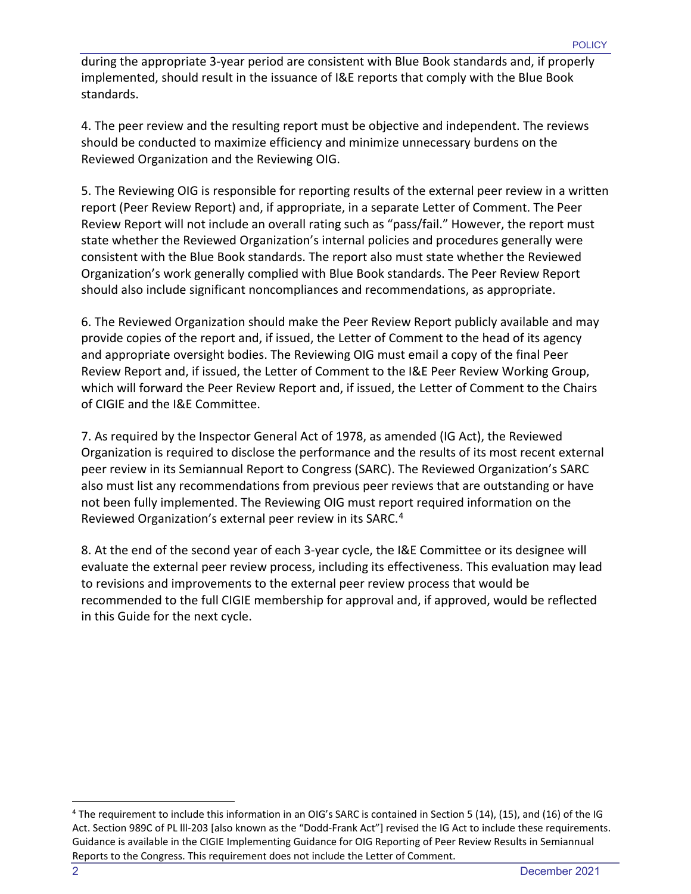during the appropriate 3-year period are consistent with Blue Book standards and, if properly implemented, should result in the issuance of I&E reports that comply with the Blue Book standards.

4. The peer review and the resulting report must be objective and independent. The reviews should be conducted to maximize efficiency and minimize unnecessary burdens on the Reviewed Organization and the Reviewing OIG.

5. The Reviewing OIG is responsible for reporting results of the external peer review in a written report (Peer Review Report) and, if appropriate, in a separate Letter of Comment. The Peer Review Report will not include an overall rating such as "pass/fail." However, the report must state whether the Reviewed Organization's internal policies and procedures generally were consistent with the Blue Book standards. The report also must state whether the Reviewed Organization's work generally complied with Blue Book standards. The Peer Review Report should also include significant noncompliances and recommendations, as appropriate.

6. The Reviewed Organization should make the Peer Review Report publicly available and may provide copies of the report and, if issued, the Letter of Comment to the head of its agency and appropriate oversight bodies. The Reviewing OIG must email a copy of the final Peer Review Report and, if issued, the Letter of Comment to the I&E Peer Review Working Group, which will forward the Peer Review Report and, if issued, the Letter of Comment to the Chairs of CIGIE and the I&E Committee.

7. As required by the Inspector General Act of 1978, as amended (IG Act), the Reviewed Organization is required to disclose the performance and the results of its most recent external peer review in its Semiannual Report to Congress (SARC). The Reviewed Organization's SARC also must list any recommendations from previous peer reviews that are outstanding or have not been fully implemented. The Reviewing OIG must report required information on the Reviewed Organization's external peer review in its SARC.[4]

8. At the end of the second year of each 3-year cycle, the I&E Committee or its designee will evaluate the external peer review process, including its effectiveness. This evaluation may lead to revisions and improvements to the external peer review process that would be recommended to the full CIGIE membership for approval and, if approved, would be reflected in this Guide for the next cycle.

---

[4] The requirement to include this information in an OIG's SARC is contained in Section 5 (14), (15), and (16) of the IG Act. Section 989C of PL lll-203 [also known as the "Dodd-Frank Act"] revised the IG Act to include these requirements. Guidance is available in the CIGIE Implementing Guidance for OIG Reporting of Peer Review Results in Semiannual Reports to the Congress. This requirement does not include the Letter of Comment.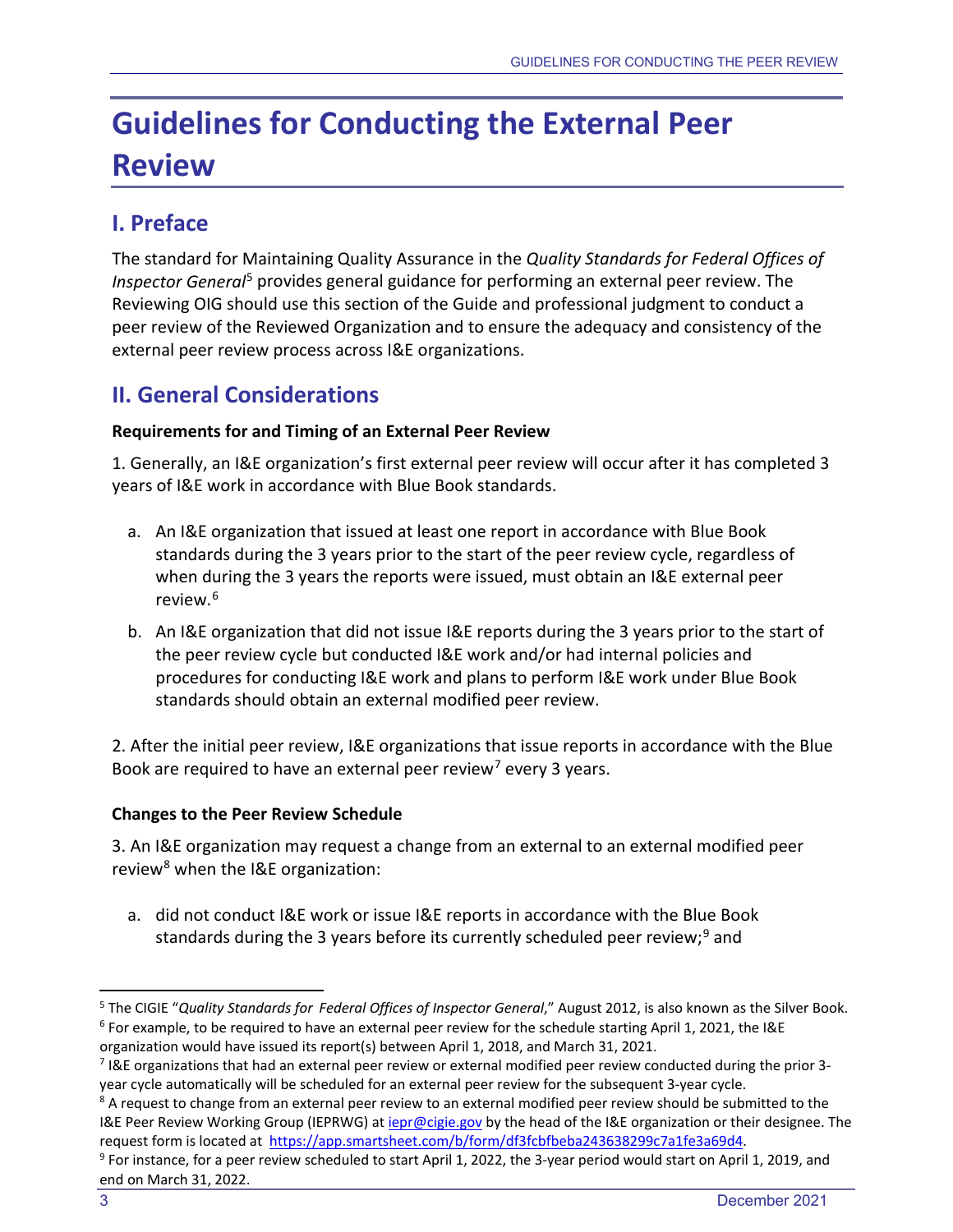# Guidelines for Conducting the External Peer Review

## I. Preface

The standard for Maintaining Quality Assurance in the *Quality Standards for Federal Offices of Inspector General*[5] provides general guidance for performing an external peer review. The Reviewing OIG should use this section of the Guide and professional judgment to conduct a peer review of the Reviewed Organization and to ensure the adequacy and consistency of the external peer review process across I&E organizations.

## II. General Considerations

**Requirements for and Timing of an External Peer Review**

1. Generally, an I&E organization's first external peer review will occur after it has completed 3 years of I&E work in accordance with Blue Book standards.

   a. An I&E organization that issued at least one report in accordance with Blue Book standards during the 3 years prior to the start of the peer review cycle, regardless of when during the 3 years the reports were issued, must obtain an I&E external peer review.[6]

   b. An I&E organization that did not issue I&E reports during the 3 years prior to the start of the peer review cycle but conducted I&E work and/or had internal policies and procedures for conducting I&E work and plans to perform I&E work under Blue Book standards should obtain an external modified peer review.

2. After the initial peer review, I&E organizations that issue reports in accordance with the Blue Book are required to have an external peer review[7] every 3 years.

**Changes to the Peer Review Schedule**

3. An I&E organization may request a change from an external to an external modified peer review[8] when the I&E organization:

   a. did not conduct I&E work or issue I&E reports in accordance with the Blue Book standards during the 3 years before its currently scheduled peer review;[9] and

---

[5] The CIGIE "*Quality Standards for Federal Offices of Inspector General*," August 2012, is also known as the Silver Book.

[6] For example, to be required to have an external peer review for the schedule starting April 1, 2021, the I&E organization would have issued its report(s) between April 1, 2018, and March 31, 2021.

[7] I&E organizations that had an external peer review or external modified peer review conducted during the prior 3-year cycle automatically will be scheduled for an external peer review for the subsequent 3-year cycle.

[8] A request to change from an external peer review to an external modified peer review should be submitted to the I&E Peer Review Working Group (IEPRWG) at iepr@cigie.gov by the head of the I&E organization or their designee. The request form is located at https://app.smartsheet.com/b/form/df3fcbfbeba243638299c7a1fe3a69d4.

[9] For instance, for a peer review scheduled to start April 1, 2022, the 3-year period would start on April 1, 2019, and end on March 31, 2022.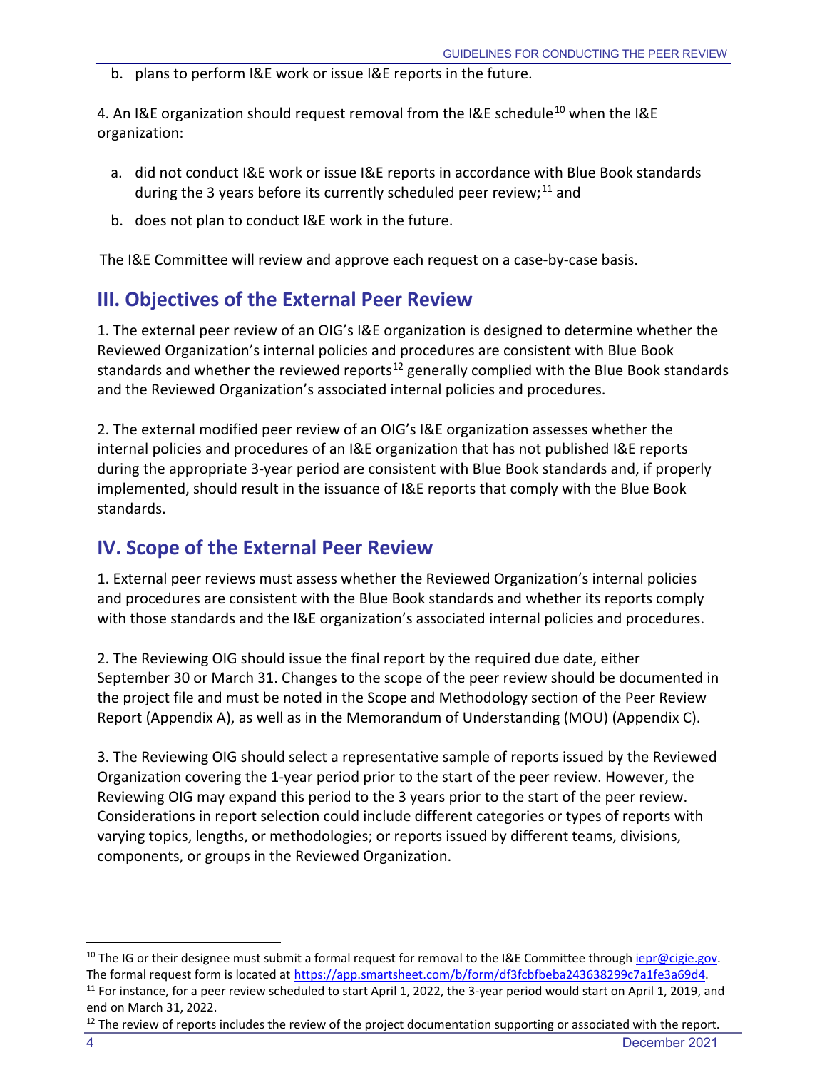b. plans to perform I&E work or issue I&E reports in the future.

4. An I&E organization should request removal from the I&E schedule[10] when the I&E organization:

a. did not conduct I&E work or issue I&E reports in accordance with Blue Book standards during the 3 years before its currently scheduled peer review;[11] and

b. does not plan to conduct I&E work in the future.

The I&E Committee will review and approve each request on a case-by-case basis.

## III. Objectives of the External Peer Review

1. The external peer review of an OIG's I&E organization is designed to determine whether the Reviewed Organization's internal policies and procedures are consistent with Blue Book standards and whether the reviewed reports[12] generally complied with the Blue Book standards and the Reviewed Organization's associated internal policies and procedures.

2. The external modified peer review of an OIG's I&E organization assesses whether the internal policies and procedures of an I&E organization that has not published I&E reports during the appropriate 3-year period are consistent with Blue Book standards and, if properly implemented, should result in the issuance of I&E reports that comply with the Blue Book standards.

## IV. Scope of the External Peer Review

1. External peer reviews must assess whether the Reviewed Organization's internal policies and procedures are consistent with the Blue Book standards and whether its reports comply with those standards and the I&E organization's associated internal policies and procedures.

2. The Reviewing OIG should issue the final report by the required due date, either September 30 or March 31. Changes to the scope of the peer review should be documented in the project file and must be noted in the Scope and Methodology section of the Peer Review Report (Appendix A), as well as in the Memorandum of Understanding (MOU) (Appendix C).

3. The Reviewing OIG should select a representative sample of reports issued by the Reviewed Organization covering the 1-year period prior to the start of the peer review. However, the Reviewing OIG may expand this period to the 3 years prior to the start of the peer review. Considerations in report selection could include different categories or types of reports with varying topics, lengths, or methodologies; or reports issued by different teams, divisions, components, or groups in the Reviewed Organization.

[10] The IG or their designee must submit a formal request for removal to the I&E Committee through iepr@cigie.gov. The formal request form is located at https://app.smartsheet.com/b/form/df3fcbfbeba243638299c7a1fe3a69d4.

[11] For instance, for a peer review scheduled to start April 1, 2022, the 3-year period would start on April 1, 2019, and end on March 31, 2022.

[12] The review of reports includes the review of the project documentation supporting or associated with the report.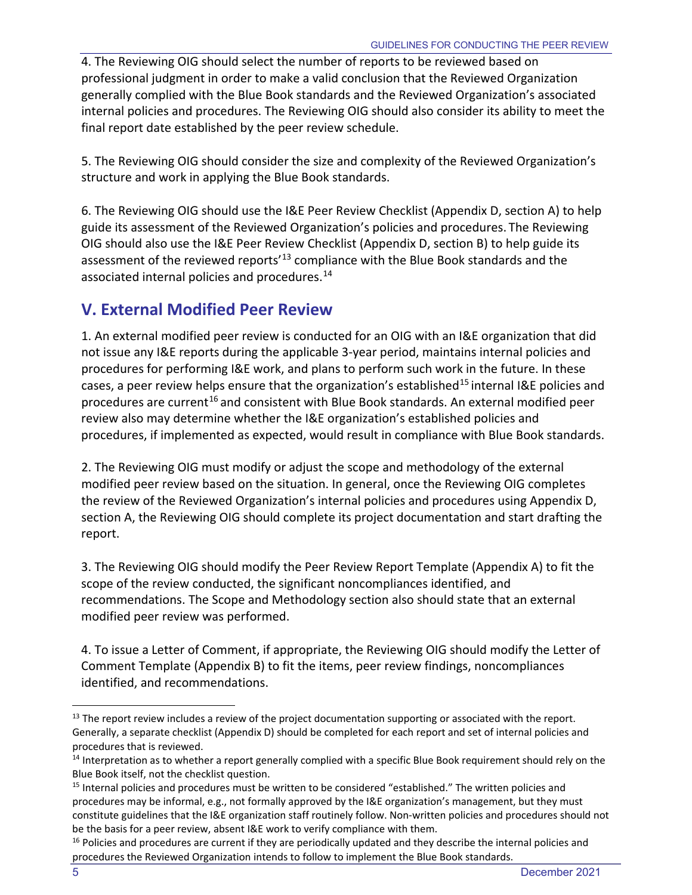4. The Reviewing OIG should select the number of reports to be reviewed based on professional judgment in order to make a valid conclusion that the Reviewed Organization generally complied with the Blue Book standards and the Reviewed Organization's associated internal policies and procedures. The Reviewing OIG should also consider its ability to meet the final report date established by the peer review schedule.

5. The Reviewing OIG should consider the size and complexity of the Reviewed Organization's structure and work in applying the Blue Book standards.

6. The Reviewing OIG should use the I&E Peer Review Checklist (Appendix D, section A) to help guide its assessment of the Reviewed Organization's policies and procedures. The Reviewing OIG should also use the I&E Peer Review Checklist (Appendix D, section B) to help guide its assessment of the reviewed reports'[13] compliance with the Blue Book standards and the associated internal policies and procedures.[14]

## V. External Modified Peer Review

1. An external modified peer review is conducted for an OIG with an I&E organization that did not issue any I&E reports during the applicable 3-year period, maintains internal policies and procedures for performing I&E work, and plans to perform such work in the future. In these cases, a peer review helps ensure that the organization's established[15] internal I&E policies and procedures are current[16] and consistent with Blue Book standards. An external modified peer review also may determine whether the I&E organization's established policies and procedures, if implemented as expected, would result in compliance with Blue Book standards.

2. The Reviewing OIG must modify or adjust the scope and methodology of the external modified peer review based on the situation. In general, once the Reviewing OIG completes the review of the Reviewed Organization's internal policies and procedures using Appendix D, section A, the Reviewing OIG should complete its project documentation and start drafting the report.

3. The Reviewing OIG should modify the Peer Review Report Template (Appendix A) to fit the scope of the review conducted, the significant noncompliances identified, and recommendations. The Scope and Methodology section also should state that an external modified peer review was performed.

4. To issue a Letter of Comment, if appropriate, the Reviewing OIG should modify the Letter of Comment Template (Appendix B) to fit the items, peer review findings, noncompliances identified, and recommendations.

---

[13] The report review includes a review of the project documentation supporting or associated with the report. Generally, a separate checklist (Appendix D) should be completed for each report and set of internal policies and procedures that is reviewed.

[14] Interpretation as to whether a report generally complied with a specific Blue Book requirement should rely on the Blue Book itself, not the checklist question.

[15] Internal policies and procedures must be written to be considered "established." The written policies and procedures may be informal, e.g., not formally approved by the I&E organization's management, but they must constitute guidelines that the I&E organization staff routinely follow. Non-written policies and procedures should not be the basis for a peer review, absent I&E work to verify compliance with them.

[16] Policies and procedures are current if they are periodically updated and they describe the internal policies and procedures the Reviewed Organization intends to follow to implement the Blue Book standards.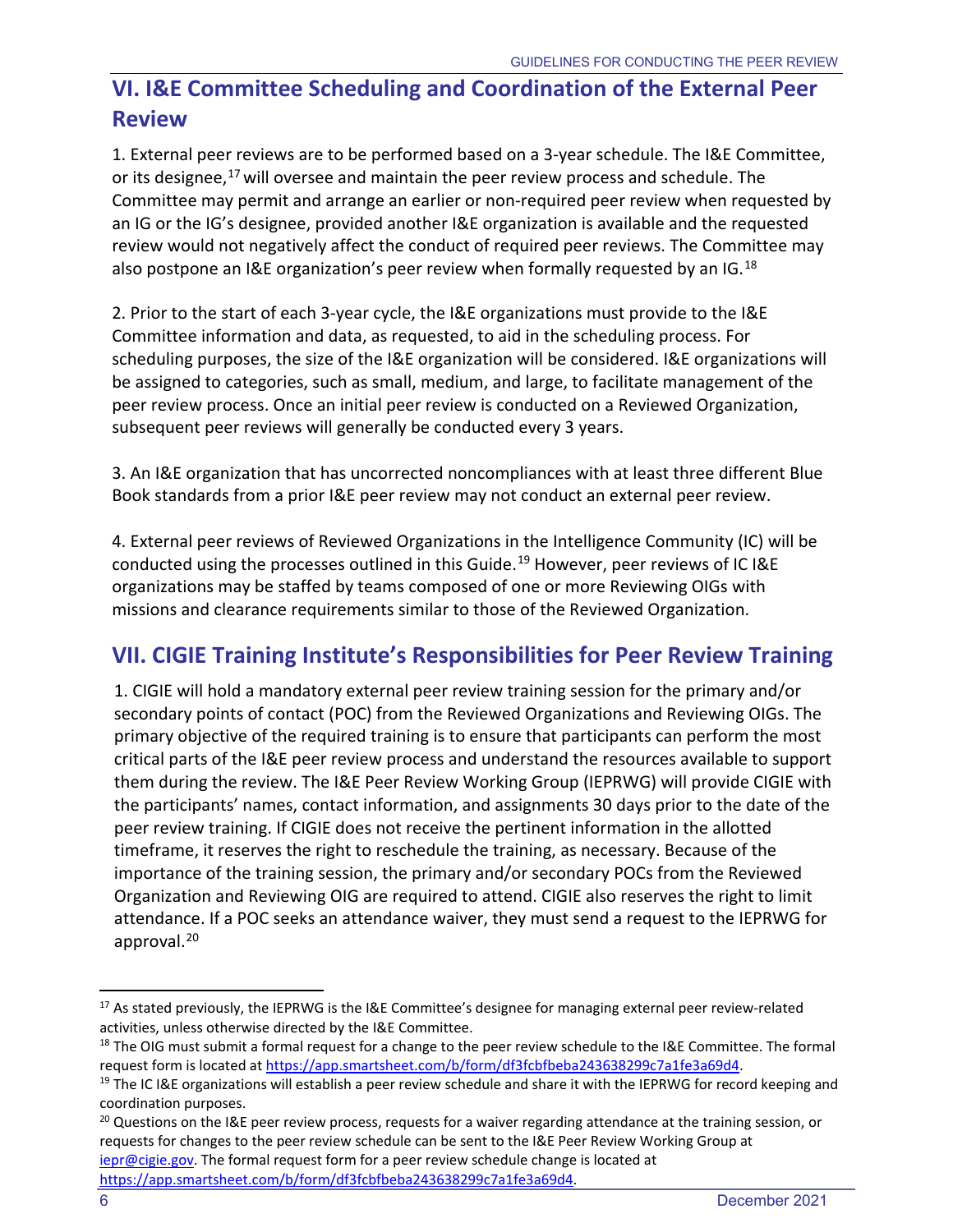## VI. I&E Committee Scheduling and Coordination of the External Peer Review

1. External peer reviews are to be performed based on a 3-year schedule. The I&E Committee, or its designee,[17] will oversee and maintain the peer review process and schedule. The Committee may permit and arrange an earlier or non-required peer review when requested by an IG or the IG's designee, provided another I&E organization is available and the requested review would not negatively affect the conduct of required peer reviews. The Committee may also postpone an I&E organization's peer review when formally requested by an IG.[18]

2. Prior to the start of each 3-year cycle, the I&E organizations must provide to the I&E Committee information and data, as requested, to aid in the scheduling process. For scheduling purposes, the size of the I&E organization will be considered. I&E organizations will be assigned to categories, such as small, medium, and large, to facilitate management of the peer review process. Once an initial peer review is conducted on a Reviewed Organization, subsequent peer reviews will generally be conducted every 3 years.

3. An I&E organization that has uncorrected noncompliances with at least three different Blue Book standards from a prior I&E peer review may not conduct an external peer review.

4. External peer reviews of Reviewed Organizations in the Intelligence Community (IC) will be conducted using the processes outlined in this Guide.[19] However, peer reviews of IC I&E organizations may be staffed by teams composed of one or more Reviewing OIGs with missions and clearance requirements similar to those of the Reviewed Organization.

## VII. CIGIE Training Institute's Responsibilities for Peer Review Training

1. CIGIE will hold a mandatory external peer review training session for the primary and/or secondary points of contact (POC) from the Reviewed Organizations and Reviewing OIGs. The primary objective of the required training is to ensure that participants can perform the most critical parts of the I&E peer review process and understand the resources available to support them during the review. The I&E Peer Review Working Group (IEPRWG) will provide CIGIE with the participants' names, contact information, and assignments 30 days prior to the date of the peer review training. If CIGIE does not receive the pertinent information in the allotted timeframe, it reserves the right to reschedule the training, as necessary. Because of the importance of the training session, the primary and/or secondary POCs from the Reviewed Organization and Reviewing OIG are required to attend. CIGIE also reserves the right to limit attendance. If a POC seeks an attendance waiver, they must send a request to the IEPRWG for approval.[20]

---

[17] As stated previously, the IEPRWG is the I&E Committee's designee for managing external peer review-related activities, unless otherwise directed by the I&E Committee.

[18] The OIG must submit a formal request for a change to the peer review schedule to the I&E Committee. The formal request form is located at https://app.smartsheet.com/b/form/df3fcbfbeba243638299c7a1fe3a69d4.

[19] The IC I&E organizations will establish a peer review schedule and share it with the IEPRWG for record keeping and coordination purposes.

[20] Questions on the I&E peer review process, requests for a waiver regarding attendance at the training session, or requests for changes to the peer review schedule can be sent to the I&E Peer Review Working Group at iepr@cigie.gov. The formal request form for a peer review schedule change is located at https://app.smartsheet.com/b/form/df3fcbfbeba243638299c7a1fe3a69d4.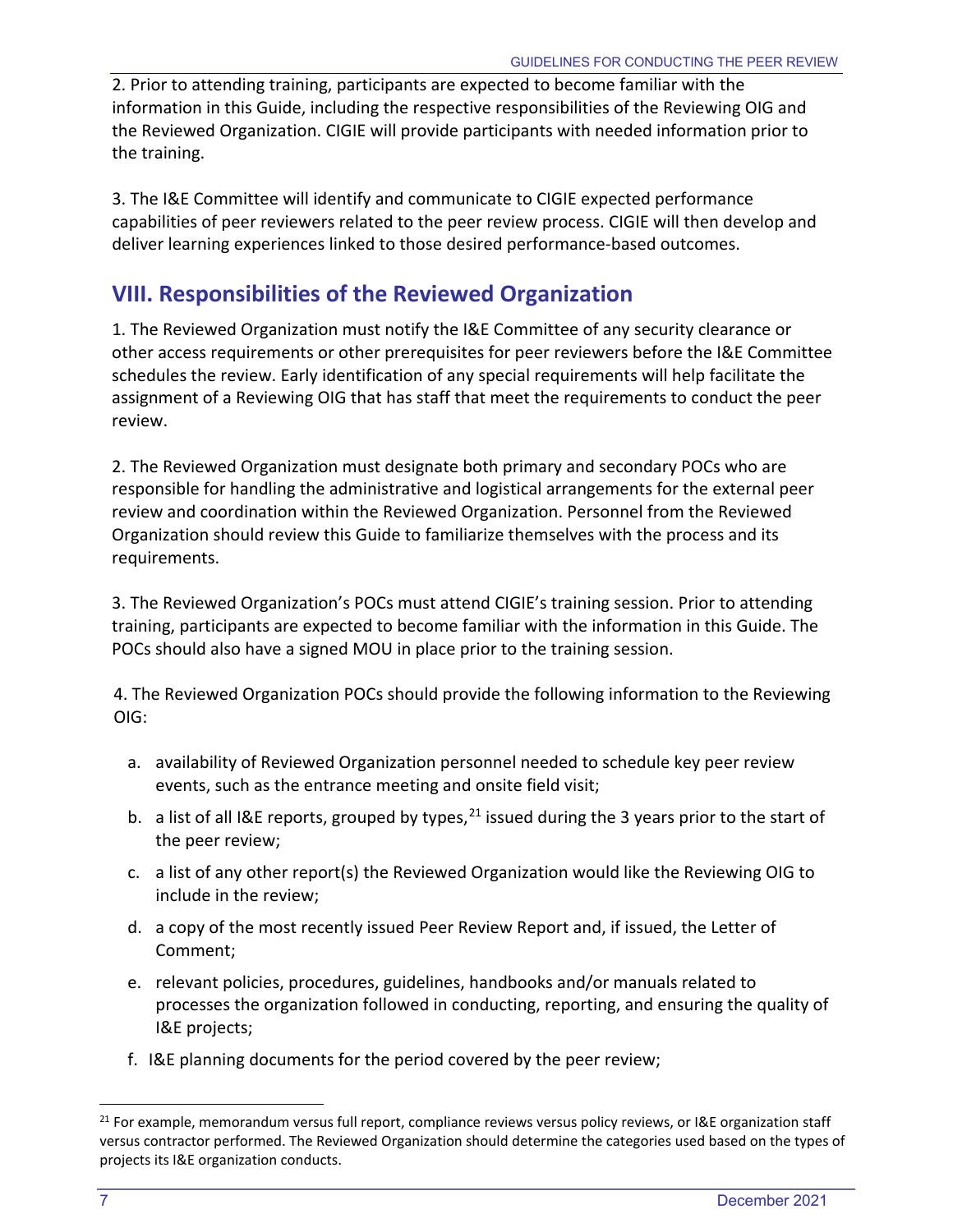2. Prior to attending training, participants are expected to become familiar with the information in this Guide, including the respective responsibilities of the Reviewing OIG and the Reviewed Organization. CIGIE will provide participants with needed information prior to the training.

3. The I&E Committee will identify and communicate to CIGIE expected performance capabilities of peer reviewers related to the peer review process. CIGIE will then develop and deliver learning experiences linked to those desired performance-based outcomes.

## VIII. Responsibilities of the Reviewed Organization

1. The Reviewed Organization must notify the I&E Committee of any security clearance or other access requirements or other prerequisites for peer reviewers before the I&E Committee schedules the review. Early identification of any special requirements will help facilitate the assignment of a Reviewing OIG that has staff that meet the requirements to conduct the peer review.

2. The Reviewed Organization must designate both primary and secondary POCs who are responsible for handling the administrative and logistical arrangements for the external peer review and coordination within the Reviewed Organization. Personnel from the Reviewed Organization should review this Guide to familiarize themselves with the process and its requirements.

3. The Reviewed Organization's POCs must attend CIGIE's training session. Prior to attending training, participants are expected to become familiar with the information in this Guide. The POCs should also have a signed MOU in place prior to the training session.

4. The Reviewed Organization POCs should provide the following information to the Reviewing OIG:

a. availability of Reviewed Organization personnel needed to schedule key peer review events, such as the entrance meeting and onsite field visit;

b. a list of all I&E reports, grouped by types,[21] issued during the 3 years prior to the start of the peer review;

c. a list of any other report(s) the Reviewed Organization would like the Reviewing OIG to include in the review;

d. a copy of the most recently issued Peer Review Report and, if issued, the Letter of Comment;

e. relevant policies, procedures, guidelines, handbooks and/or manuals related to processes the organization followed in conducting, reporting, and ensuring the quality of I&E projects;

f. I&E planning documents for the period covered by the peer review;

[21] For example, memorandum versus full report, compliance reviews versus policy reviews, or I&E organization staff versus contractor performed. The Reviewed Organization should determine the categories used based on the types of projects its I&E organization conducts.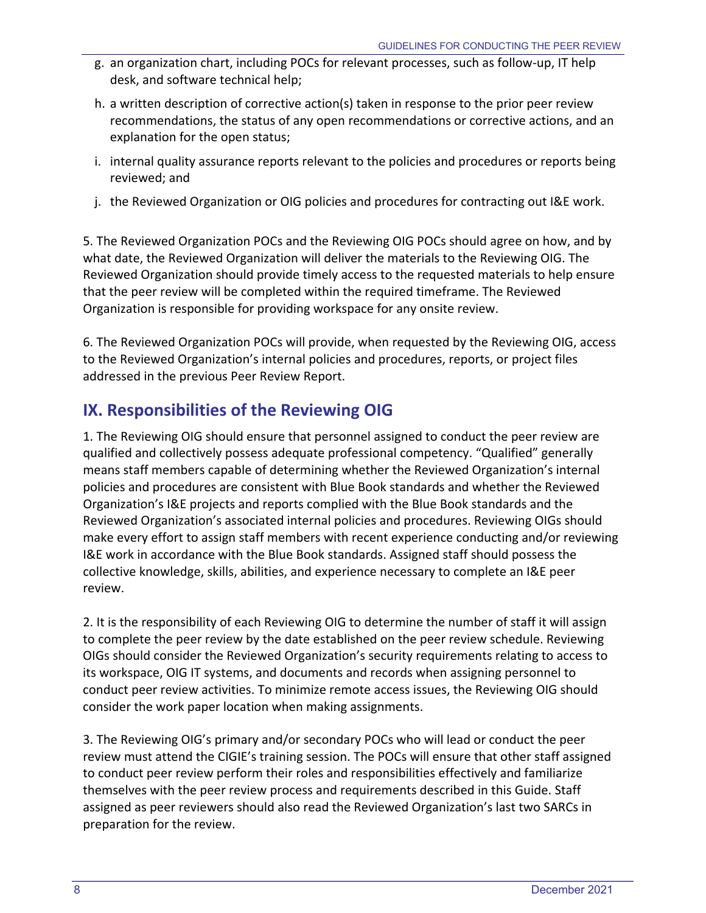g. an organization chart, including POCs for relevant processes, such as follow-up, IT help desk, and software technical help;

h. a written description of corrective action(s) taken in response to the prior peer review recommendations, the status of any open recommendations or corrective actions, and an explanation for the open status;

i. internal quality assurance reports relevant to the policies and procedures or reports being reviewed; and

j. the Reviewed Organization or OIG policies and procedures for contracting out I&E work.

5. The Reviewed Organization POCs and the Reviewing OIG POCs should agree on how, and by what date, the Reviewed Organization will deliver the materials to the Reviewing OIG. The Reviewed Organization should provide timely access to the requested materials to help ensure that the peer review will be completed within the required timeframe. The Reviewed Organization is responsible for providing workspace for any onsite review.

6. The Reviewed Organization POCs will provide, when requested by the Reviewing OIG, access to the Reviewed Organization's internal policies and procedures, reports, or project files addressed in the previous Peer Review Report.

## IX. Responsibilities of the Reviewing OIG

1. The Reviewing OIG should ensure that personnel assigned to conduct the peer review are qualified and collectively possess adequate professional competency. "Qualified" generally means staff members capable of determining whether the Reviewed Organization's internal policies and procedures are consistent with Blue Book standards and whether the Reviewed Organization's I&E projects and reports complied with the Blue Book standards and the Reviewed Organization's associated internal policies and procedures. Reviewing OIGs should make every effort to assign staff members with recent experience conducting and/or reviewing I&E work in accordance with the Blue Book standards. Assigned staff should possess the collective knowledge, skills, abilities, and experience necessary to complete an I&E peer review.

2. It is the responsibility of each Reviewing OIG to determine the number of staff it will assign to complete the peer review by the date established on the peer review schedule. Reviewing OIGs should consider the Reviewed Organization's security requirements relating to access to its workspace, OIG IT systems, and documents and records when assigning personnel to conduct peer review activities. To minimize remote access issues, the Reviewing OIG should consider the work paper location when making assignments.

3. The Reviewing OIG's primary and/or secondary POCs who will lead or conduct the peer review must attend the CIGIE's training session. The POCs will ensure that other staff assigned to conduct peer review perform their roles and responsibilities effectively and familiarize themselves with the peer review process and requirements described in this Guide. Staff assigned as peer reviewers should also read the Reviewed Organization's last two SARCs in preparation for the review.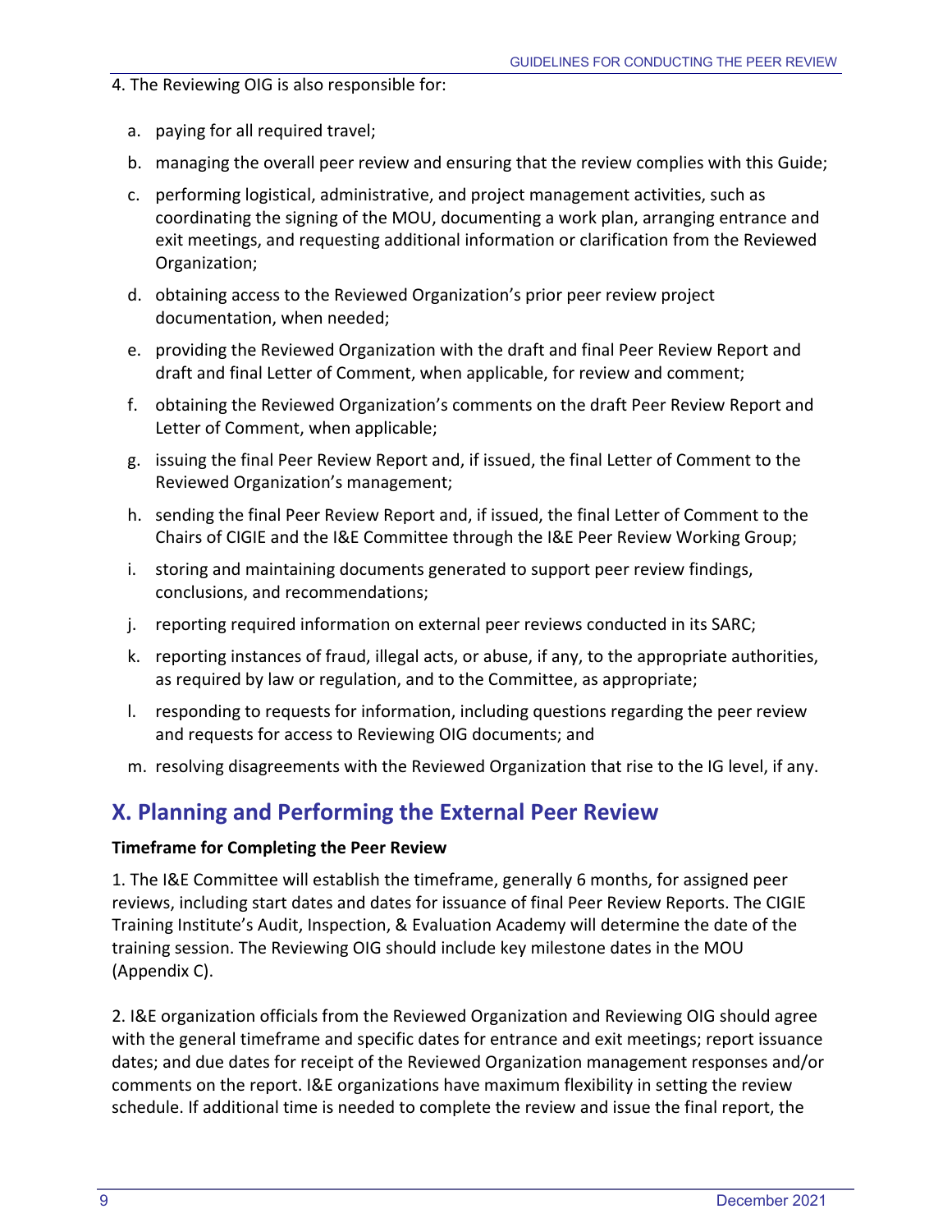4. The Reviewing OIG is also responsible for:

a. paying for all required travel;

b. managing the overall peer review and ensuring that the review complies with this Guide;

c. performing logistical, administrative, and project management activities, such as coordinating the signing of the MOU, documenting a work plan, arranging entrance and exit meetings, and requesting additional information or clarification from the Reviewed Organization;

d. obtaining access to the Reviewed Organization's prior peer review project documentation, when needed;

e. providing the Reviewed Organization with the draft and final Peer Review Report and draft and final Letter of Comment, when applicable, for review and comment;

f. obtaining the Reviewed Organization's comments on the draft Peer Review Report and Letter of Comment, when applicable;

g. issuing the final Peer Review Report and, if issued, the final Letter of Comment to the Reviewed Organization's management;

h. sending the final Peer Review Report and, if issued, the final Letter of Comment to the Chairs of CIGIE and the I&E Committee through the I&E Peer Review Working Group;

i. storing and maintaining documents generated to support peer review findings, conclusions, and recommendations;

j. reporting required information on external peer reviews conducted in its SARC;

k. reporting instances of fraud, illegal acts, or abuse, if any, to the appropriate authorities, as required by law or regulation, and to the Committee, as appropriate;

l. responding to requests for information, including questions regarding the peer review and requests for access to Reviewing OIG documents; and

m. resolving disagreements with the Reviewed Organization that rise to the IG level, if any.

## X. Planning and Performing the External Peer Review

**Timeframe for Completing the Peer Review**

1. The I&E Committee will establish the timeframe, generally 6 months, for assigned peer reviews, including start dates and dates for issuance of final Peer Review Reports. The CIGIE Training Institute's Audit, Inspection, & Evaluation Academy will determine the date of the training session. The Reviewing OIG should include key milestone dates in the MOU (Appendix C).

2. I&E organization officials from the Reviewed Organization and Reviewing OIG should agree with the general timeframe and specific dates for entrance and exit meetings; report issuance dates; and due dates for receipt of the Reviewed Organization management responses and/or comments on the report. I&E organizations have maximum flexibility in setting the review schedule. If additional time is needed to complete the review and issue the final report, the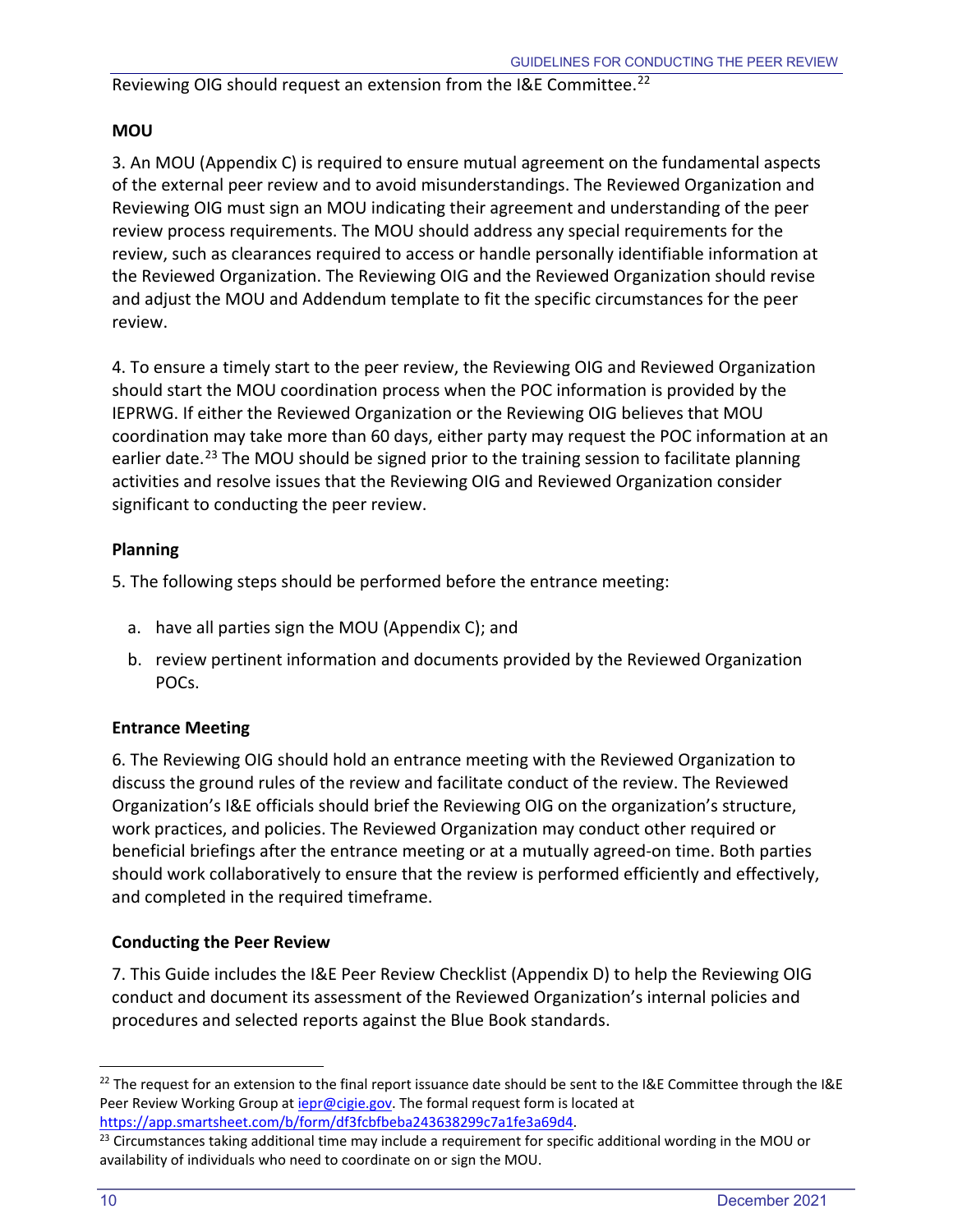Reviewing OIG should request an extension from the I&E Committee.[22]

**MOU**

3. An MOU (Appendix C) is required to ensure mutual agreement on the fundamental aspects of the external peer review and to avoid misunderstandings. The Reviewed Organization and Reviewing OIG must sign an MOU indicating their agreement and understanding of the peer review process requirements. The MOU should address any special requirements for the review, such as clearances required to access or handle personally identifiable information at the Reviewed Organization. The Reviewing OIG and the Reviewed Organization should revise and adjust the MOU and Addendum template to fit the specific circumstances for the peer review.

4. To ensure a timely start to the peer review, the Reviewing OIG and Reviewed Organization should start the MOU coordination process when the POC information is provided by the IEPRWG. If either the Reviewed Organization or the Reviewing OIG believes that MOU coordination may take more than 60 days, either party may request the POC information at an earlier date.[23] The MOU should be signed prior to the training session to facilitate planning activities and resolve issues that the Reviewing OIG and Reviewed Organization consider significant to conducting the peer review.

**Planning**

5. The following steps should be performed before the entrance meeting:

a. have all parties sign the MOU (Appendix C); and

b. review pertinent information and documents provided by the Reviewed Organization POCs.

**Entrance Meeting**

6. The Reviewing OIG should hold an entrance meeting with the Reviewed Organization to discuss the ground rules of the review and facilitate conduct of the review. The Reviewed Organization's I&E officials should brief the Reviewing OIG on the organization's structure, work practices, and policies. The Reviewed Organization may conduct other required or beneficial briefings after the entrance meeting or at a mutually agreed-on time. Both parties should work collaboratively to ensure that the review is performed efficiently and effectively, and completed in the required timeframe.

**Conducting the Peer Review**

7. This Guide includes the I&E Peer Review Checklist (Appendix D) to help the Reviewing OIG conduct and document its assessment of the Reviewed Organization's internal policies and procedures and selected reports against the Blue Book standards.

---

[22] The request for an extension to the final report issuance date should be sent to the I&E Committee through the I&E Peer Review Working Group at iepr@cigie.gov. The formal request form is located at https://app.smartsheet.com/b/form/df3fcbfbeba243638299c7a1fe3a69d4.

[23] Circumstances taking additional time may include a requirement for specific additional wording in the MOU or availability of individuals who need to coordinate on or sign the MOU.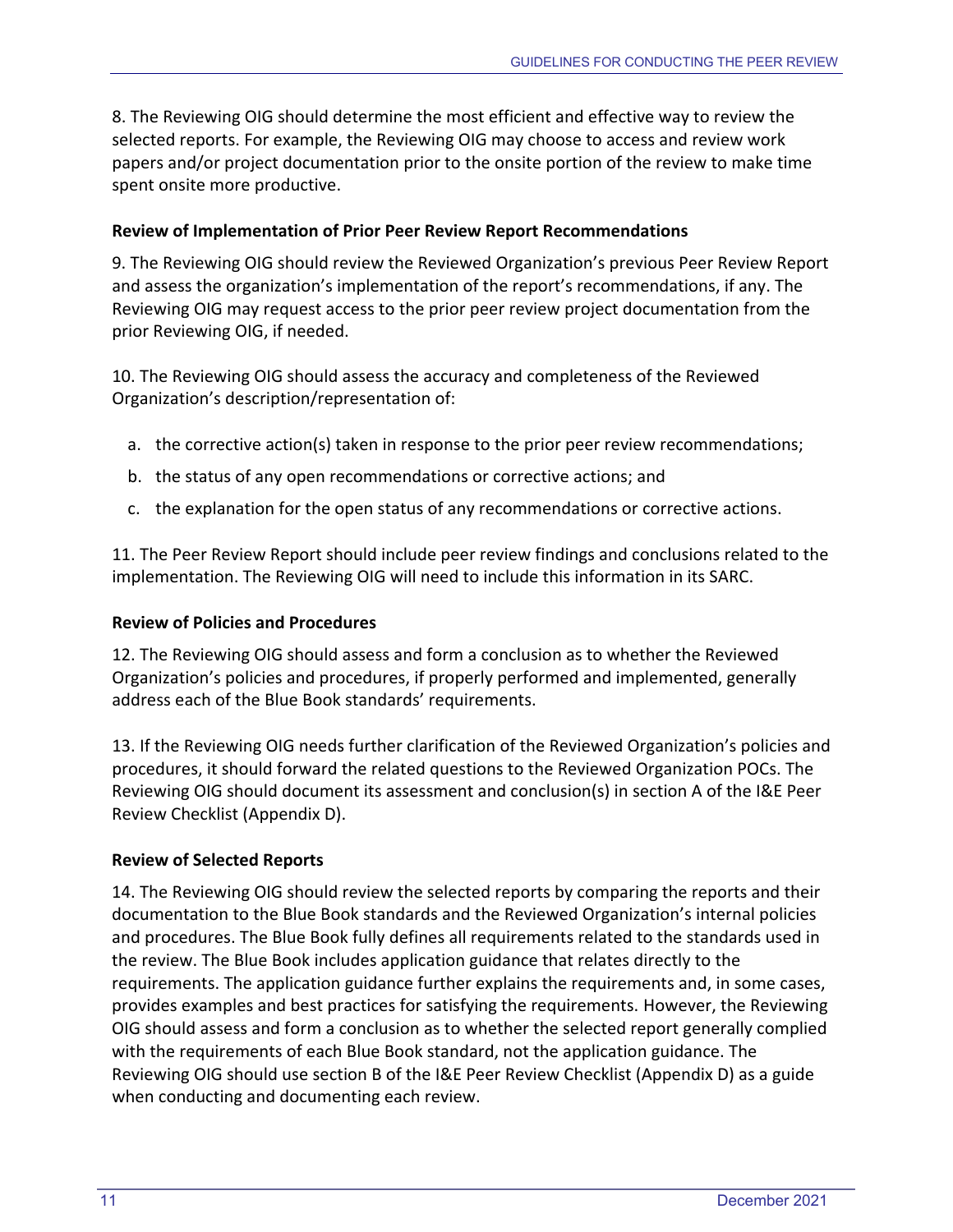8. The Reviewing OIG should determine the most efficient and effective way to review the selected reports. For example, the Reviewing OIG may choose to access and review work papers and/or project documentation prior to the onsite portion of the review to make time spent onsite more productive.

**Review of Implementation of Prior Peer Review Report Recommendations**

9. The Reviewing OIG should review the Reviewed Organization's previous Peer Review Report and assess the organization's implementation of the report's recommendations, if any. The Reviewing OIG may request access to the prior peer review project documentation from the prior Reviewing OIG, if needed.

10. The Reviewing OIG should assess the accuracy and completeness of the Reviewed Organization's description/representation of:

a. the corrective action(s) taken in response to the prior peer review recommendations;

b. the status of any open recommendations or corrective actions; and

c. the explanation for the open status of any recommendations or corrective actions.

11. The Peer Review Report should include peer review findings and conclusions related to the implementation. The Reviewing OIG will need to include this information in its SARC.

**Review of Policies and Procedures**

12. The Reviewing OIG should assess and form a conclusion as to whether the Reviewed Organization's policies and procedures, if properly performed and implemented, generally address each of the Blue Book standards' requirements.

13. If the Reviewing OIG needs further clarification of the Reviewed Organization's policies and procedures, it should forward the related questions to the Reviewed Organization POCs. The Reviewing OIG should document its assessment and conclusion(s) in section A of the I&E Peer Review Checklist (Appendix D).

**Review of Selected Reports**

14. The Reviewing OIG should review the selected reports by comparing the reports and their documentation to the Blue Book standards and the Reviewed Organization's internal policies and procedures. The Blue Book fully defines all requirements related to the standards used in the review. The Blue Book includes application guidance that relates directly to the requirements. The application guidance further explains the requirements and, in some cases, provides examples and best practices for satisfying the requirements. However, the Reviewing OIG should assess and form a conclusion as to whether the selected report generally complied with the requirements of each Blue Book standard, not the application guidance. The Reviewing OIG should use section B of the I&E Peer Review Checklist (Appendix D) as a guide when conducting and documenting each review.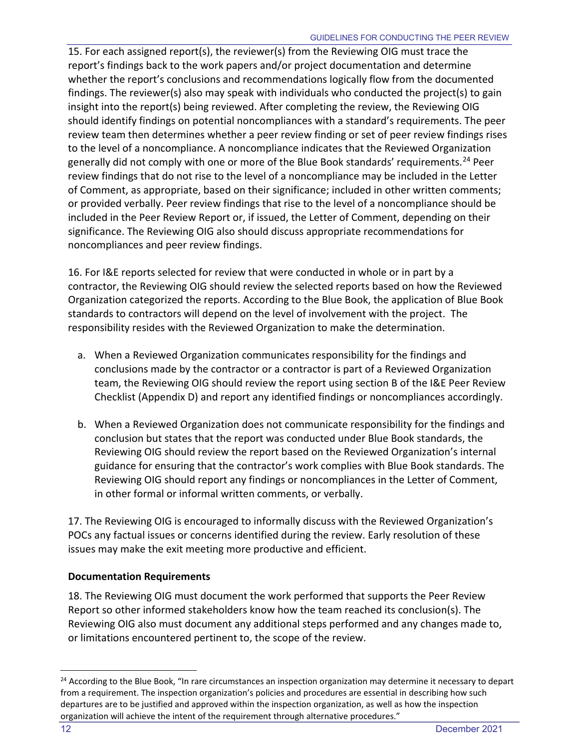15. For each assigned report(s), the reviewer(s) from the Reviewing OIG must trace the report's findings back to the work papers and/or project documentation and determine whether the report's conclusions and recommendations logically flow from the documented findings. The reviewer(s) also may speak with individuals who conducted the project(s) to gain insight into the report(s) being reviewed. After completing the review, the Reviewing OIG should identify findings on potential noncompliances with a standard's requirements. The peer review team then determines whether a peer review finding or set of peer review findings rises to the level of a noncompliance. A noncompliance indicates that the Reviewed Organization generally did not comply with one or more of the Blue Book standards' requirements.[24] Peer review findings that do not rise to the level of a noncompliance may be included in the Letter of Comment, as appropriate, based on their significance; included in other written comments; or provided verbally. Peer review findings that rise to the level of a noncompliance should be included in the Peer Review Report or, if issued, the Letter of Comment, depending on their significance. The Reviewing OIG also should discuss appropriate recommendations for noncompliances and peer review findings.

16. For I&E reports selected for review that were conducted in whole or in part by a contractor, the Reviewing OIG should review the selected reports based on how the Reviewed Organization categorized the reports. According to the Blue Book, the application of Blue Book standards to contractors will depend on the level of involvement with the project. The responsibility resides with the Reviewed Organization to make the determination.

a. When a Reviewed Organization communicates responsibility for the findings and conclusions made by the contractor or a contractor is part of a Reviewed Organization team, the Reviewing OIG should review the report using section B of the I&E Peer Review Checklist (Appendix D) and report any identified findings or noncompliances accordingly.

b. When a Reviewed Organization does not communicate responsibility for the findings and conclusion but states that the report was conducted under Blue Book standards, the Reviewing OIG should review the report based on the Reviewed Organization's internal guidance for ensuring that the contractor's work complies with Blue Book standards. The Reviewing OIG should report any findings or noncompliances in the Letter of Comment, in other formal or informal written comments, or verbally.

17. The Reviewing OIG is encouraged to informally discuss with the Reviewed Organization's POCs any factual issues or concerns identified during the review. Early resolution of these issues may make the exit meeting more productive and efficient.

**Documentation Requirements**

18. The Reviewing OIG must document the work performed that supports the Peer Review Report so other informed stakeholders know how the team reached its conclusion(s). The Reviewing OIG also must document any additional steps performed and any changes made to, or limitations encountered pertinent to, the scope of the review.

[24] According to the Blue Book, "In rare circumstances an inspection organization may determine it necessary to depart from a requirement. The inspection organization's policies and procedures are essential in describing how such departures are to be justified and approved within the inspection organization, as well as how the inspection organization will achieve the intent of the requirement through alternative procedures."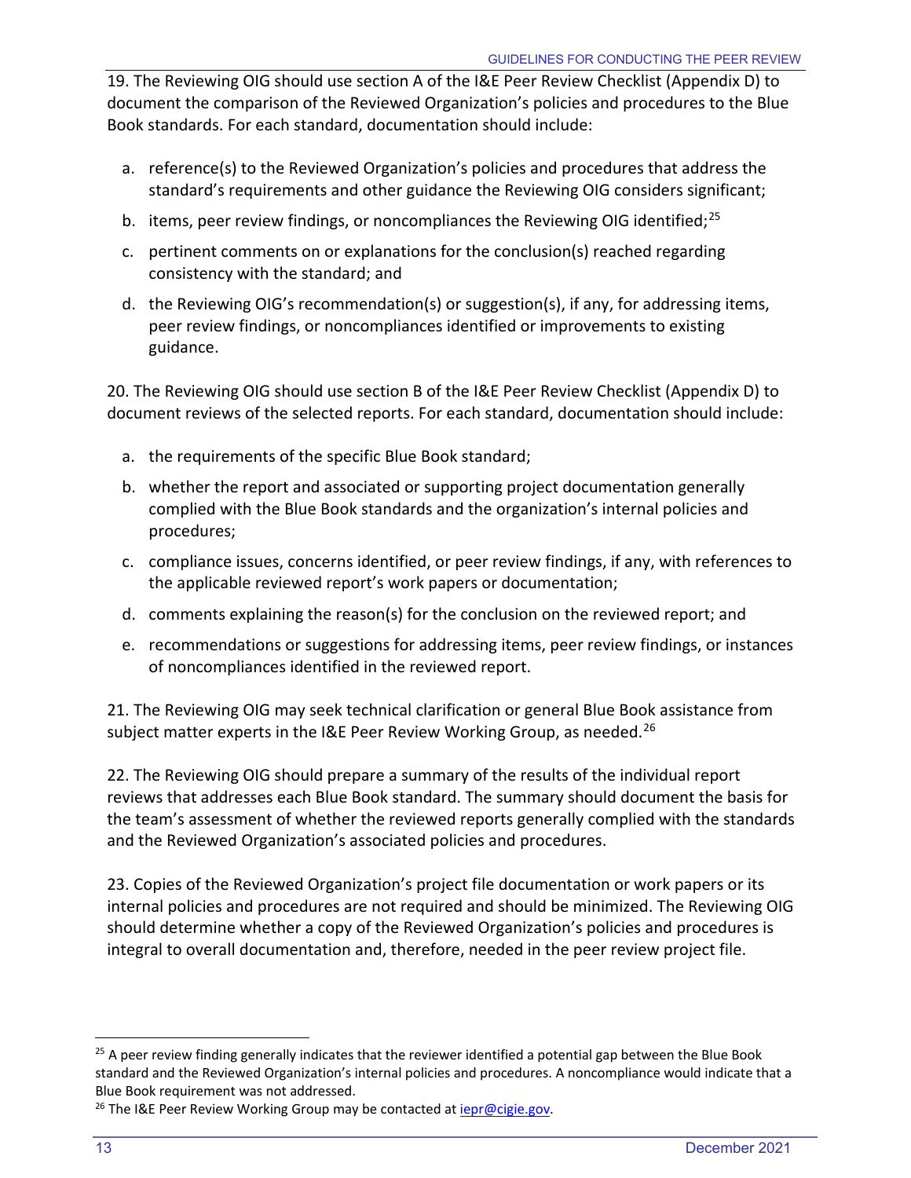19. The Reviewing OIG should use section A of the I&E Peer Review Checklist (Appendix D) to document the comparison of the Reviewed Organization's policies and procedures to the Blue Book standards. For each standard, documentation should include:

a. reference(s) to the Reviewed Organization's policies and procedures that address the standard's requirements and other guidance the Reviewing OIG considers significant;
b. items, peer review findings, or noncompliances the Reviewing OIG identified;[25]
c. pertinent comments on or explanations for the conclusion(s) reached regarding consistency with the standard; and
d. the Reviewing OIG's recommendation(s) or suggestion(s), if any, for addressing items, peer review findings, or noncompliances identified or improvements to existing guidance.

20. The Reviewing OIG should use section B of the I&E Peer Review Checklist (Appendix D) to document reviews of the selected reports. For each standard, documentation should include:

a. the requirements of the specific Blue Book standard;
b. whether the report and associated or supporting project documentation generally complied with the Blue Book standards and the organization's internal policies and procedures;
c. compliance issues, concerns identified, or peer review findings, if any, with references to the applicable reviewed report's work papers or documentation;
d. comments explaining the reason(s) for the conclusion on the reviewed report; and
e. recommendations or suggestions for addressing items, peer review findings, or instances of noncompliances identified in the reviewed report.

21. The Reviewing OIG may seek technical clarification or general Blue Book assistance from subject matter experts in the I&E Peer Review Working Group, as needed.[26]

22. The Reviewing OIG should prepare a summary of the results of the individual report reviews that addresses each Blue Book standard. The summary should document the basis for the team's assessment of whether the reviewed reports generally complied with the standards and the Reviewed Organization's associated policies and procedures.

23. Copies of the Reviewed Organization's project file documentation or work papers or its internal policies and procedures are not required and should be minimized. The Reviewing OIG should determine whether a copy of the Reviewed Organization's policies and procedures is integral to overall documentation and, therefore, needed in the peer review project file.

---

[25] A peer review finding generally indicates that the reviewer identified a potential gap between the Blue Book standard and the Reviewed Organization's internal policies and procedures. A noncompliance would indicate that a Blue Book requirement was not addressed.

[26] The I&E Peer Review Working Group may be contacted at iepr@cigie.gov.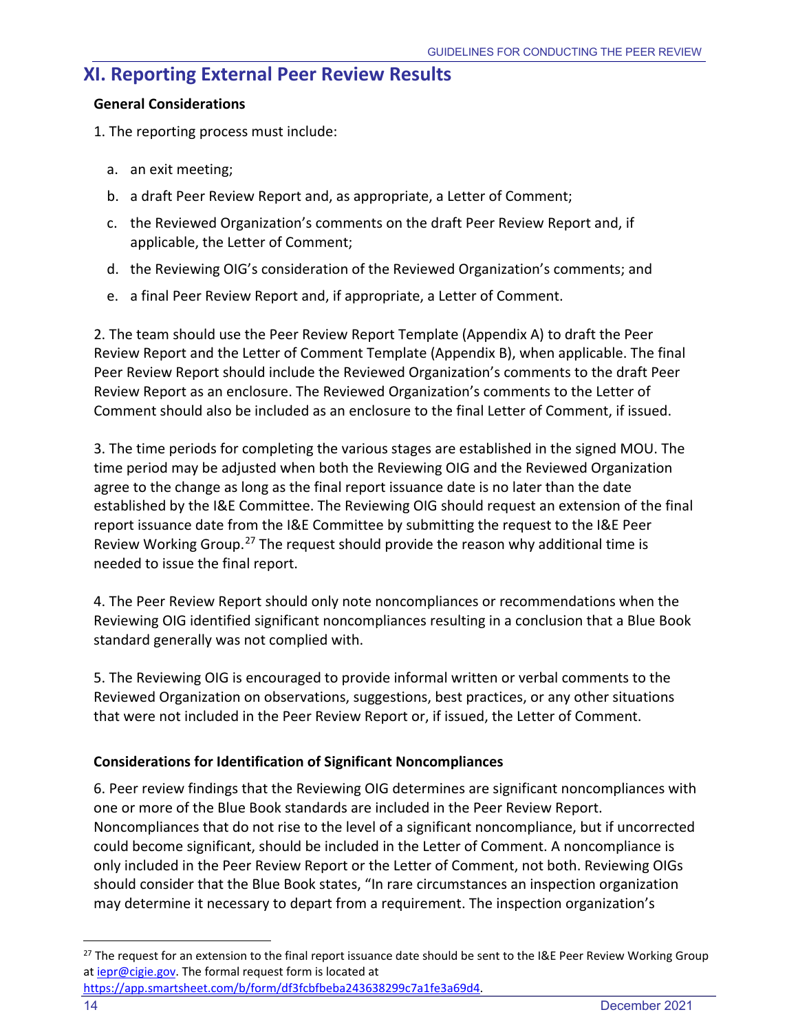## XI. Reporting External Peer Review Results

**General Considerations**

1. The reporting process must include:

   a. an exit meeting;

   b. a draft Peer Review Report and, as appropriate, a Letter of Comment;

   c. the Reviewed Organization's comments on the draft Peer Review Report and, if applicable, the Letter of Comment;

   d. the Reviewing OIG's consideration of the Reviewed Organization's comments; and

   e. a final Peer Review Report and, if appropriate, a Letter of Comment.

2. The team should use the Peer Review Report Template (Appendix A) to draft the Peer Review Report and the Letter of Comment Template (Appendix B), when applicable. The final Peer Review Report should include the Reviewed Organization's comments to the draft Peer Review Report as an enclosure. The Reviewed Organization's comments to the Letter of Comment should also be included as an enclosure to the final Letter of Comment, if issued.

3. The time periods for completing the various stages are established in the signed MOU. The time period may be adjusted when both the Reviewing OIG and the Reviewed Organization agree to the change as long as the final report issuance date is no later than the date established by the I&E Committee. The Reviewing OIG should request an extension of the final report issuance date from the I&E Committee by submitting the request to the I&E Peer Review Working Group.[27] The request should provide the reason why additional time is needed to issue the final report.

4. The Peer Review Report should only note noncompliances or recommendations when the Reviewing OIG identified significant noncompliances resulting in a conclusion that a Blue Book standard generally was not complied with.

5. The Reviewing OIG is encouraged to provide informal written or verbal comments to the Reviewed Organization on observations, suggestions, best practices, or any other situations that were not included in the Peer Review Report or, if issued, the Letter of Comment.

**Considerations for Identification of Significant Noncompliances**

6. Peer review findings that the Reviewing OIG determines are significant noncompliances with one or more of the Blue Book standards are included in the Peer Review Report. Noncompliances that do not rise to the level of a significant noncompliance, but if uncorrected could become significant, should be included in the Letter of Comment. A noncompliance is only included in the Peer Review Report or the Letter of Comment, not both. Reviewing OIGs should consider that the Blue Book states, "In rare circumstances an inspection organization may determine it necessary to depart from a requirement. The inspection organization's

[27] The request for an extension to the final report issuance date should be sent to the I&E Peer Review Working Group at iepr@cigie.gov. The formal request form is located at https://app.smartsheet.com/b/form/df3fcbfbeba243638299c7a1fe3a69d4.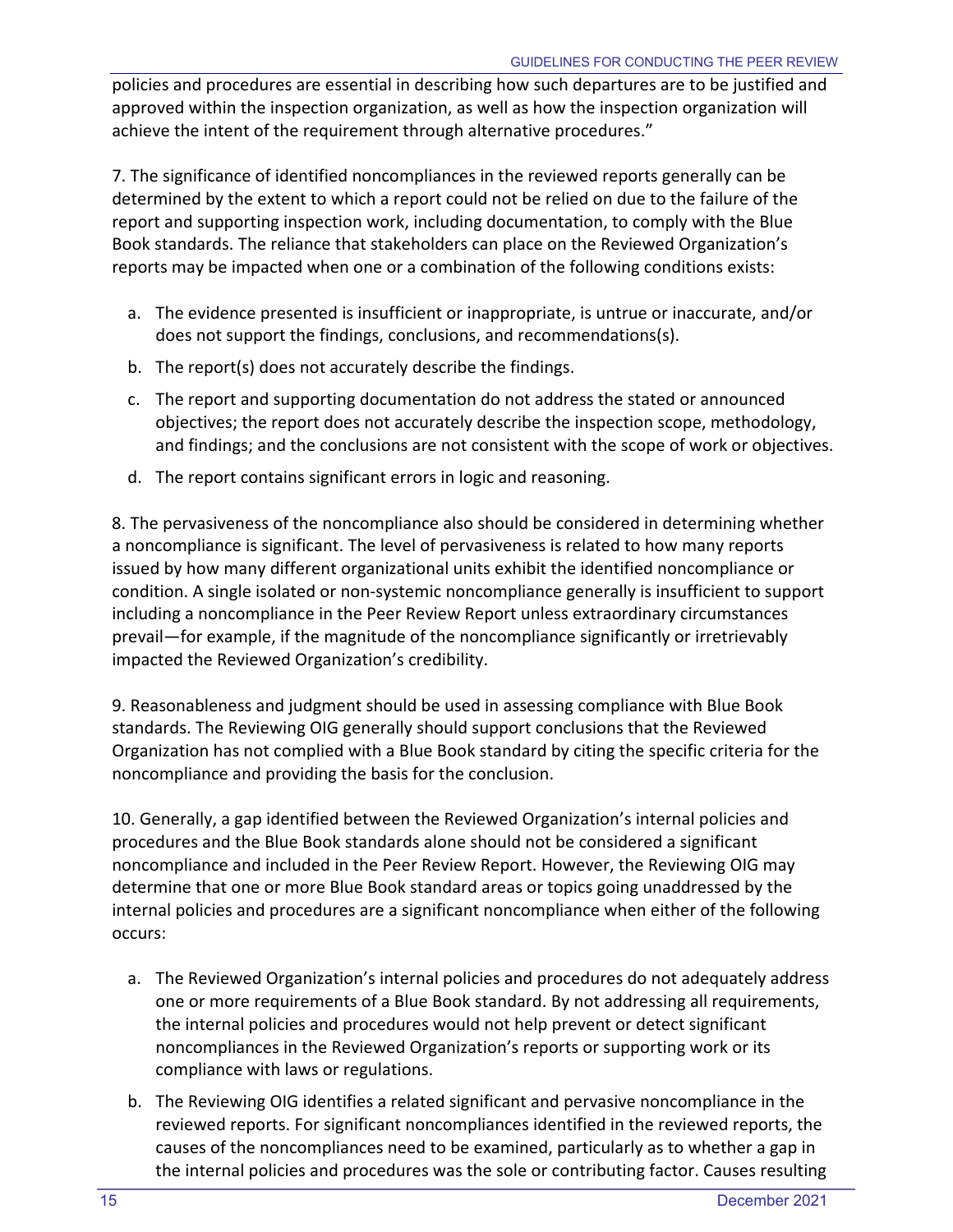policies and procedures are essential in describing how such departures are to be justified and approved within the inspection organization, as well as how the inspection organization will achieve the intent of the requirement through alternative procedures."

7. The significance of identified noncompliances in the reviewed reports generally can be determined by the extent to which a report could not be relied on due to the failure of the report and supporting inspection work, including documentation, to comply with the Blue Book standards. The reliance that stakeholders can place on the Reviewed Organization's reports may be impacted when one or a combination of the following conditions exists:

a. The evidence presented is insufficient or inappropriate, is untrue or inaccurate, and/or does not support the findings, conclusions, and recommendations(s).

b. The report(s) does not accurately describe the findings.

c. The report and supporting documentation do not address the stated or announced objectives; the report does not accurately describe the inspection scope, methodology, and findings; and the conclusions are not consistent with the scope of work or objectives.

d. The report contains significant errors in logic and reasoning.

8. The pervasiveness of the noncompliance also should be considered in determining whether a noncompliance is significant. The level of pervasiveness is related to how many reports issued by how many different organizational units exhibit the identified noncompliance or condition. A single isolated or non-systemic noncompliance generally is insufficient to support including a noncompliance in the Peer Review Report unless extraordinary circumstances prevail—for example, if the magnitude of the noncompliance significantly or irretrievably impacted the Reviewed Organization's credibility.

9. Reasonableness and judgment should be used in assessing compliance with Blue Book standards. The Reviewing OIG generally should support conclusions that the Reviewed Organization has not complied with a Blue Book standard by citing the specific criteria for the noncompliance and providing the basis for the conclusion.

10. Generally, a gap identified between the Reviewed Organization's internal policies and procedures and the Blue Book standards alone should not be considered a significant noncompliance and included in the Peer Review Report. However, the Reviewing OIG may determine that one or more Blue Book standard areas or topics going unaddressed by the internal policies and procedures are a significant noncompliance when either of the following occurs:

a. The Reviewed Organization's internal policies and procedures do not adequately address one or more requirements of a Blue Book standard. By not addressing all requirements, the internal policies and procedures would not help prevent or detect significant noncompliances in the Reviewed Organization's reports or supporting work or its compliance with laws or regulations.

b. The Reviewing OIG identifies a related significant and pervasive noncompliance in the reviewed reports. For significant noncompliances identified in the reviewed reports, the causes of the noncompliances need to be examined, particularly as to whether a gap in the internal policies and procedures was the sole or contributing factor. Causes resulting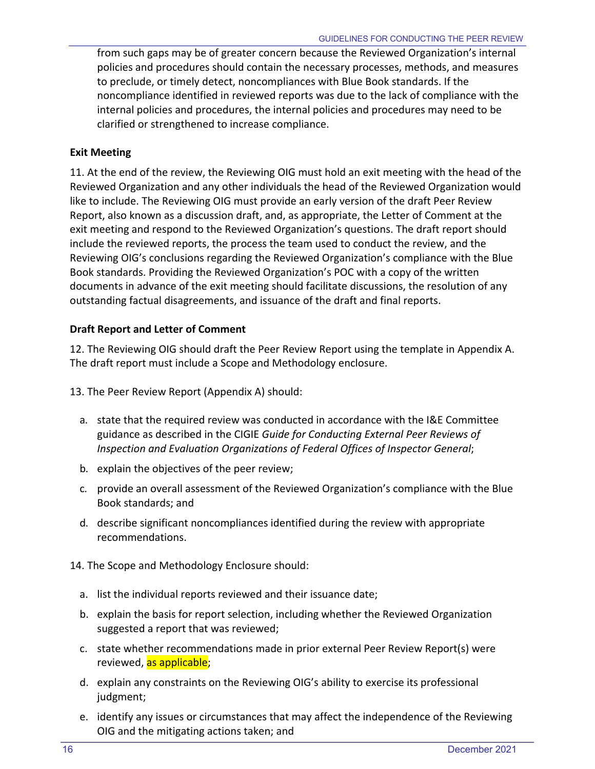from such gaps may be of greater concern because the Reviewed Organization's internal policies and procedures should contain the necessary processes, methods, and measures to preclude, or timely detect, noncompliances with Blue Book standards. If the noncompliance identified in reviewed reports was due to the lack of compliance with the internal policies and procedures, the internal policies and procedures may need to be clarified or strengthened to increase compliance.

**Exit Meeting**

11. At the end of the review, the Reviewing OIG must hold an exit meeting with the head of the Reviewed Organization and any other individuals the head of the Reviewed Organization would like to include. The Reviewing OIG must provide an early version of the draft Peer Review Report, also known as a discussion draft, and, as appropriate, the Letter of Comment at the exit meeting and respond to the Reviewed Organization's questions. The draft report should include the reviewed reports, the process the team used to conduct the review, and the Reviewing OIG's conclusions regarding the Reviewed Organization's compliance with the Blue Book standards. Providing the Reviewed Organization's POC with a copy of the written documents in advance of the exit meeting should facilitate discussions, the resolution of any outstanding factual disagreements, and issuance of the draft and final reports.

**Draft Report and Letter of Comment**

12. The Reviewing OIG should draft the Peer Review Report using the template in Appendix A. The draft report must include a Scope and Methodology enclosure.

13. The Peer Review Report (Appendix A) should:

a. state that the required review was conducted in accordance with the I&E Committee guidance as described in the CIGIE *Guide for Conducting External Peer Reviews of Inspection and Evaluation Organizations of Federal Offices of Inspector General*;

b. explain the objectives of the peer review;

c. provide an overall assessment of the Reviewed Organization's compliance with the Blue Book standards; and

d. describe significant noncompliances identified during the review with appropriate recommendations.

14. The Scope and Methodology Enclosure should:

a. list the individual reports reviewed and their issuance date;

b. explain the basis for report selection, including whether the Reviewed Organization suggested a report that was reviewed;

c. state whether recommendations made in prior external Peer Review Report(s) were reviewed, as applicable;

d. explain any constraints on the Reviewing OIG's ability to exercise its professional judgment;

e. identify any issues or circumstances that may affect the independence of the Reviewing OIG and the mitigating actions taken; and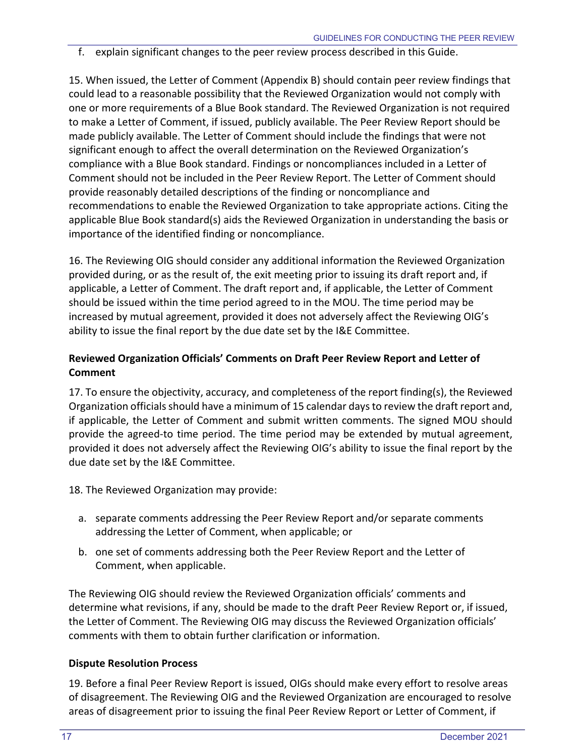f. explain significant changes to the peer review process described in this Guide.

15. When issued, the Letter of Comment (Appendix B) should contain peer review findings that could lead to a reasonable possibility that the Reviewed Organization would not comply with one or more requirements of a Blue Book standard. The Reviewed Organization is not required to make a Letter of Comment, if issued, publicly available. The Peer Review Report should be made publicly available. The Letter of Comment should include the findings that were not significant enough to affect the overall determination on the Reviewed Organization's compliance with a Blue Book standard. Findings or noncompliances included in a Letter of Comment should not be included in the Peer Review Report. The Letter of Comment should provide reasonably detailed descriptions of the finding or noncompliance and recommendations to enable the Reviewed Organization to take appropriate actions. Citing the applicable Blue Book standard(s) aids the Reviewed Organization in understanding the basis or importance of the identified finding or noncompliance.

16. The Reviewing OIG should consider any additional information the Reviewed Organization provided during, or as the result of, the exit meeting prior to issuing its draft report and, if applicable, a Letter of Comment. The draft report and, if applicable, the Letter of Comment should be issued within the time period agreed to in the MOU. The time period may be increased by mutual agreement, provided it does not adversely affect the Reviewing OIG's ability to issue the final report by the due date set by the I&E Committee.

**Reviewed Organization Officials' Comments on Draft Peer Review Report and Letter of Comment**

17. To ensure the objectivity, accuracy, and completeness of the report finding(s), the Reviewed Organization officials should have a minimum of 15 calendar days to review the draft report and, if applicable, the Letter of Comment and submit written comments. The signed MOU should provide the agreed-to time period. The time period may be extended by mutual agreement, provided it does not adversely affect the Reviewing OIG's ability to issue the final report by the due date set by the I&E Committee.

18. The Reviewed Organization may provide:

a. separate comments addressing the Peer Review Report and/or separate comments addressing the Letter of Comment, when applicable; or

b. one set of comments addressing both the Peer Review Report and the Letter of Comment, when applicable.

The Reviewing OIG should review the Reviewed Organization officials' comments and determine what revisions, if any, should be made to the draft Peer Review Report or, if issued, the Letter of Comment. The Reviewing OIG may discuss the Reviewed Organization officials' comments with them to obtain further clarification or information.

**Dispute Resolution Process**

19. Before a final Peer Review Report is issued, OIGs should make every effort to resolve areas of disagreement. The Reviewing OIG and the Reviewed Organization are encouraged to resolve areas of disagreement prior to issuing the final Peer Review Report or Letter of Comment, if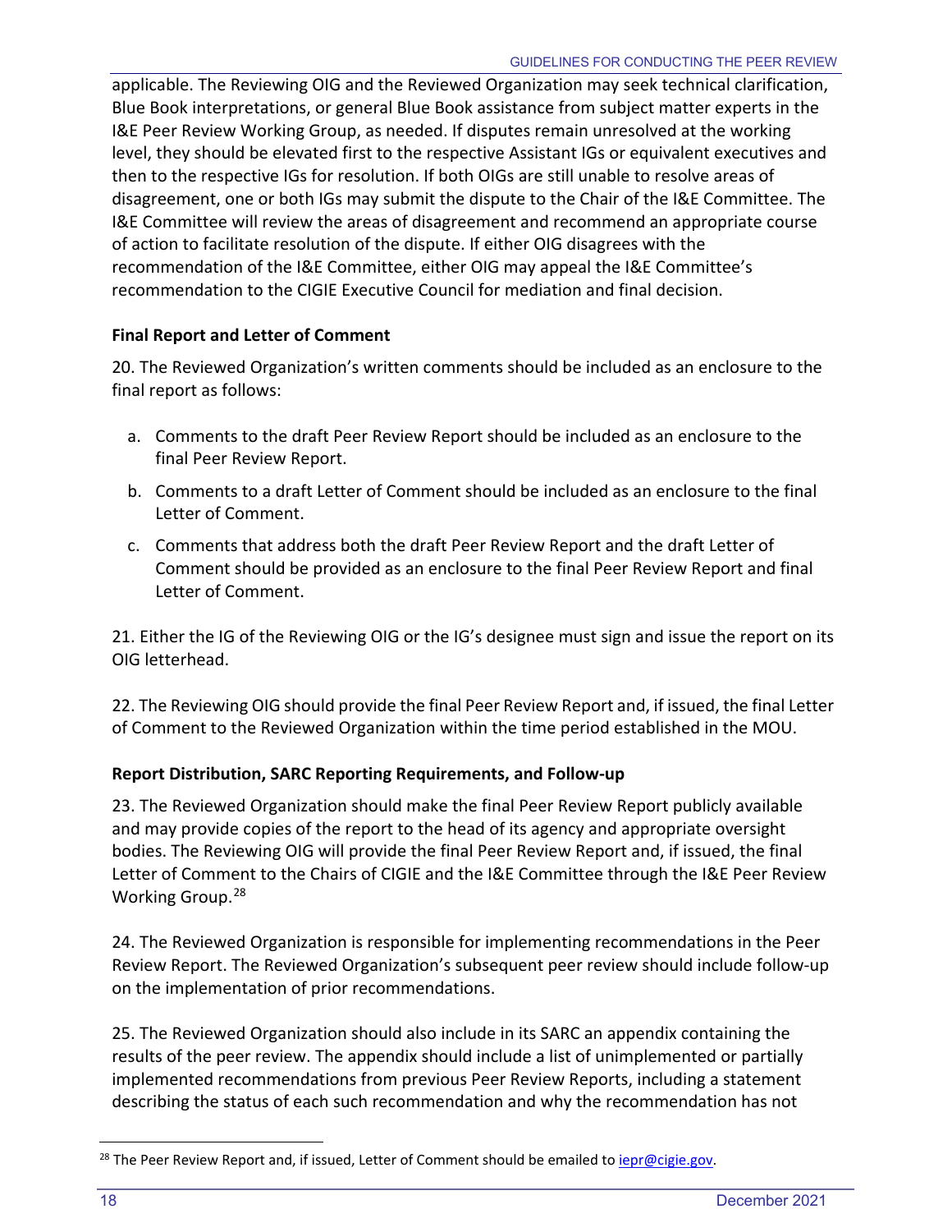applicable. The Reviewing OIG and the Reviewed Organization may seek technical clarification, Blue Book interpretations, or general Blue Book assistance from subject matter experts in the I&E Peer Review Working Group, as needed. If disputes remain unresolved at the working level, they should be elevated first to the respective Assistant IGs or equivalent executives and then to the respective IGs for resolution. If both OIGs are still unable to resolve areas of disagreement, one or both IGs may submit the dispute to the Chair of the I&E Committee. The I&E Committee will review the areas of disagreement and recommend an appropriate course of action to facilitate resolution of the dispute. If either OIG disagrees with the recommendation of the I&E Committee, either OIG may appeal the I&E Committee's recommendation to the CIGIE Executive Council for mediation and final decision.

**Final Report and Letter of Comment**

20. The Reviewed Organization's written comments should be included as an enclosure to the final report as follows:

a. Comments to the draft Peer Review Report should be included as an enclosure to the final Peer Review Report.

b. Comments to a draft Letter of Comment should be included as an enclosure to the final Letter of Comment.

c. Comments that address both the draft Peer Review Report and the draft Letter of Comment should be provided as an enclosure to the final Peer Review Report and final Letter of Comment.

21. Either the IG of the Reviewing OIG or the IG's designee must sign and issue the report on its OIG letterhead.

22. The Reviewing OIG should provide the final Peer Review Report and, if issued, the final Letter of Comment to the Reviewed Organization within the time period established in the MOU.

**Report Distribution, SARC Reporting Requirements, and Follow-up**

23. The Reviewed Organization should make the final Peer Review Report publicly available and may provide copies of the report to the head of its agency and appropriate oversight bodies. The Reviewing OIG will provide the final Peer Review Report and, if issued, the final Letter of Comment to the Chairs of CIGIE and the I&E Committee through the I&E Peer Review Working Group.[28]

24. The Reviewed Organization is responsible for implementing recommendations in the Peer Review Report. The Reviewed Organization's subsequent peer review should include follow-up on the implementation of prior recommendations.

25. The Reviewed Organization should also include in its SARC an appendix containing the results of the peer review. The appendix should include a list of unimplemented or partially implemented recommendations from previous Peer Review Reports, including a statement describing the status of each such recommendation and why the recommendation has not

[28] The Peer Review Report and, if issued, Letter of Comment should be emailed to iepr@cigie.gov.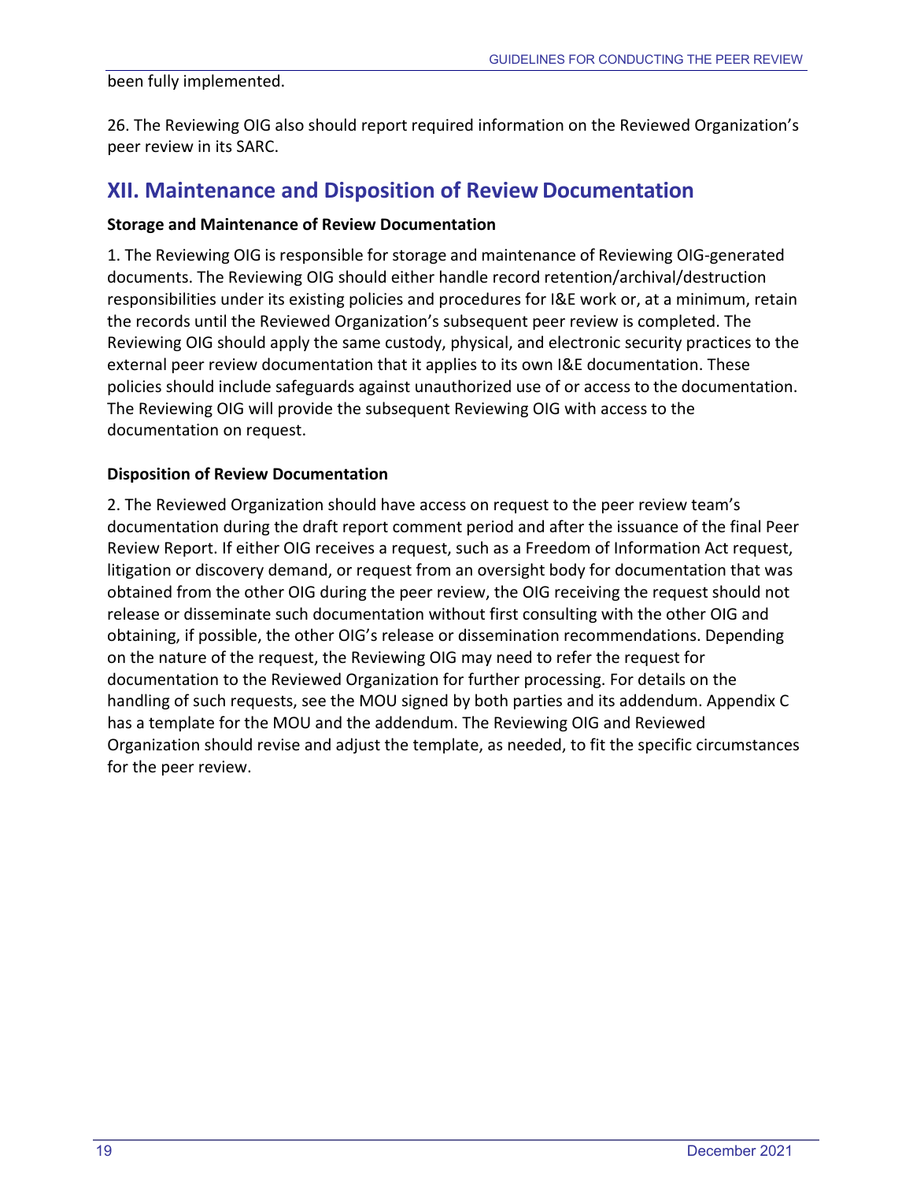been fully implemented.

26. The Reviewing OIG also should report required information on the Reviewed Organization's peer review in its SARC.

## XII. Maintenance and Disposition of Review Documentation

**Storage and Maintenance of Review Documentation**

1. The Reviewing OIG is responsible for storage and maintenance of Reviewing OIG-generated documents. The Reviewing OIG should either handle record retention/archival/destruction responsibilities under its existing policies and procedures for I&E work or, at a minimum, retain the records until the Reviewed Organization's subsequent peer review is completed. The Reviewing OIG should apply the same custody, physical, and electronic security practices to the external peer review documentation that it applies to its own I&E documentation. These policies should include safeguards against unauthorized use of or access to the documentation. The Reviewing OIG will provide the subsequent Reviewing OIG with access to the documentation on request.

**Disposition of Review Documentation**

2. The Reviewed Organization should have access on request to the peer review team's documentation during the draft report comment period and after the issuance of the final Peer Review Report. If either OIG receives a request, such as a Freedom of Information Act request, litigation or discovery demand, or request from an oversight body for documentation that was obtained from the other OIG during the peer review, the OIG receiving the request should not release or disseminate such documentation without first consulting with the other OIG and obtaining, if possible, the other OIG's release or dissemination recommendations. Depending on the nature of the request, the Reviewing OIG may need to refer the request for documentation to the Reviewed Organization for further processing. For details on the handling of such requests, see the MOU signed by both parties and its addendum. Appendix C has a template for the MOU and the addendum. The Reviewing OIG and Reviewed Organization should revise and adjust the template, as needed, to fit the specific circumstances for the peer review.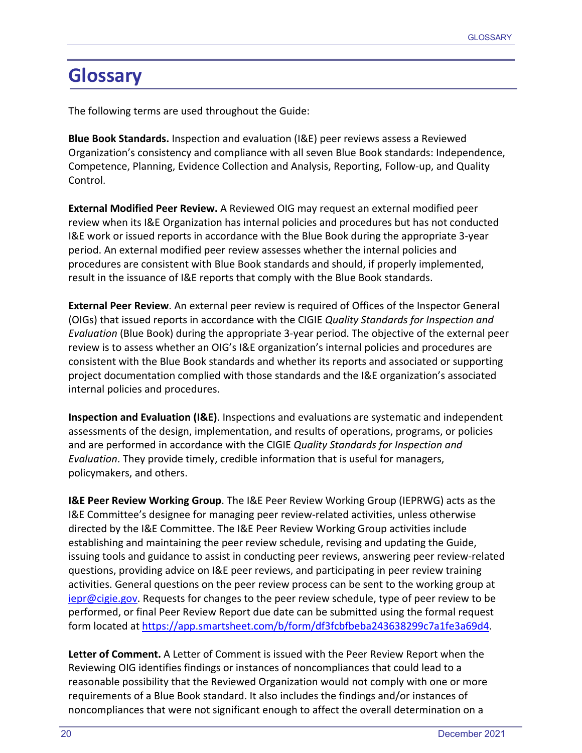# Glossary

The following terms are used throughout the Guide:

**Blue Book Standards.** Inspection and evaluation (I&E) peer reviews assess a Reviewed Organization's consistency and compliance with all seven Blue Book standards: Independence, Competence, Planning, Evidence Collection and Analysis, Reporting, Follow-up, and Quality Control.

**External Modified Peer Review.** A Reviewed OIG may request an external modified peer review when its I&E Organization has internal policies and procedures but has not conducted I&E work or issued reports in accordance with the Blue Book during the appropriate 3-year period. An external modified peer review assesses whether the internal policies and procedures are consistent with Blue Book standards and should, if properly implemented, result in the issuance of I&E reports that comply with the Blue Book standards.

**External Peer Review**. An external peer review is required of Offices of the Inspector General (OIGs) that issued reports in accordance with the CIGIE *Quality Standards for Inspection and Evaluation* (Blue Book) during the appropriate 3-year period. The objective of the external peer review is to assess whether an OIG's I&E organization's internal policies and procedures are consistent with the Blue Book standards and whether its reports and associated or supporting project documentation complied with those standards and the I&E organization's associated internal policies and procedures.

**Inspection and Evaluation (I&E)**. Inspections and evaluations are systematic and independent assessments of the design, implementation, and results of operations, programs, or policies and are performed in accordance with the CIGIE *Quality Standards for Inspection and Evaluation*. They provide timely, credible information that is useful for managers, policymakers, and others.

**I&E Peer Review Working Group**. The I&E Peer Review Working Group (IEPRWG) acts as the I&E Committee's designee for managing peer review-related activities, unless otherwise directed by the I&E Committee. The I&E Peer Review Working Group activities include establishing and maintaining the peer review schedule, revising and updating the Guide, issuing tools and guidance to assist in conducting peer reviews, answering peer review-related questions, providing advice on I&E peer reviews, and participating in peer review training activities. General questions on the peer review process can be sent to the working group at iepr@cigie.gov. Requests for changes to the peer review schedule, type of peer review to be performed, or final Peer Review Report due date can be submitted using the formal request form located at https://app.smartsheet.com/b/form/df3fcbfbeba243638299c7a1fe3a69d4.

**Letter of Comment.** A Letter of Comment is issued with the Peer Review Report when the Reviewing OIG identifies findings or instances of noncompliances that could lead to a reasonable possibility that the Reviewed Organization would not comply with one or more requirements of a Blue Book standard. It also includes the findings and/or instances of noncompliances that were not significant enough to affect the overall determination on a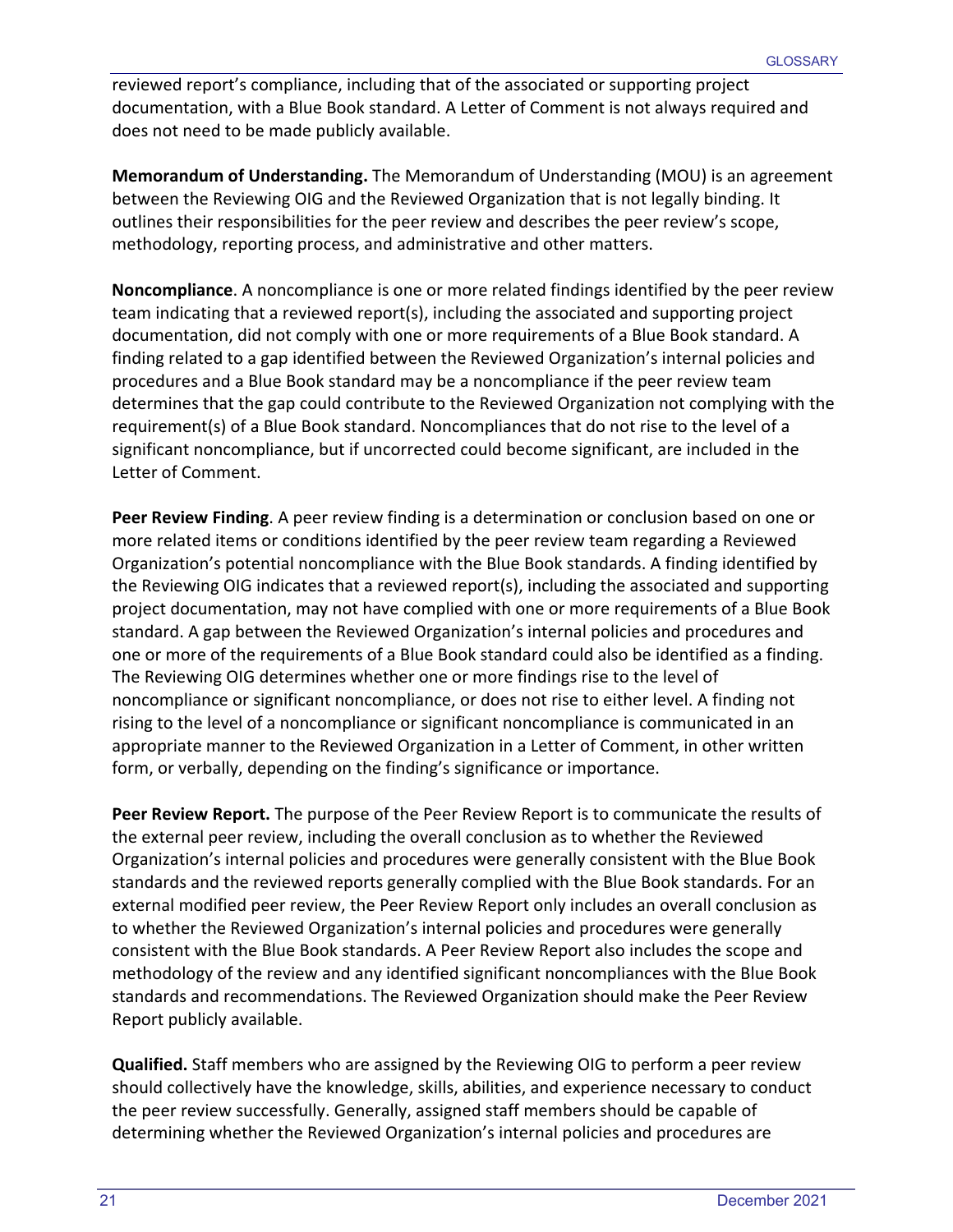reviewed report's compliance, including that of the associated or supporting project documentation, with a Blue Book standard. A Letter of Comment is not always required and does not need to be made publicly available.

**Memorandum of Understanding.** The Memorandum of Understanding (MOU) is an agreement between the Reviewing OIG and the Reviewed Organization that is not legally binding. It outlines their responsibilities for the peer review and describes the peer review's scope, methodology, reporting process, and administrative and other matters.

**Noncompliance**. A noncompliance is one or more related findings identified by the peer review team indicating that a reviewed report(s), including the associated and supporting project documentation, did not comply with one or more requirements of a Blue Book standard. A finding related to a gap identified between the Reviewed Organization's internal policies and procedures and a Blue Book standard may be a noncompliance if the peer review team determines that the gap could contribute to the Reviewed Organization not complying with the requirement(s) of a Blue Book standard. Noncompliances that do not rise to the level of a significant noncompliance, but if uncorrected could become significant, are included in the Letter of Comment.

**Peer Review Finding**. A peer review finding is a determination or conclusion based on one or more related items or conditions identified by the peer review team regarding a Reviewed Organization's potential noncompliance with the Blue Book standards. A finding identified by the Reviewing OIG indicates that a reviewed report(s), including the associated and supporting project documentation, may not have complied with one or more requirements of a Blue Book standard. A gap between the Reviewed Organization's internal policies and procedures and one or more of the requirements of a Blue Book standard could also be identified as a finding. The Reviewing OIG determines whether one or more findings rise to the level of noncompliance or significant noncompliance, or does not rise to either level. A finding not rising to the level of a noncompliance or significant noncompliance is communicated in an appropriate manner to the Reviewed Organization in a Letter of Comment, in other written form, or verbally, depending on the finding's significance or importance.

**Peer Review Report.** The purpose of the Peer Review Report is to communicate the results of the external peer review, including the overall conclusion as to whether the Reviewed Organization's internal policies and procedures were generally consistent with the Blue Book standards and the reviewed reports generally complied with the Blue Book standards. For an external modified peer review, the Peer Review Report only includes an overall conclusion as to whether the Reviewed Organization's internal policies and procedures were generally consistent with the Blue Book standards. A Peer Review Report also includes the scope and methodology of the review and any identified significant noncompliances with the Blue Book standards and recommendations. The Reviewed Organization should make the Peer Review Report publicly available.

**Qualified.** Staff members who are assigned by the Reviewing OIG to perform a peer review should collectively have the knowledge, skills, abilities, and experience necessary to conduct the peer review successfully. Generally, assigned staff members should be capable of determining whether the Reviewed Organization's internal policies and procedures are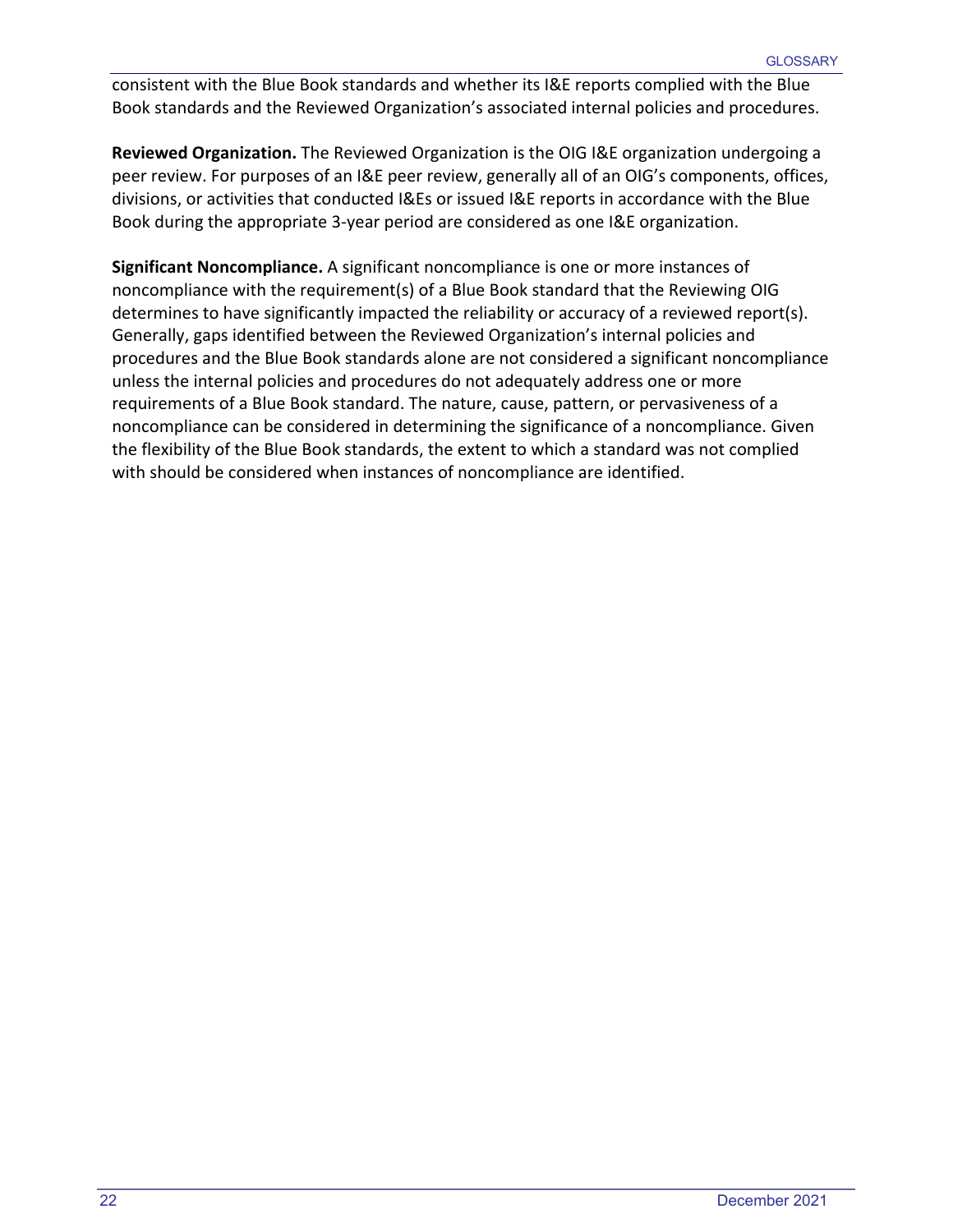consistent with the Blue Book standards and whether its I&E reports complied with the Blue Book standards and the Reviewed Organization's associated internal policies and procedures.

**Reviewed Organization.** The Reviewed Organization is the OIG I&E organization undergoing a peer review. For purposes of an I&E peer review, generally all of an OIG's components, offices, divisions, or activities that conducted I&Es or issued I&E reports in accordance with the Blue Book during the appropriate 3-year period are considered as one I&E organization.

**Significant Noncompliance.** A significant noncompliance is one or more instances of noncompliance with the requirement(s) of a Blue Book standard that the Reviewing OIG determines to have significantly impacted the reliability or accuracy of a reviewed report(s). Generally, gaps identified between the Reviewed Organization's internal policies and procedures and the Blue Book standards alone are not considered a significant noncompliance unless the internal policies and procedures do not adequately address one or more requirements of a Blue Book standard. The nature, cause, pattern, or pervasiveness of a noncompliance can be considered in determining the significance of a noncompliance. Given the flexibility of the Blue Book standards, the extent to which a standard was not complied with should be considered when instances of noncompliance are identified.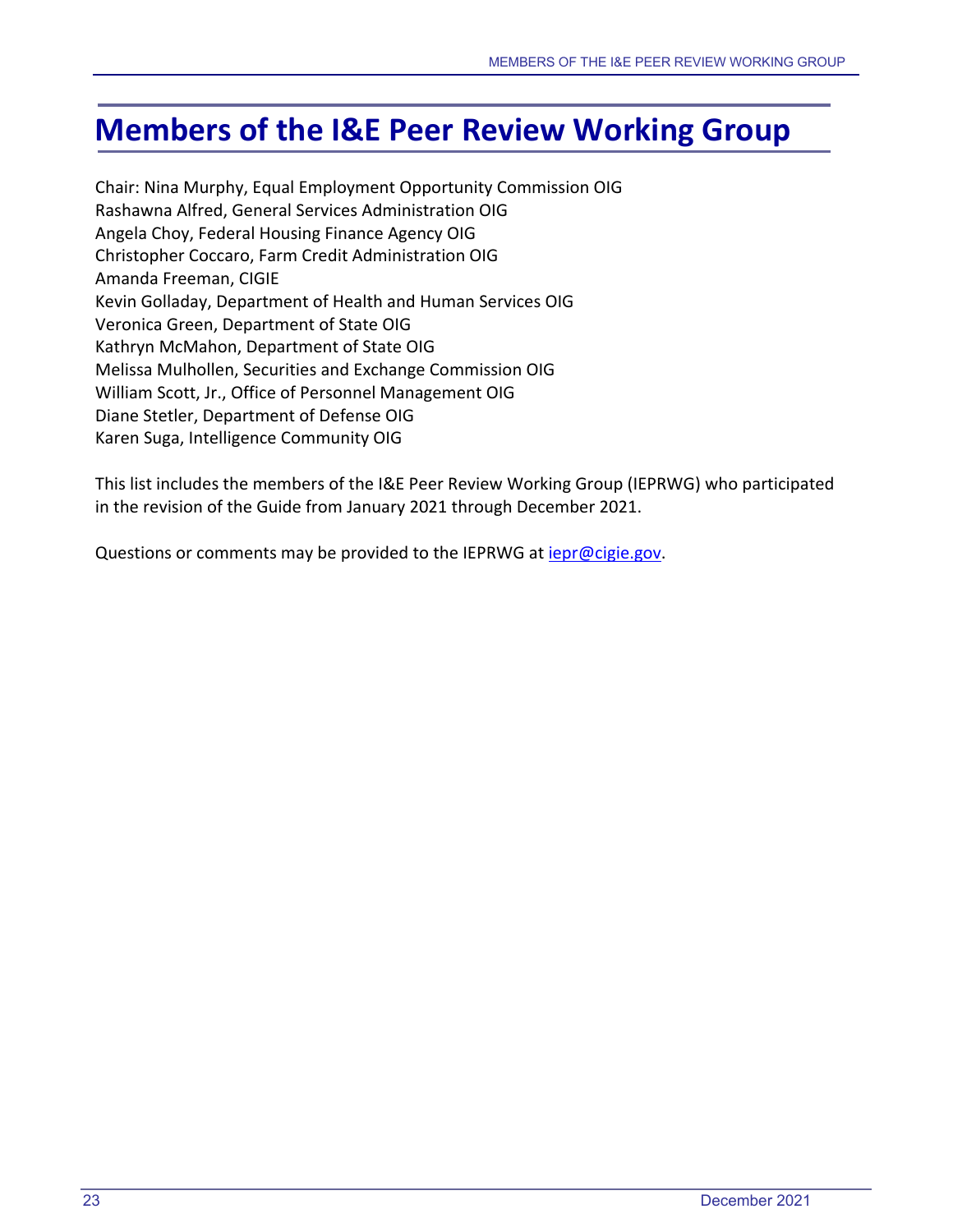# Members of the I&E Peer Review Working Group

Chair: Nina Murphy, Equal Employment Opportunity Commission OIG
Rashawna Alfred, General Services Administration OIG
Angela Choy, Federal Housing Finance Agency OIG
Christopher Coccaro, Farm Credit Administration OIG
Amanda Freeman, CIGIE
Kevin Golladay, Department of Health and Human Services OIG
Veronica Green, Department of State OIG
Kathryn McMahon, Department of State OIG
Melissa Mulhollen, Securities and Exchange Commission OIG
William Scott, Jr., Office of Personnel Management OIG
Diane Stetler, Department of Defense OIG
Karen Suga, Intelligence Community OIG

This list includes the members of the I&E Peer Review Working Group (IEPRWG) who participated in the revision of the Guide from January 2021 through December 2021.

Questions or comments may be provided to the IEPRWG at iepr@cigie.gov.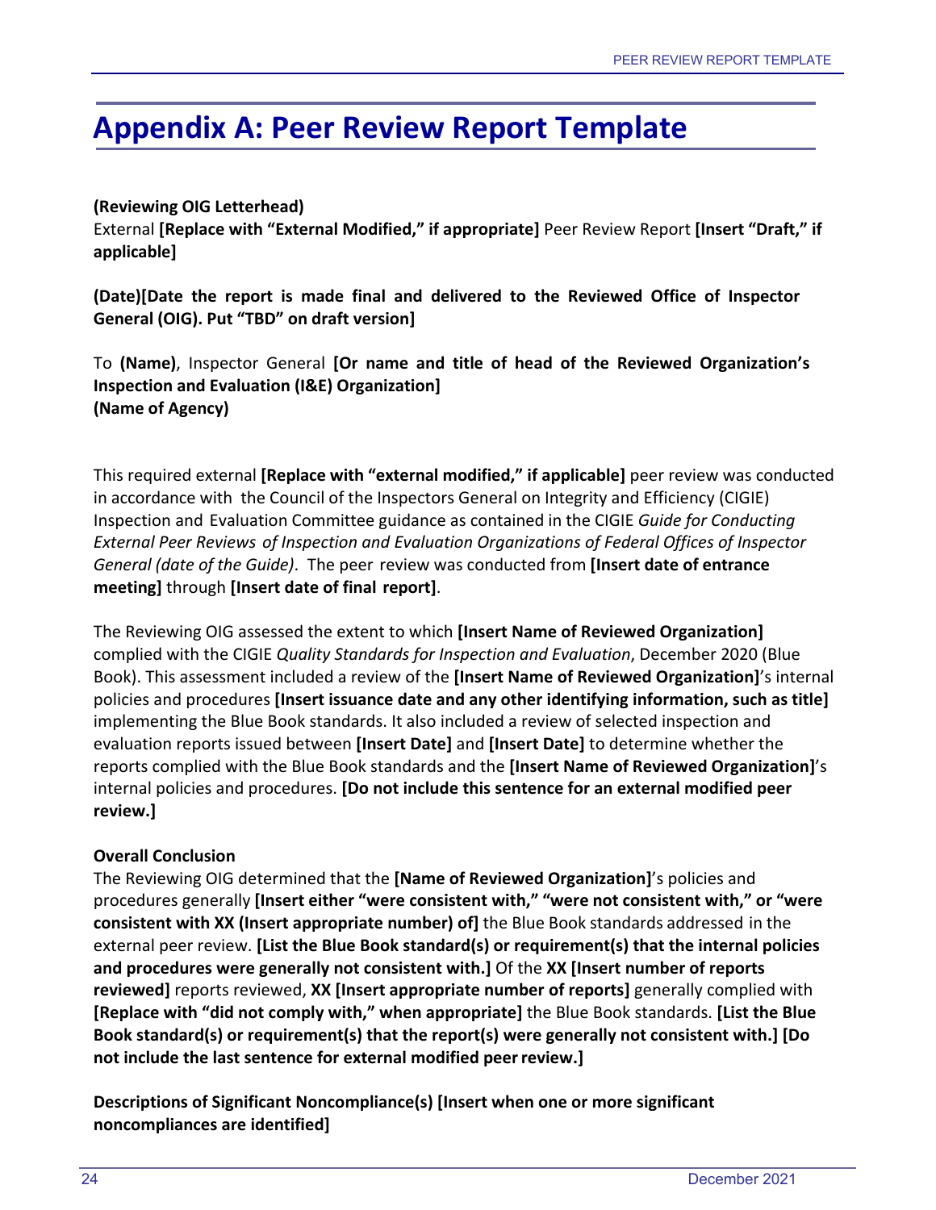# Appendix A: Peer Review Report Template

**(Reviewing OIG Letterhead)**
External **[Replace with "External Modified," if appropriate]** Peer Review Report **[Insert "Draft," if applicable]**

**(Date)[Date the report is made final and delivered to the Reviewed Office of Inspector General (OIG). Put "TBD" on draft version]**

To **(Name)**, Inspector General **[Or name and title of head of the Reviewed Organization's Inspection and Evaluation (I&E) Organization]**
**(Name of Agency)**

This required external **[Replace with "external modified," if applicable]** peer review was conducted in accordance with the Council of the Inspectors General on Integrity and Efficiency (CIGIE) Inspection and Evaluation Committee guidance as contained in the CIGIE *Guide for Conducting External Peer Reviews of Inspection and Evaluation Organizations of Federal Offices of Inspector General (date of the Guide)*. The peer review was conducted from **[Insert date of entrance meeting]** through **[Insert date of final report]**.

The Reviewing OIG assessed the extent to which **[Insert Name of Reviewed Organization]** complied with the CIGIE *Quality Standards for Inspection and Evaluation*, December 2020 (Blue Book). This assessment included a review of the **[Insert Name of Reviewed Organization]**'s internal policies and procedures **[Insert issuance date and any other identifying information, such as title]** implementing the Blue Book standards. It also included a review of selected inspection and evaluation reports issued between **[Insert Date]** and **[Insert Date]** to determine whether the reports complied with the Blue Book standards and the **[Insert Name of Reviewed Organization]**'s internal policies and procedures. **[Do not include this sentence for an external modified peer review.]**

**Overall Conclusion**
The Reviewing OIG determined that the **[Name of Reviewed Organization]**'s policies and procedures generally **[Insert either "were consistent with," "were not consistent with," or "were consistent with XX (Insert appropriate number) of]** the Blue Book standards addressed in the external peer review. **[List the Blue Book standard(s) or requirement(s) that the internal policies and procedures were generally not consistent with.]** Of the **XX [Insert number of reports reviewed]** reports reviewed, **XX [Insert appropriate number of reports]** generally complied with **[Replace with "did not comply with," when appropriate]** the Blue Book standards. **[List the Blue Book standard(s) or requirement(s) that the report(s) were generally not consistent with.] [Do not include the last sentence for external modified peer review.]**

**Descriptions of Significant Noncompliance(s) [Insert when one or more significant noncompliances are identified]**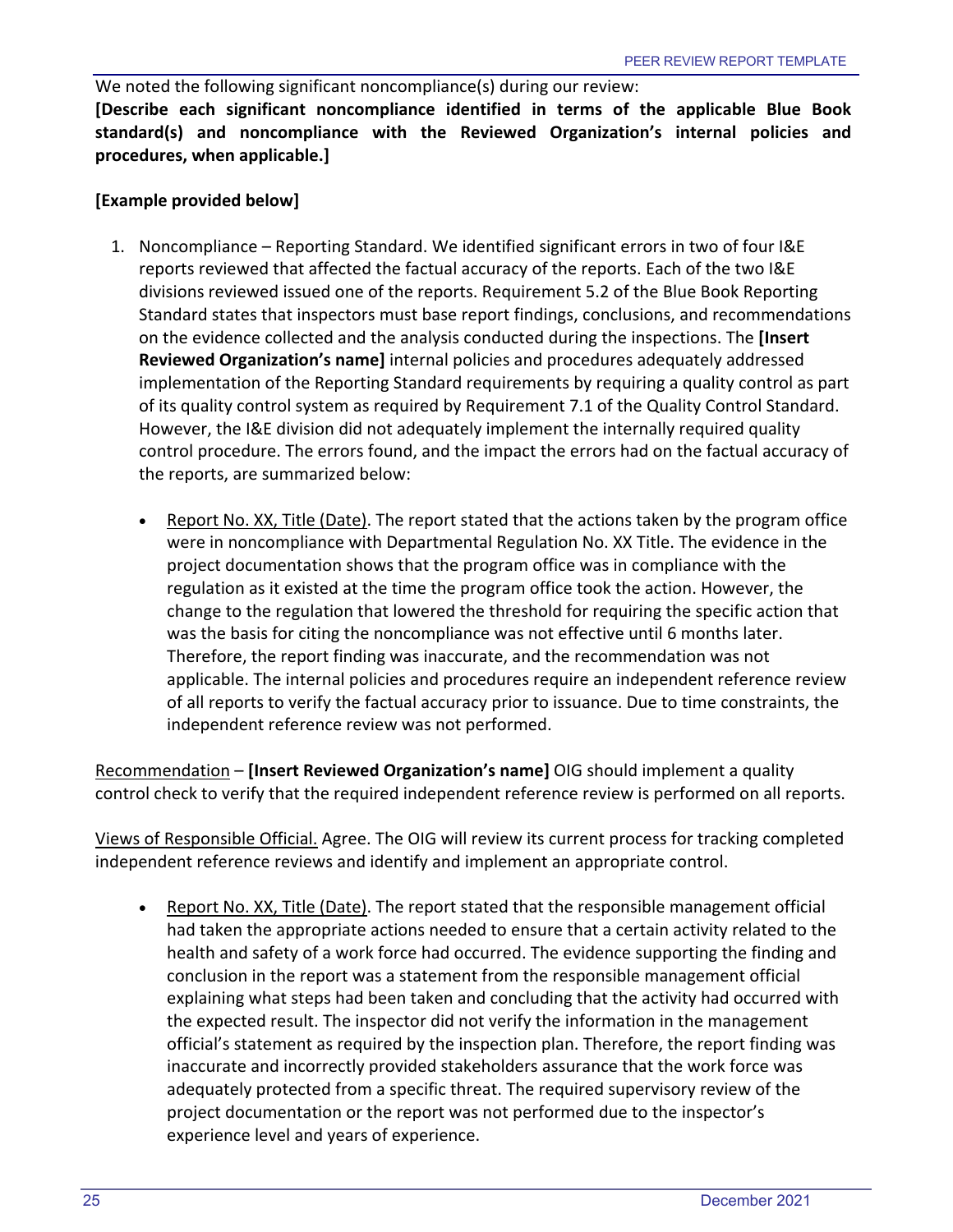We noted the following significant noncompliance(s) during our review:

**[Describe each significant noncompliance identified in terms of the applicable Blue Book standard(s) and noncompliance with the Reviewed Organization's internal policies and procedures, when applicable.]**

**[Example provided below]**

1. Noncompliance – Reporting Standard. We identified significant errors in two of four I&E reports reviewed that affected the factual accuracy of the reports. Each of the two I&E divisions reviewed issued one of the reports. Requirement 5.2 of the Blue Book Reporting Standard states that inspectors must base report findings, conclusions, and recommendations on the evidence collected and the analysis conducted during the inspections. The **[Insert Reviewed Organization's name]** internal policies and procedures adequately addressed implementation of the Reporting Standard requirements by requiring a quality control as part of its quality control system as required by Requirement 7.1 of the Quality Control Standard. However, the I&E division did not adequately implement the internally required quality control procedure. The errors found, and the impact the errors had on the factual accuracy of the reports, are summarized below:

   - Report No. XX, Title (Date). The report stated that the actions taken by the program office were in noncompliance with Departmental Regulation No. XX Title. The evidence in the project documentation shows that the program office was in compliance with the regulation as it existed at the time the program office took the action. However, the change to the regulation that lowered the threshold for requiring the specific action that was the basis for citing the noncompliance was not effective until 6 months later. Therefore, the report finding was inaccurate, and the recommendation was not applicable. The internal policies and procedures require an independent reference review of all reports to verify the factual accuracy prior to issuance. Due to time constraints, the independent reference review was not performed.

Recommendation – **[Insert Reviewed Organization's name]** OIG should implement a quality control check to verify that the required independent reference review is performed on all reports.

Views of Responsible Official. Agree. The OIG will review its current process for tracking completed independent reference reviews and identify and implement an appropriate control.

   - Report No. XX, Title (Date). The report stated that the responsible management official had taken the appropriate actions needed to ensure that a certain activity related to the health and safety of a work force had occurred. The evidence supporting the finding and conclusion in the report was a statement from the responsible management official explaining what steps had been taken and concluding that the activity had occurred with the expected result. The inspector did not verify the information in the management official's statement as required by the inspection plan. Therefore, the report finding was inaccurate and incorrectly provided stakeholders assurance that the work force was adequately protected from a specific threat. The required supervisory review of the project documentation or the report was not performed due to the inspector's experience level and years of experience.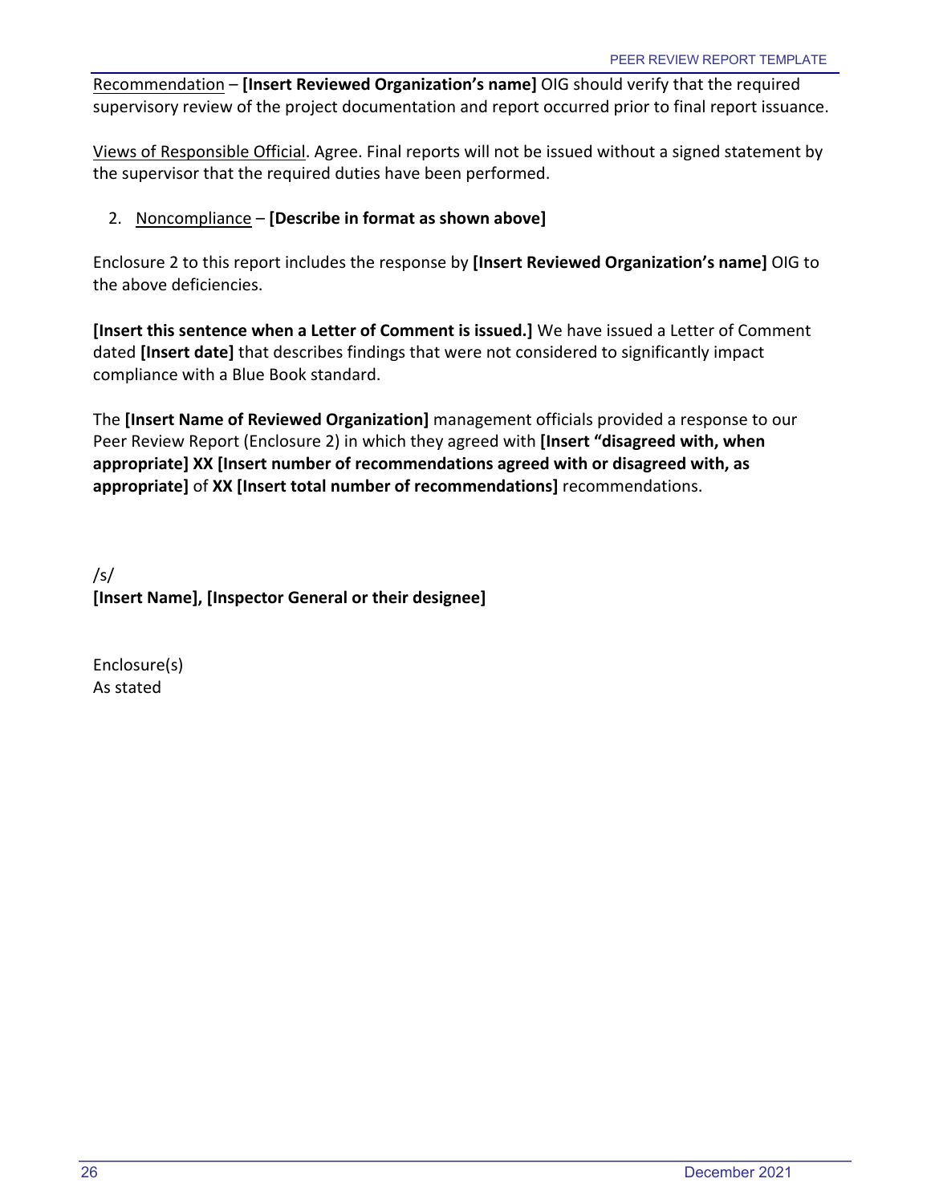Recommendation – **[Insert Reviewed Organization's name]** OIG should verify that the required supervisory review of the project documentation and report occurred prior to final report issuance.

Views of Responsible Official. Agree. Final reports will not be issued without a signed statement by the supervisor that the required duties have been performed.

2. Noncompliance – **[Describe in format as shown above]**

Enclosure 2 to this report includes the response by **[Insert Reviewed Organization's name]** OIG to the above deficiencies.

**[Insert this sentence when a Letter of Comment is issued.]** We have issued a Letter of Comment dated **[Insert date]** that describes findings that were not considered to significantly impact compliance with a Blue Book standard.

The **[Insert Name of Reviewed Organization]** management officials provided a response to our Peer Review Report (Enclosure 2) in which they agreed with **[Insert "disagreed with, when appropriate] XX [Insert number of recommendations agreed with or disagreed with, as appropriate]** of **XX [Insert total number of recommendations]** recommendations.

/s/
**[Insert Name], [Inspector General or their designee]**

Enclosure(s)
As stated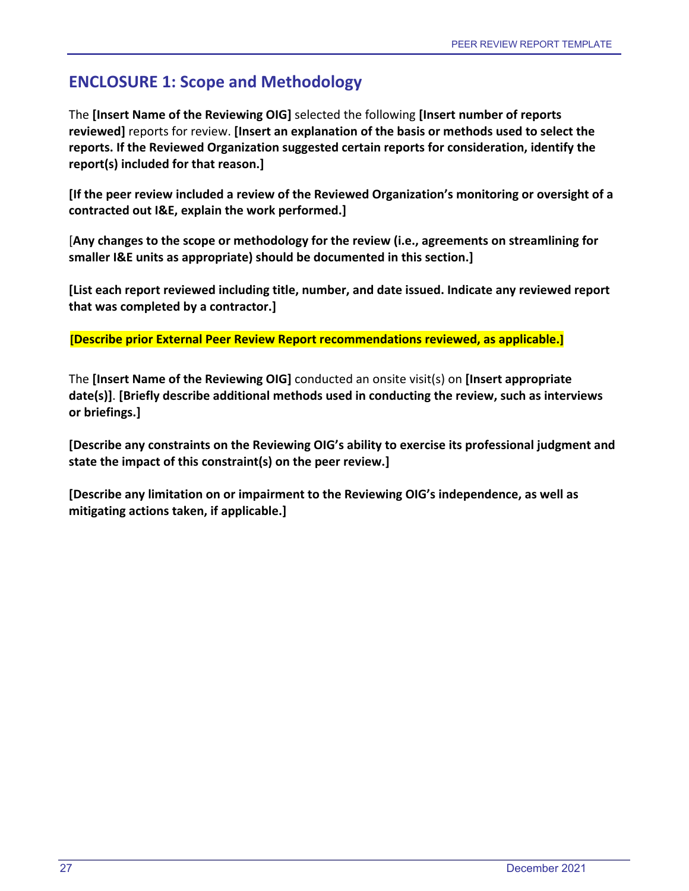## ENCLOSURE 1: Scope and Methodology

The **[Insert Name of the Reviewing OIG]** selected the following **[Insert number of reports reviewed]** reports for review. **[Insert an explanation of the basis or methods used to select the reports. If the Reviewed Organization suggested certain reports for consideration, identify the report(s) included for that reason.]**

**[If the peer review included a review of the Reviewed Organization's monitoring or oversight of a contracted out I&E, explain the work performed.]**

[**Any changes to the scope or methodology for the review (i.e., agreements on streamlining for smaller I&E units as appropriate) should be documented in this section.]**

**[List each report reviewed including title, number, and date issued. Indicate any reviewed report that was completed by a contractor.]**

**[Describe prior External Peer Review Report recommendations reviewed, as applicable.]**

The **[Insert Name of the Reviewing OIG]** conducted an onsite visit(s) on **[Insert appropriate date(s)]**. **[Briefly describe additional methods used in conducting the review, such as interviews or briefings.]**

**[Describe any constraints on the Reviewing OIG's ability to exercise its professional judgment and state the impact of this constraint(s) on the peer review.]**

**[Describe any limitation on or impairment to the Reviewing OIG's independence, as well as mitigating actions taken, if applicable.]**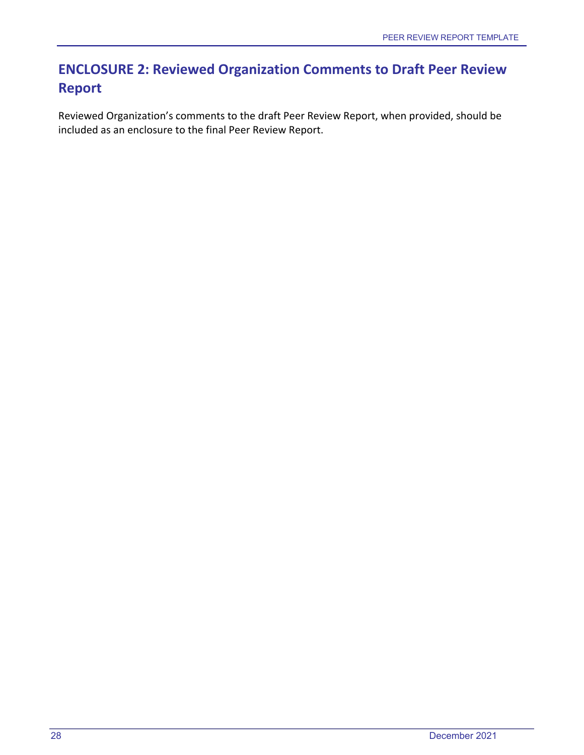## ENCLOSURE 2: Reviewed Organization Comments to Draft Peer Review Report

Reviewed Organization's comments to the draft Peer Review Report, when provided, should be included as an enclosure to the final Peer Review Report.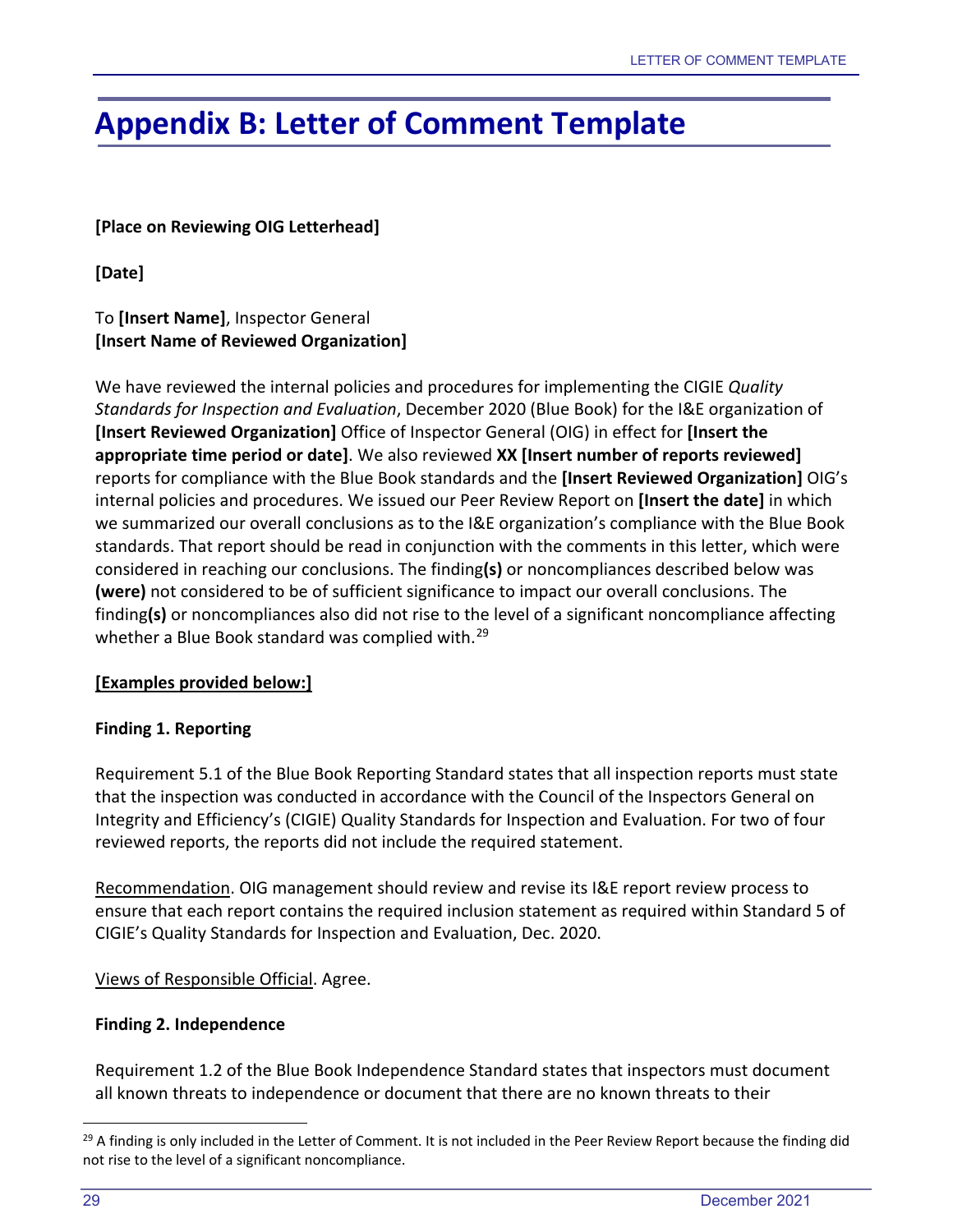# Appendix B: Letter of Comment Template

**[Place on Reviewing OIG Letterhead]**

**[Date]**

To **[Insert Name]**, Inspector General
**[Insert Name of Reviewed Organization]**

We have reviewed the internal policies and procedures for implementing the CIGIE *Quality Standards for Inspection and Evaluation*, December 2020 (Blue Book) for the I&E organization of **[Insert Reviewed Organization]** Office of Inspector General (OIG) in effect for **[Insert the appropriate time period or date]**. We also reviewed **XX [Insert number of reports reviewed]** reports for compliance with the Blue Book standards and the **[Insert Reviewed Organization]** OIG's internal policies and procedures. We issued our Peer Review Report on **[Insert the date]** in which we summarized our overall conclusions as to the I&E organization's compliance with the Blue Book standards. That report should be read in conjunction with the comments in this letter, which were considered in reaching our conclusions. The finding**(s)** or noncompliances described below was **(were)** not considered to be of sufficient significance to impact our overall conclusions. The finding**(s)** or noncompliances also did not rise to the level of a significant noncompliance affecting whether a Blue Book standard was complied with.[29]

**[Examples provided below:]**

**Finding 1. Reporting**

Requirement 5.1 of the Blue Book Reporting Standard states that all inspection reports must state that the inspection was conducted in accordance with the Council of the Inspectors General on Integrity and Efficiency's (CIGIE) Quality Standards for Inspection and Evaluation. For two of four reviewed reports, the reports did not include the required statement.

Recommendation. OIG management should review and revise its I&E report review process to ensure that each report contains the required inclusion statement as required within Standard 5 of CIGIE's Quality Standards for Inspection and Evaluation, Dec. 2020.

Views of Responsible Official. Agree.

**Finding 2. Independence**

Requirement 1.2 of the Blue Book Independence Standard states that inspectors must document all known threats to independence or document that there are no known threats to their

[29] A finding is only included in the Letter of Comment. It is not included in the Peer Review Report because the finding did not rise to the level of a significant noncompliance.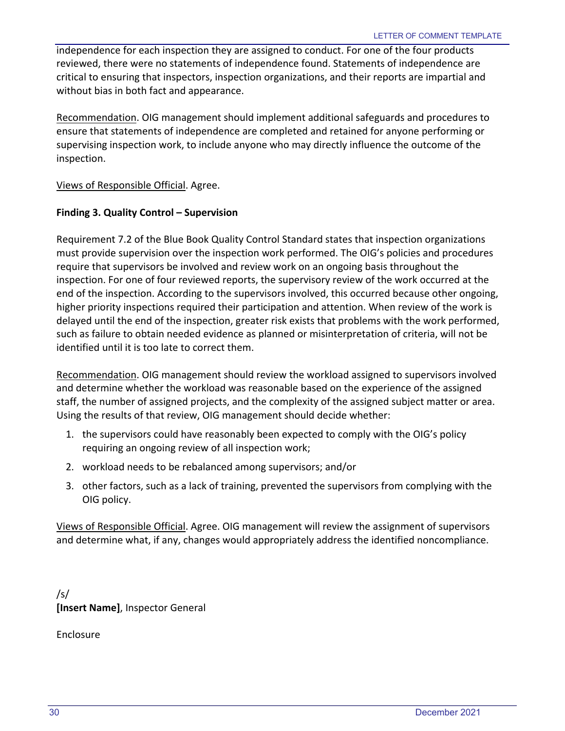independence for each inspection they are assigned to conduct. For one of the four products reviewed, there were no statements of independence found. Statements of independence are critical to ensuring that inspectors, inspection organizations, and their reports are impartial and without bias in both fact and appearance.

Recommendation. OIG management should implement additional safeguards and procedures to ensure that statements of independence are completed and retained for anyone performing or supervising inspection work, to include anyone who may directly influence the outcome of the inspection.

Views of Responsible Official. Agree.

**Finding 3. Quality Control – Supervision**

Requirement 7.2 of the Blue Book Quality Control Standard states that inspection organizations must provide supervision over the inspection work performed. The OIG's policies and procedures require that supervisors be involved and review work on an ongoing basis throughout the inspection. For one of four reviewed reports, the supervisory review of the work occurred at the end of the inspection. According to the supervisors involved, this occurred because other ongoing, higher priority inspections required their participation and attention. When review of the work is delayed until the end of the inspection, greater risk exists that problems with the work performed, such as failure to obtain needed evidence as planned or misinterpretation of criteria, will not be identified until it is too late to correct them.

Recommendation. OIG management should review the workload assigned to supervisors involved and determine whether the workload was reasonable based on the experience of the assigned staff, the number of assigned projects, and the complexity of the assigned subject matter or area. Using the results of that review, OIG management should decide whether:

1. the supervisors could have reasonably been expected to comply with the OIG's policy requiring an ongoing review of all inspection work;
2. workload needs to be rebalanced among supervisors; and/or
3. other factors, such as a lack of training, prevented the supervisors from complying with the OIG policy.

Views of Responsible Official. Agree. OIG management will review the assignment of supervisors and determine what, if any, changes would appropriately address the identified noncompliance.

/s/
**[Insert Name]**, Inspector General

Enclosure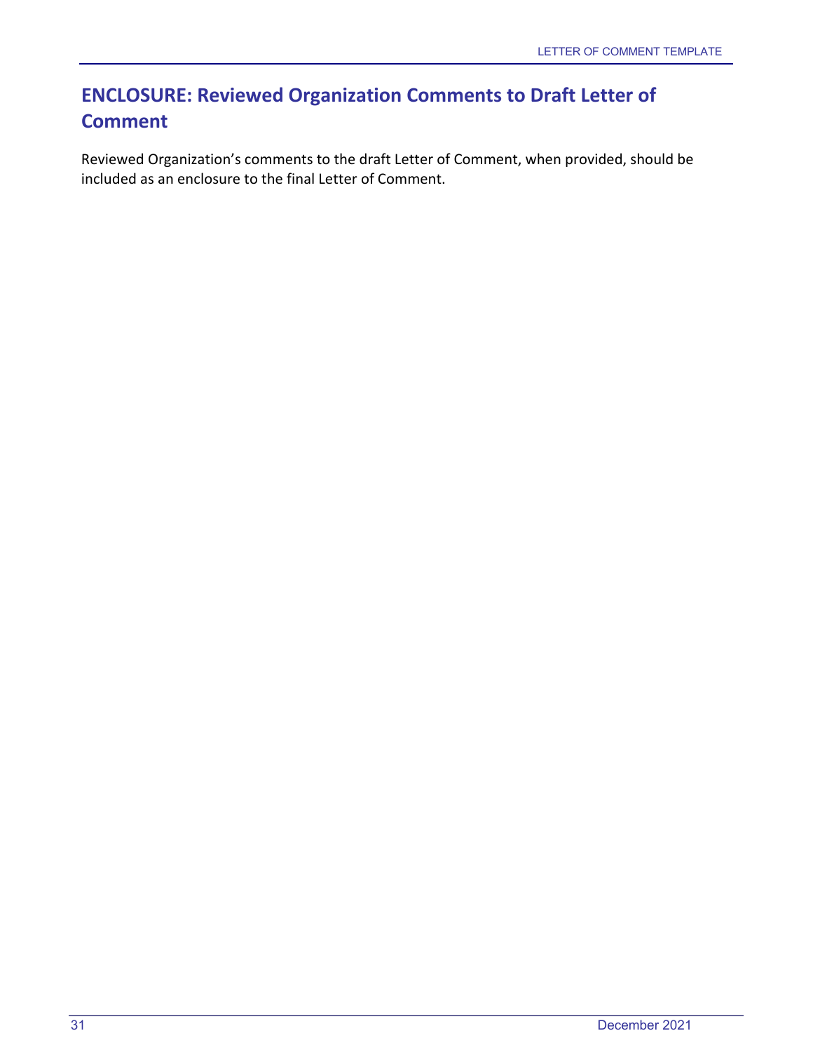## ENCLOSURE: Reviewed Organization Comments to Draft Letter of Comment

Reviewed Organization's comments to the draft Letter of Comment, when provided, should be included as an enclosure to the final Letter of Comment.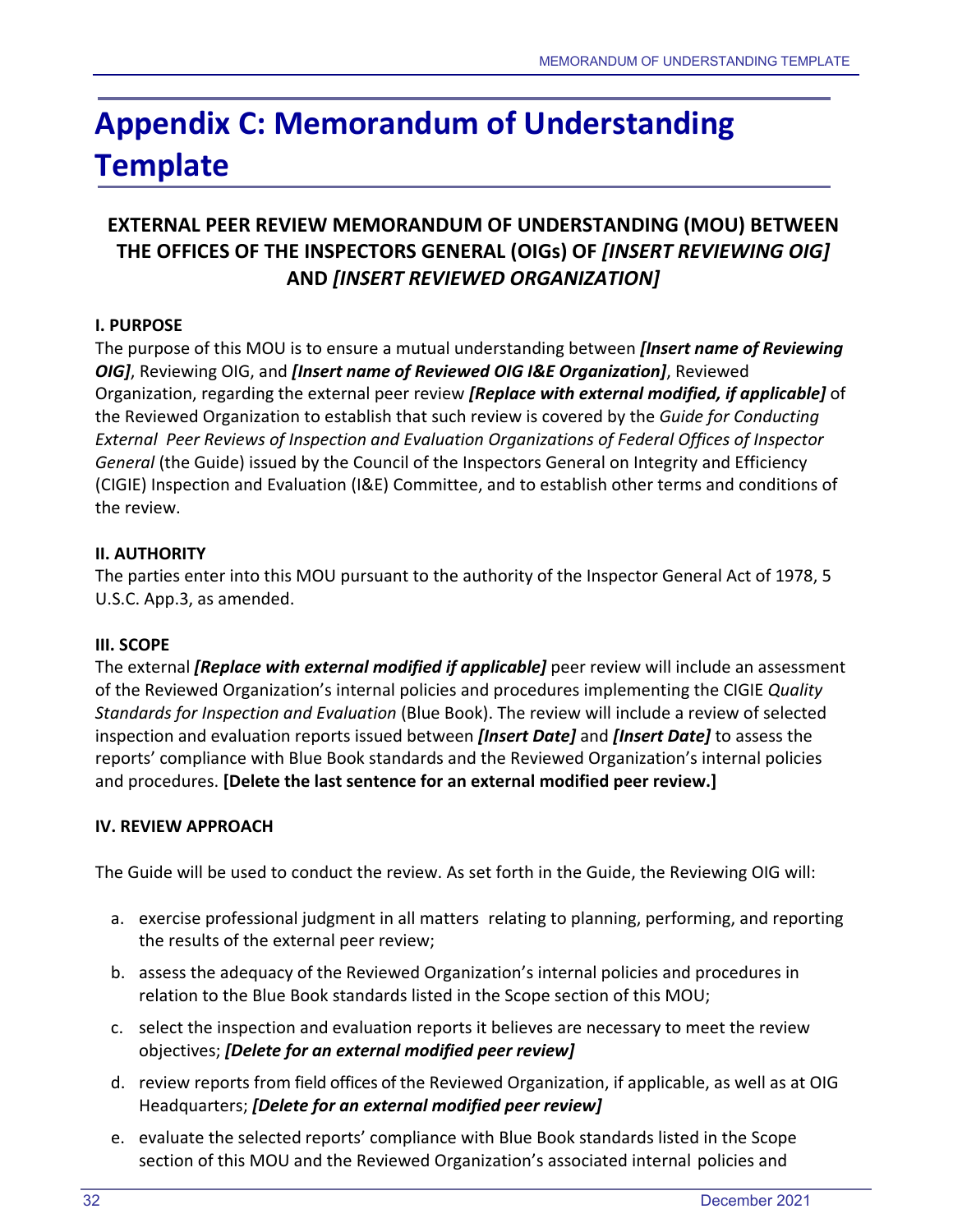# Appendix C: Memorandum of Understanding Template

## EXTERNAL PEER REVIEW MEMORANDUM OF UNDERSTANDING (MOU) BETWEEN THE OFFICES OF THE INSPECTORS GENERAL (OIGs) OF *[INSERT REVIEWING OIG]* AND *[INSERT REVIEWED ORGANIZATION]*

**I. PURPOSE**

The purpose of this MOU is to ensure a mutual understanding between ***[Insert name of Reviewing OIG]***, Reviewing OIG, and ***[Insert name of Reviewed OIG I&E Organization]***, Reviewed Organization, regarding the external peer review ***[Replace with external modified, if applicable]*** of the Reviewed Organization to establish that such review is covered by the *Guide for Conducting External Peer Reviews of Inspection and Evaluation Organizations of Federal Offices of Inspector General* (the Guide) issued by the Council of the Inspectors General on Integrity and Efficiency (CIGIE) Inspection and Evaluation (I&E) Committee, and to establish other terms and conditions of the review.

**II. AUTHORITY**

The parties enter into this MOU pursuant to the authority of the Inspector General Act of 1978, 5 U.S.C. App.3, as amended.

**III. SCOPE**

The external ***[Replace with external modified if applicable]*** peer review will include an assessment of the Reviewed Organization's internal policies and procedures implementing the CIGIE *Quality Standards for Inspection and Evaluation* (Blue Book). The review will include a review of selected inspection and evaluation reports issued between ***[Insert Date]*** and ***[Insert Date]*** to assess the reports' compliance with Blue Book standards and the Reviewed Organization's internal policies and procedures. **[Delete the last sentence for an external modified peer review.]**

**IV. REVIEW APPROACH**

The Guide will be used to conduct the review. As set forth in the Guide, the Reviewing OIG will:

a. exercise professional judgment in all matters relating to planning, performing, and reporting the results of the external peer review;

b. assess the adequacy of the Reviewed Organization's internal policies and procedures in relation to the Blue Book standards listed in the Scope section of this MOU;

c. select the inspection and evaluation reports it believes are necessary to meet the review objectives; ***[Delete for an external modified peer review]***

d. review reports from field offices of the Reviewed Organization, if applicable, as well as at OIG Headquarters; ***[Delete for an external modified peer review]***

e. evaluate the selected reports' compliance with Blue Book standards listed in the Scope section of this MOU and the Reviewed Organization's associated internal policies and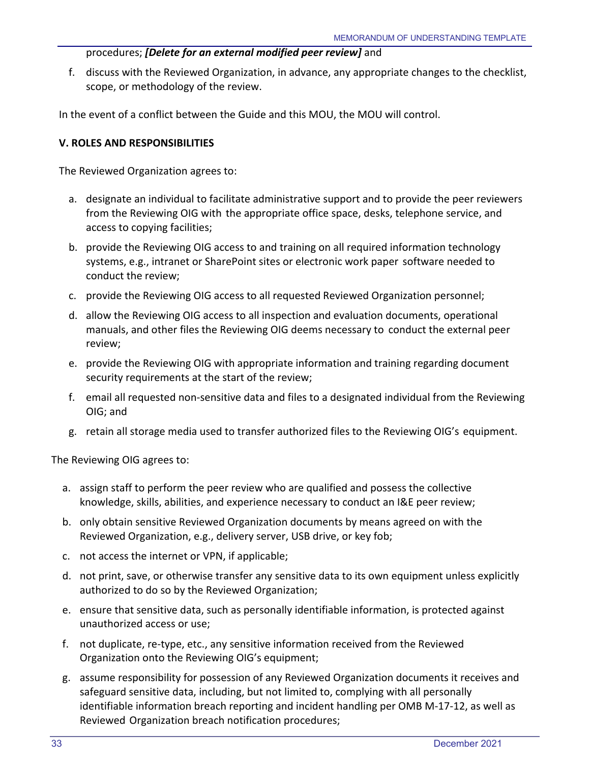procedures; ***[Delete for an external modified peer review]*** and

f. discuss with the Reviewed Organization, in advance, any appropriate changes to the checklist, scope, or methodology of the review.

In the event of a conflict between the Guide and this MOU, the MOU will control.

**V. ROLES AND RESPONSIBILITIES**

The Reviewed Organization agrees to:

a. designate an individual to facilitate administrative support and to provide the peer reviewers from the Reviewing OIG with the appropriate office space, desks, telephone service, and access to copying facilities;

b. provide the Reviewing OIG access to and training on all required information technology systems, e.g., intranet or SharePoint sites or electronic work paper software needed to conduct the review;

c. provide the Reviewing OIG access to all requested Reviewed Organization personnel;

d. allow the Reviewing OIG access to all inspection and evaluation documents, operational manuals, and other files the Reviewing OIG deems necessary to conduct the external peer review;

e. provide the Reviewing OIG with appropriate information and training regarding document security requirements at the start of the review;

f. email all requested non-sensitive data and files to a designated individual from the Reviewing OIG; and

g. retain all storage media used to transfer authorized files to the Reviewing OIG's equipment.

The Reviewing OIG agrees to:

a. assign staff to perform the peer review who are qualified and possess the collective knowledge, skills, abilities, and experience necessary to conduct an I&E peer review;

b. only obtain sensitive Reviewed Organization documents by means agreed on with the Reviewed Organization, e.g., delivery server, USB drive, or key fob;

c. not access the internet or VPN, if applicable;

d. not print, save, or otherwise transfer any sensitive data to its own equipment unless explicitly authorized to do so by the Reviewed Organization;

e. ensure that sensitive data, such as personally identifiable information, is protected against unauthorized access or use;

f. not duplicate, re-type, etc., any sensitive information received from the Reviewed Organization onto the Reviewing OIG's equipment;

g. assume responsibility for possession of any Reviewed Organization documents it receives and safeguard sensitive data, including, but not limited to, complying with all personally identifiable information breach reporting and incident handling per OMB M-17-12, as well as Reviewed Organization breach notification procedures;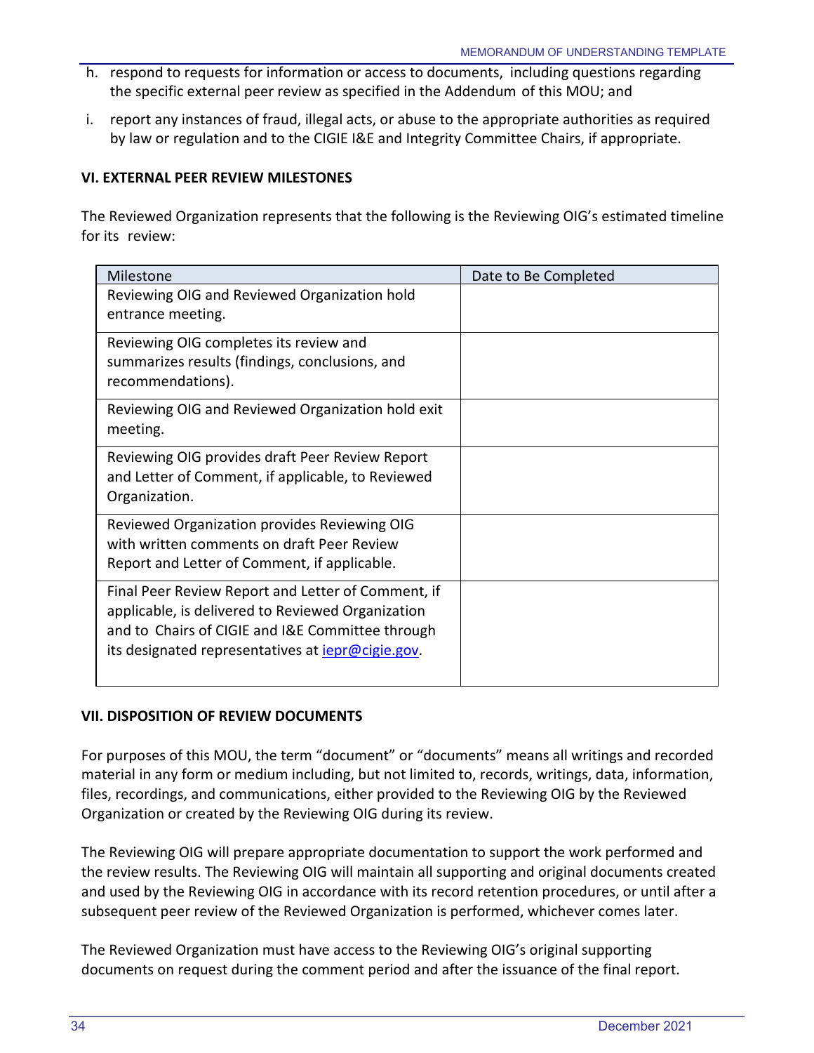h. respond to requests for information or access to documents, including questions regarding the specific external peer review as specified in the Addendum of this MOU; and

i. report any instances of fraud, illegal acts, or abuse to the appropriate authorities as required by law or regulation and to the CIGIE I&E and Integrity Committee Chairs, if appropriate.

**VI. EXTERNAL PEER REVIEW MILESTONES**

The Reviewed Organization represents that the following is the Reviewing OIG's estimated timeline for its review:

| Milestone | Date to Be Completed |
|---|---|
| Reviewing OIG and Reviewed Organization hold entrance meeting. | |
| Reviewing OIG completes its review and summarizes results (findings, conclusions, and recommendations). | |
| Reviewing OIG and Reviewed Organization hold exit meeting. | |
| Reviewing OIG provides draft Peer Review Report and Letter of Comment, if applicable, to Reviewed Organization. | |
| Reviewed Organization provides Reviewing OIG with written comments on draft Peer Review Report and Letter of Comment, if applicable. | |
| Final Peer Review Report and Letter of Comment, if applicable, is delivered to Reviewed Organization and to Chairs of CIGIE and I&E Committee through its designated representatives at iepr@cigie.gov. | |

**VII. DISPOSITION OF REVIEW DOCUMENTS**

For purposes of this MOU, the term "document" or "documents" means all writings and recorded material in any form or medium including, but not limited to, records, writings, data, information, files, recordings, and communications, either provided to the Reviewing OIG by the Reviewed Organization or created by the Reviewing OIG during its review.

The Reviewing OIG will prepare appropriate documentation to support the work performed and the review results. The Reviewing OIG will maintain all supporting and original documents created and used by the Reviewing OIG in accordance with its record retention procedures, or until after a subsequent peer review of the Reviewed Organization is performed, whichever comes later.

The Reviewed Organization must have access to the Reviewing OIG's original supporting documents on request during the comment period and after the issuance of the final report.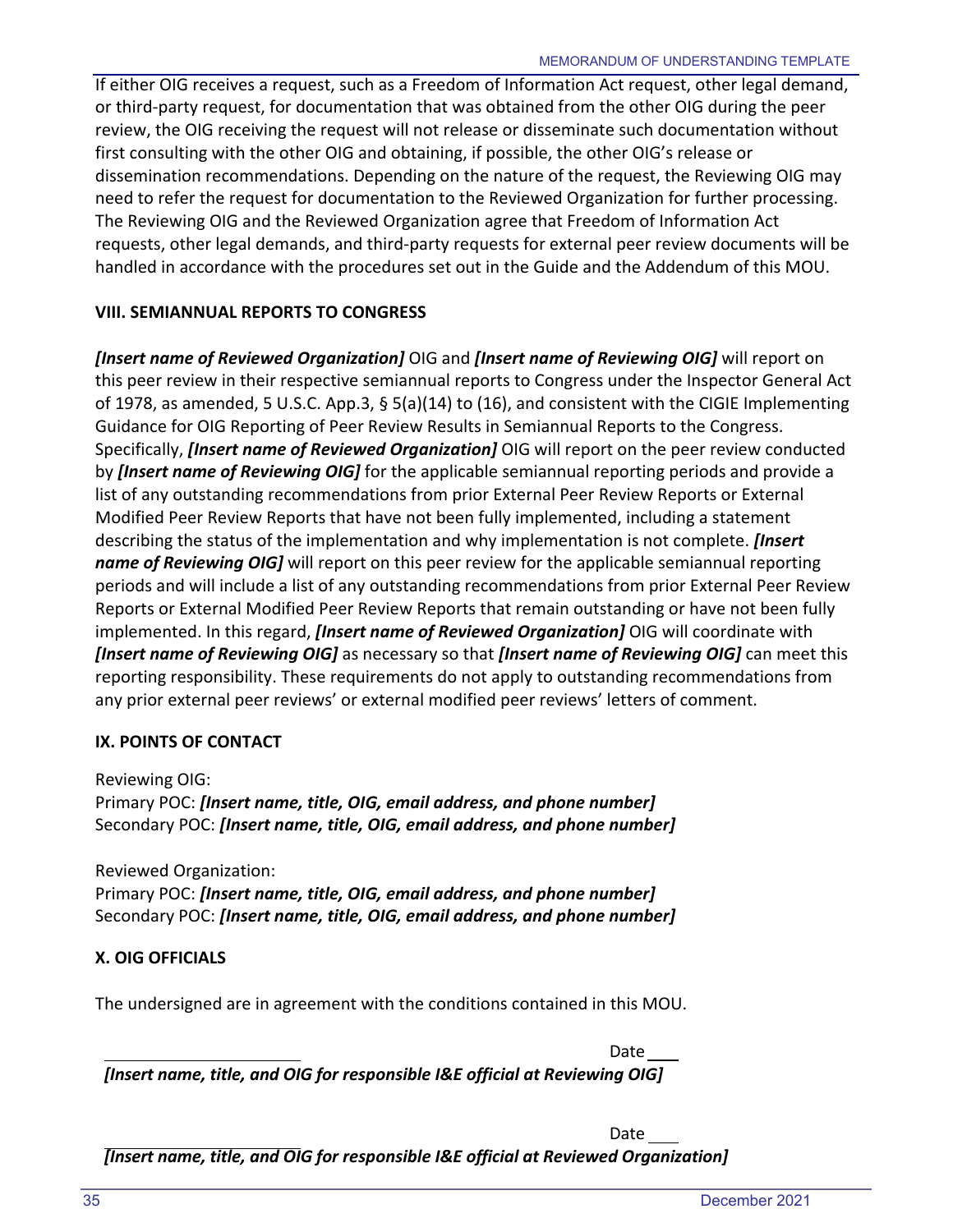If either OIG receives a request, such as a Freedom of Information Act request, other legal demand, or third-party request, for documentation that was obtained from the other OIG during the peer review, the OIG receiving the request will not release or disseminate such documentation without first consulting with the other OIG and obtaining, if possible, the other OIG's release or dissemination recommendations. Depending on the nature of the request, the Reviewing OIG may need to refer the request for documentation to the Reviewed Organization for further processing. The Reviewing OIG and the Reviewed Organization agree that Freedom of Information Act requests, other legal demands, and third-party requests for external peer review documents will be handled in accordance with the procedures set out in the Guide and the Addendum of this MOU.

## VIII. SEMIANNUAL REPORTS TO CONGRESS

***[Insert name of Reviewed Organization]*** OIG and ***[Insert name of Reviewing OIG]*** will report on this peer review in their respective semiannual reports to Congress under the Inspector General Act of 1978, as amended, 5 U.S.C. App.3, § 5(a)(14) to (16), and consistent with the CIGIE Implementing Guidance for OIG Reporting of Peer Review Results in Semiannual Reports to the Congress. Specifically, ***[Insert name of Reviewed Organization]*** OIG will report on the peer review conducted by ***[Insert name of Reviewing OIG]*** for the applicable semiannual reporting periods and provide a list of any outstanding recommendations from prior External Peer Review Reports or External Modified Peer Review Reports that have not been fully implemented, including a statement describing the status of the implementation and why implementation is not complete. ***[Insert name of Reviewing OIG]*** will report on this peer review for the applicable semiannual reporting periods and will include a list of any outstanding recommendations from prior External Peer Review Reports or External Modified Peer Review Reports that remain outstanding or have not been fully implemented. In this regard, ***[Insert name of Reviewed Organization]*** OIG will coordinate with ***[Insert name of Reviewing OIG]*** as necessary so that ***[Insert name of Reviewing OIG]*** can meet this reporting responsibility. These requirements do not apply to outstanding recommendations from any prior external peer reviews' or external modified peer reviews' letters of comment.

## IX. POINTS OF CONTACT

Reviewing OIG:
Primary POC: ***[Insert name, title, OIG, email address, and phone number]***
Secondary POC: ***[Insert name, title, OIG, email address, and phone number]***

Reviewed Organization:
Primary POC: ***[Insert name, title, OIG, email address, and phone number]***
Secondary POC: ***[Insert name, title, OIG, email address, and phone number]***

## X. OIG OFFICIALS

The undersigned are in agreement with the conditions contained in this MOU.

\_\_\_\_\_\_\_\_\_\_\_\_\_\_\_\_\_\_\_\_\_\_\_\_ Date \_\_\_\_
***[Insert name, title, and OIG for responsible I&E official at Reviewing OIG]***

\_\_\_\_\_\_\_\_\_\_\_\_\_\_\_\_\_\_\_\_\_\_\_\_ Date \_\_\_\_
***[Insert name, title, and OIG for responsible I&E official at Reviewed Organization]***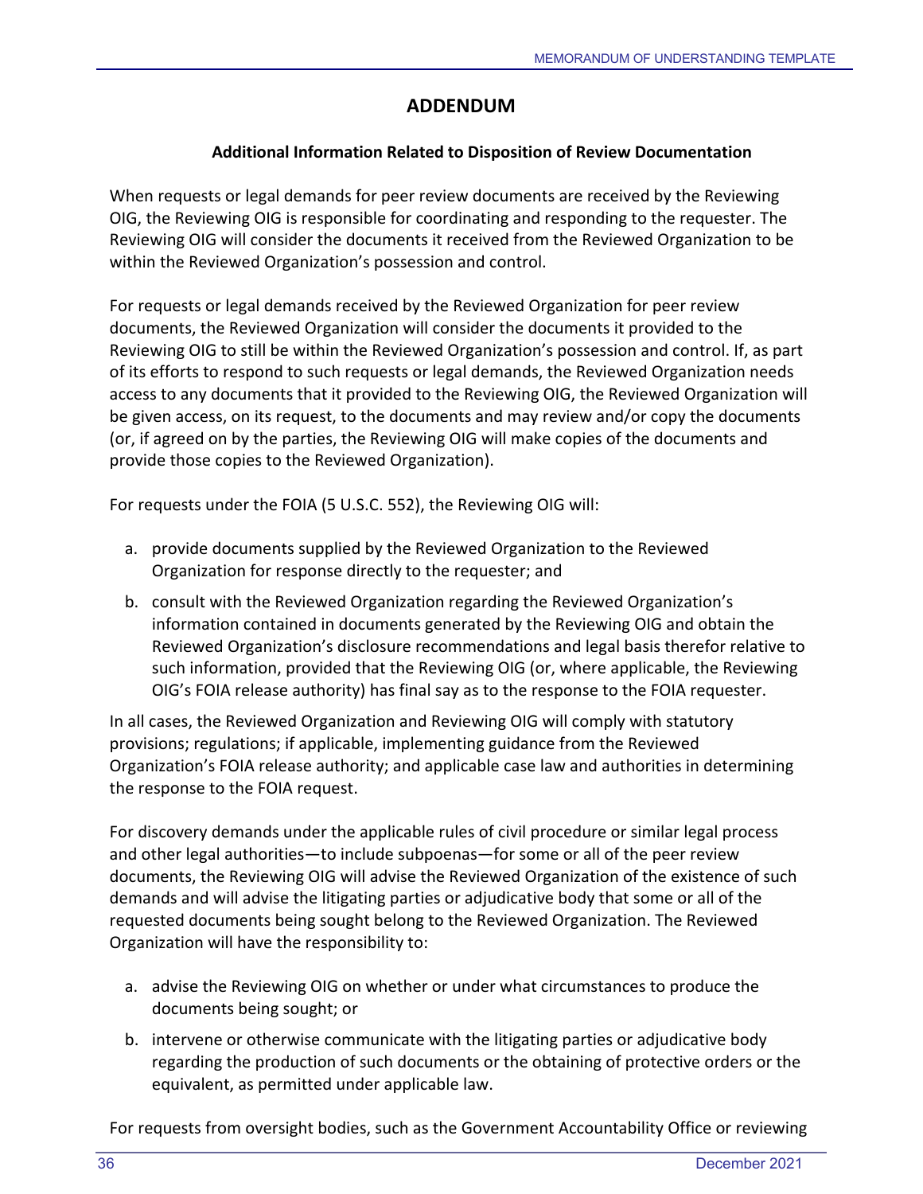## ADDENDUM

### Additional Information Related to Disposition of Review Documentation

When requests or legal demands for peer review documents are received by the Reviewing OIG, the Reviewing OIG is responsible for coordinating and responding to the requester. The Reviewing OIG will consider the documents it received from the Reviewed Organization to be within the Reviewed Organization's possession and control.

For requests or legal demands received by the Reviewed Organization for peer review documents, the Reviewed Organization will consider the documents it provided to the Reviewing OIG to still be within the Reviewed Organization's possession and control. If, as part of its efforts to respond to such requests or legal demands, the Reviewed Organization needs access to any documents that it provided to the Reviewing OIG, the Reviewed Organization will be given access, on its request, to the documents and may review and/or copy the documents (or, if agreed on by the parties, the Reviewing OIG will make copies of the documents and provide those copies to the Reviewed Organization).

For requests under the FOIA (5 U.S.C. 552), the Reviewing OIG will:

a. provide documents supplied by the Reviewed Organization to the Reviewed Organization for response directly to the requester; and

b. consult with the Reviewed Organization regarding the Reviewed Organization's information contained in documents generated by the Reviewing OIG and obtain the Reviewed Organization's disclosure recommendations and legal basis therefor relative to such information, provided that the Reviewing OIG (or, where applicable, the Reviewing OIG's FOIA release authority) has final say as to the response to the FOIA requester.

In all cases, the Reviewed Organization and Reviewing OIG will comply with statutory provisions; regulations; if applicable, implementing guidance from the Reviewed Organization's FOIA release authority; and applicable case law and authorities in determining the response to the FOIA request.

For discovery demands under the applicable rules of civil procedure or similar legal process and other legal authorities—to include subpoenas—for some or all of the peer review documents, the Reviewing OIG will advise the Reviewed Organization of the existence of such demands and will advise the litigating parties or adjudicative body that some or all of the requested documents being sought belong to the Reviewed Organization. The Reviewed Organization will have the responsibility to:

a. advise the Reviewing OIG on whether or under what circumstances to produce the documents being sought; or

b. intervene or otherwise communicate with the litigating parties or adjudicative body regarding the production of such documents or the obtaining of protective orders or the equivalent, as permitted under applicable law.

For requests from oversight bodies, such as the Government Accountability Office or reviewing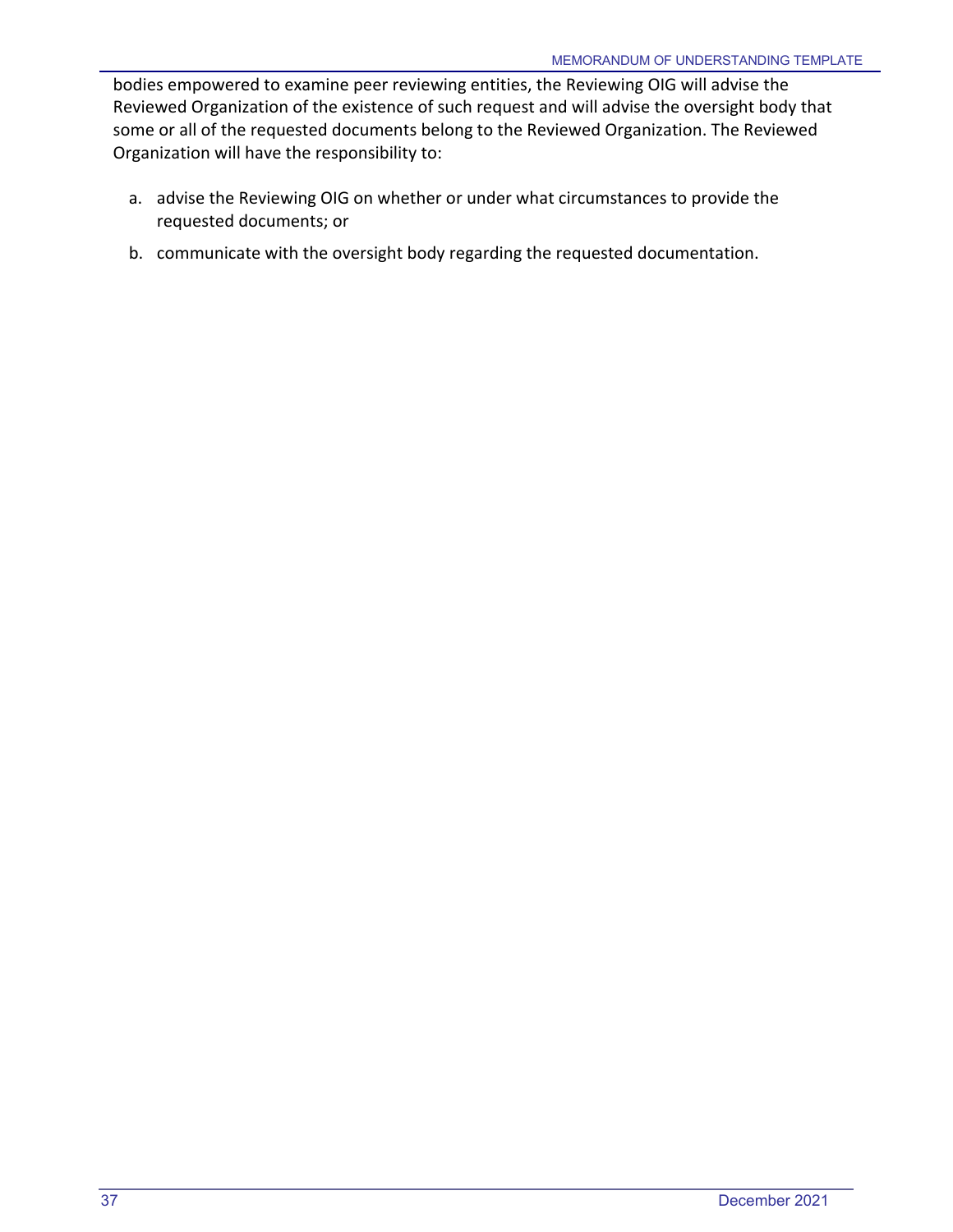bodies empowered to examine peer reviewing entities, the Reviewing OIG will advise the Reviewed Organization of the existence of such request and will advise the oversight body that some or all of the requested documents belong to the Reviewed Organization. The Reviewed Organization will have the responsibility to:

a. advise the Reviewing OIG on whether or under what circumstances to provide the requested documents; or

b. communicate with the oversight body regarding the requested documentation.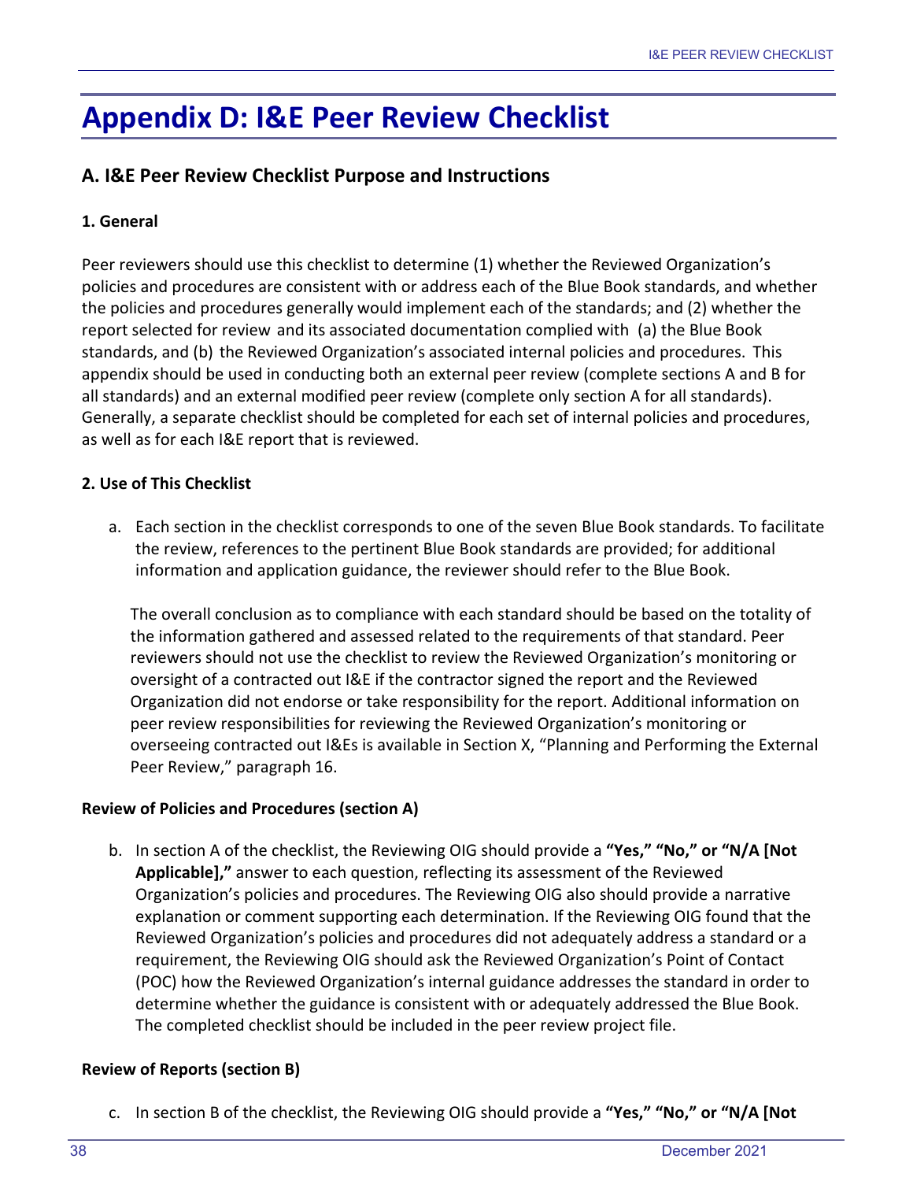# Appendix D: I&E Peer Review Checklist

## A. I&E Peer Review Checklist Purpose and Instructions

### 1. General

Peer reviewers should use this checklist to determine (1) whether the Reviewed Organization's policies and procedures are consistent with or address each of the Blue Book standards, and whether the policies and procedures generally would implement each of the standards; and (2) whether the report selected for review and its associated documentation complied with (a) the Blue Book standards, and (b) the Reviewed Organization's associated internal policies and procedures. This appendix should be used in conducting both an external peer review (complete sections A and B for all standards) and an external modified peer review (complete only section A for all standards). Generally, a separate checklist should be completed for each set of internal policies and procedures, as well as for each I&E report that is reviewed.

### 2. Use of This Checklist

a. Each section in the checklist corresponds to one of the seven Blue Book standards. To facilitate the review, references to the pertinent Blue Book standards are provided; for additional information and application guidance, the reviewer should refer to the Blue Book.

   The overall conclusion as to compliance with each standard should be based on the totality of the information gathered and assessed related to the requirements of that standard. Peer reviewers should not use the checklist to review the Reviewed Organization's monitoring or oversight of a contracted out I&E if the contractor signed the report and the Reviewed Organization did not endorse or take responsibility for the report. Additional information on peer review responsibilities for reviewing the Reviewed Organization's monitoring or overseeing contracted out I&Es is available in Section X, "Planning and Performing the External Peer Review," paragraph 16.

**Review of Policies and Procedures (section A)**

b. In section A of the checklist, the Reviewing OIG should provide a **"Yes," "No," or "N/A [Not Applicable],"** answer to each question, reflecting its assessment of the Reviewed Organization's policies and procedures. The Reviewing OIG also should provide a narrative explanation or comment supporting each determination. If the Reviewing OIG found that the Reviewed Organization's policies and procedures did not adequately address a standard or a requirement, the Reviewing OIG should ask the Reviewed Organization's Point of Contact (POC) how the Reviewed Organization's internal guidance addresses the standard in order to determine whether the guidance is consistent with or adequately addressed the Blue Book. The completed checklist should be included in the peer review project file.

**Review of Reports (section B)**

c. In section B of the checklist, the Reviewing OIG should provide a **"Yes," "No," or "N/A [Not**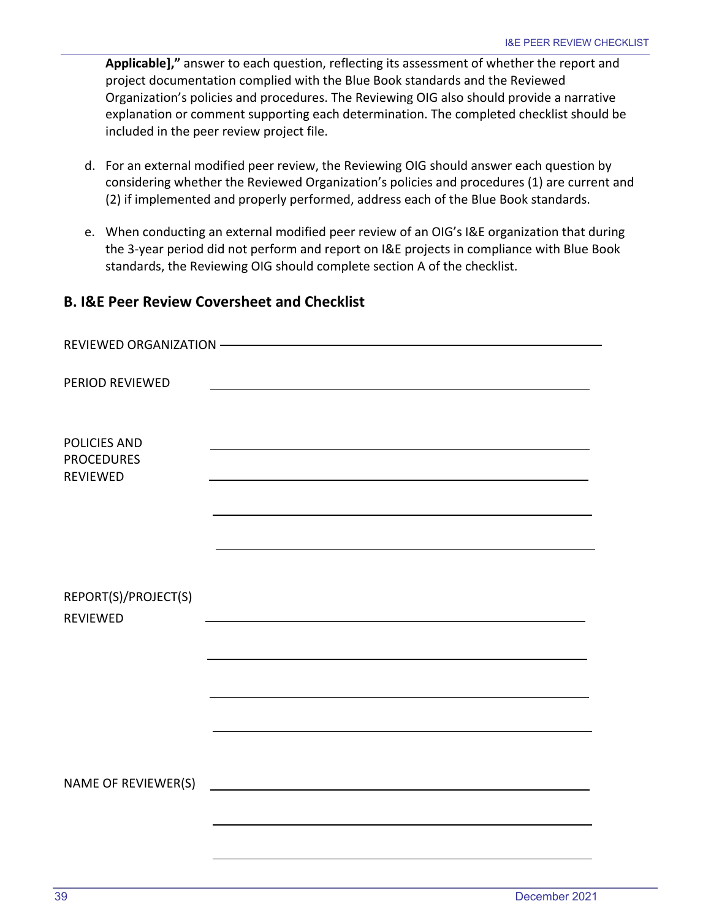**Applicable],"** answer to each question, reflecting its assessment of whether the report and project documentation complied with the Blue Book standards and the Reviewed Organization's policies and procedures. The Reviewing OIG also should provide a narrative explanation or comment supporting each determination. The completed checklist should be included in the peer review project file.

d. For an external modified peer review, the Reviewing OIG should answer each question by considering whether the Reviewed Organization's policies and procedures (1) are current and (2) if implemented and properly performed, address each of the Blue Book standards.

e. When conducting an external modified peer review of an OIG's I&E organization that during the 3-year period did not perform and report on I&E projects in compliance with Blue Book standards, the Reviewing OIG should complete section A of the checklist.

## B. I&E Peer Review Coversheet and Checklist

REVIEWED ORGANIZATION ______________________________________________

PERIOD REVIEWED ______________________________________________

POLICIES AND PROCEDURES REVIEWED ______________________________________________

______________________________________________

______________________________________________

______________________________________________

REPORT(S)/PROJECT(S) REVIEWED ______________________________________________

______________________________________________

______________________________________________

______________________________________________

NAME OF REVIEWER(S) ______________________________________________

______________________________________________

______________________________________________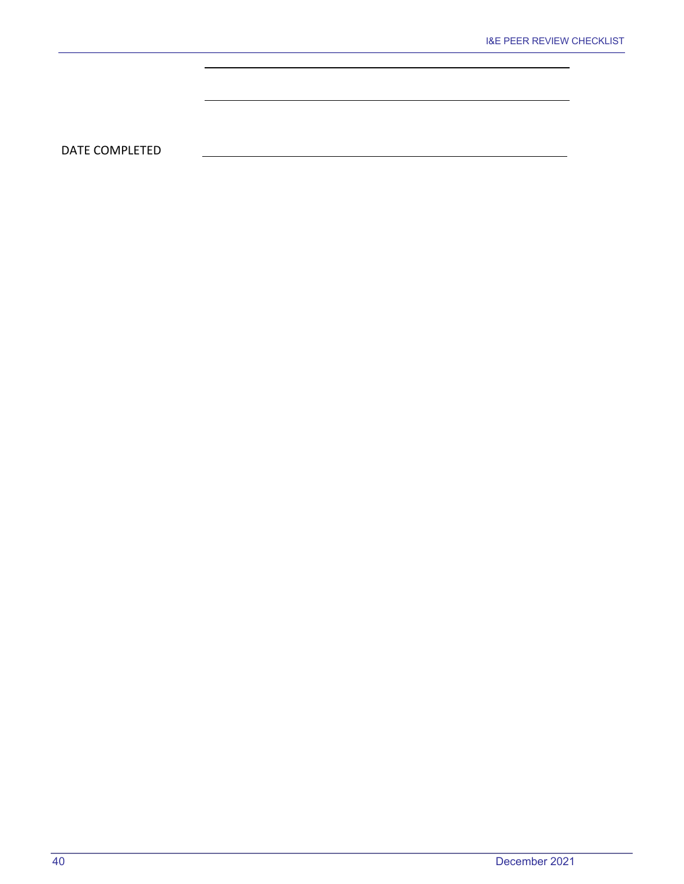DATE COMPLETED ____________________________________________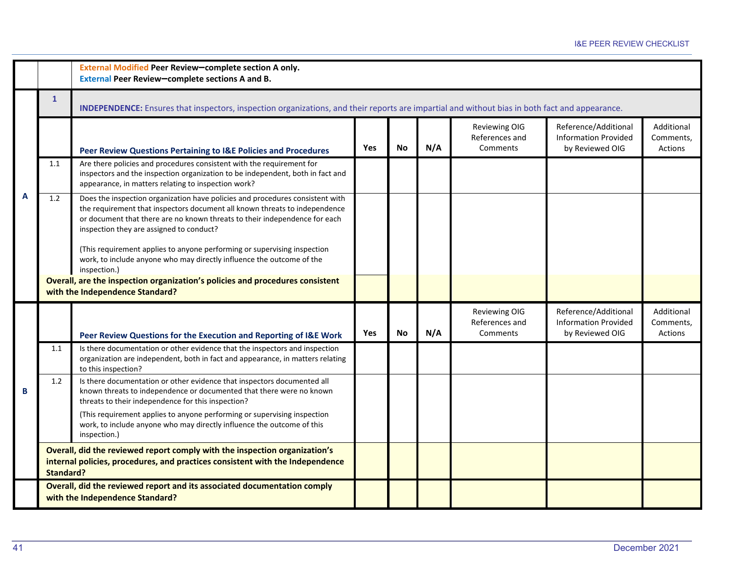**External Modified Peer Review—complete section A only.**
**External Peer Review—complete sections A and B.**

| | | | Yes | No | N/A | Reviewing OIG References and Comments | Reference/Additional Information Provided by Reviewed OIG | Additional Comments, Actions |
|---|---|---|---|---|---|---|---|---|
| | **1** | **INDEPENDENCE:** Ensures that inspectors, inspection organizations, and their reports are impartial and without bias in both fact and appearance. | | | | | | |
| **A** | | **Peer Review Questions Pertaining to I&E Policies and Procedures** | **Yes** | **No** | **N/A** | Reviewing OIG References and Comments | Reference/Additional Information Provided by Reviewed OIG | Additional Comments, Actions |
| | 1.1 | Are there policies and procedures consistent with the requirement for inspectors and the inspection organization to be independent, both in fact and appearance, in matters relating to inspection work? | | | | | | |
| | 1.2 | Does the inspection organization have policies and procedures consistent with the requirement that inspectors document all known threats to independence or document that there are no known threats to their independence for each inspection they are assigned to conduct?<br><br>(This requirement applies to anyone performing or supervising inspection work, to include anyone who may directly influence the outcome of the inspection.) | | | | | | |
| | | **Overall, are the inspection organization's policies and procedures consistent with the Independence Standard?** | | | | | | |
| **B** | | **Peer Review Questions for the Execution and Reporting of I&E Work** | **Yes** | **No** | **N/A** | Reviewing OIG References and Comments | Reference/Additional Information Provided by Reviewed OIG | Additional Comments, Actions |
| | 1.1 | Is there documentation or other evidence that the inspectors and inspection organization are independent, both in fact and appearance, in matters relating to this inspection? | | | | | | |
| | 1.2 | Is there documentation or other evidence that inspectors documented all known threats to independence or documented that there were no known threats to their independence for this inspection?<br><br>(This requirement applies to anyone performing or supervising inspection work, to include anyone who may directly influence the outcome of this inspection.) | | | | | | |
| | | **Overall, did the reviewed report comply with the inspection organization's internal policies, procedures, and practices consistent with the Independence Standard?** | | | | | | |
| | | **Overall, did the reviewed report and its associated documentation comply with the Independence Standard?** | | | | | | |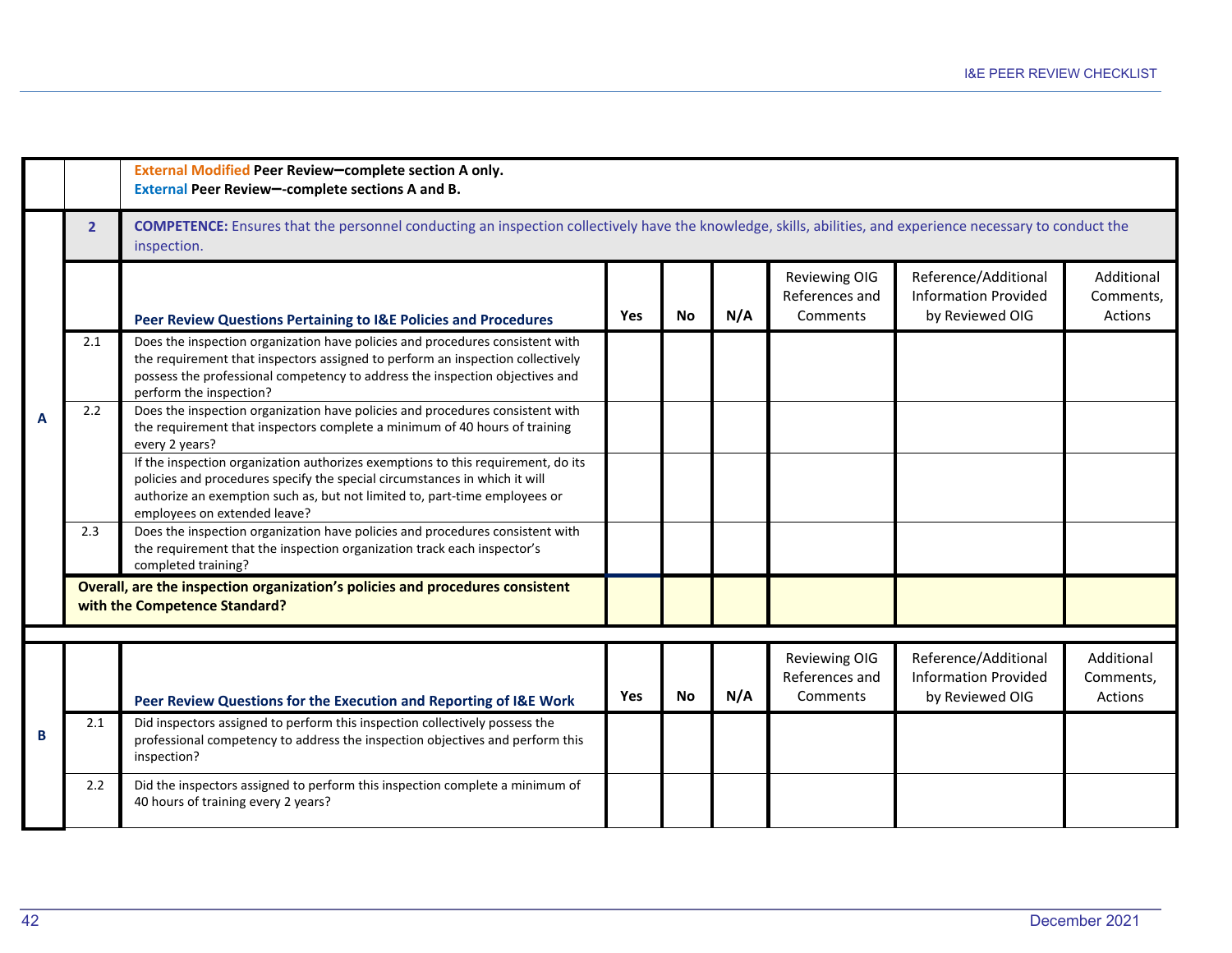**External Modified Peer Review—complete section A only.**
**External Peer Review—-complete sections A and B.**

| | | **2** **COMPETENCE:** Ensures that the personnel conducting an inspection collectively have the knowledge, skills, abilities, and experience necessary to conduct the inspection. | | | | | | |
|---|---|---|---|---|---|---|---|---|
| | | **Peer Review Questions Pertaining to I&E Policies and Procedures** | **Yes** | **No** | **N/A** | Reviewing OIG References and Comments | Reference/Additional Information Provided by Reviewed OIG | Additional Comments, Actions |
| **A** | 2.1 | Does the inspection organization have policies and procedures consistent with the requirement that inspectors assigned to perform an inspection collectively possess the professional competency to address the inspection objectives and perform the inspection? | | | | | | |
| | 2.2 | Does the inspection organization have policies and procedures consistent with the requirement that inspectors complete a minimum of 40 hours of training every 2 years? | | | | | | |
| | | If the inspection organization authorizes exemptions to this requirement, do its policies and procedures specify the special circumstances in which it will authorize an exemption such as, but not limited to, part-time employees or employees on extended leave? | | | | | | |
| | 2.3 | Does the inspection organization have policies and procedures consistent with the requirement that the inspection organization track each inspector's completed training? | | | | | | |
| | | **Overall, are the inspection organization's policies and procedures consistent with the Competence Standard?** | | | | | | |

| | | **Peer Review Questions for the Execution and Reporting of I&E Work** | **Yes** | **No** | **N/A** | Reviewing OIG References and Comments | Reference/Additional Information Provided by Reviewed OIG | Additional Comments, Actions |
|---|---|---|---|---|---|---|---|---|
| **B** | 2.1 | Did inspectors assigned to perform this inspection collectively possess the professional competency to address the inspection objectives and perform this inspection? | | | | | | |
| | 2.2 | Did the inspectors assigned to perform this inspection complete a minimum of 40 hours of training every 2 years? | | | | | | |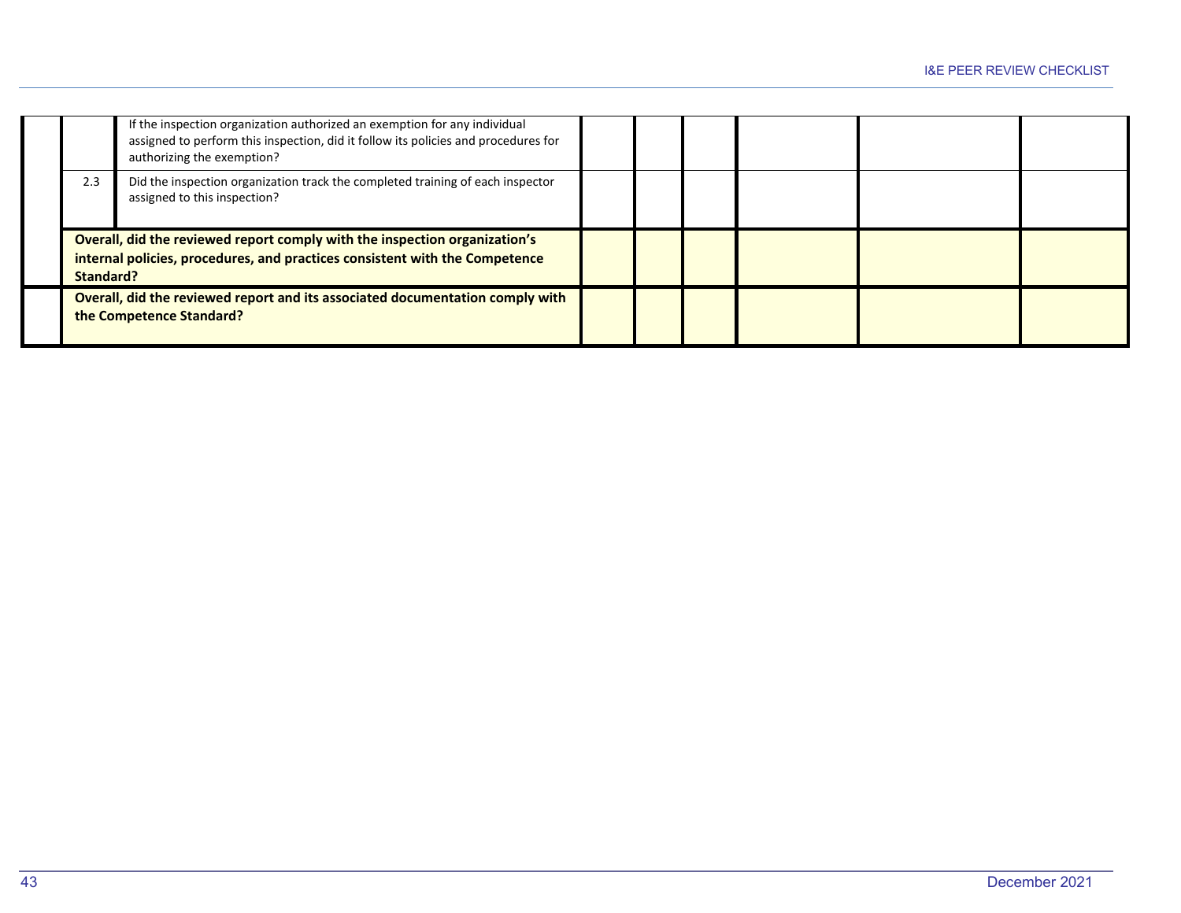| | | | | | | | | |
|---|---|---|---|---|---|---|---|---|
| | | If the inspection organization authorized an exemption for any individual assigned to perform this inspection, did it follow its policies and procedures for authorizing the exemption? | | | | | | |
| | 2.3 | Did the inspection organization track the completed training of each inspector assigned to this inspection? | | | | | | |
| | **Overall, did the reviewed report comply with the inspection organization's internal policies, procedures, and practices consistent with the Competence Standard?** | | | | | | | |
| | **Overall, did the reviewed report and its associated documentation comply with the Competence Standard?** | | | | | | | |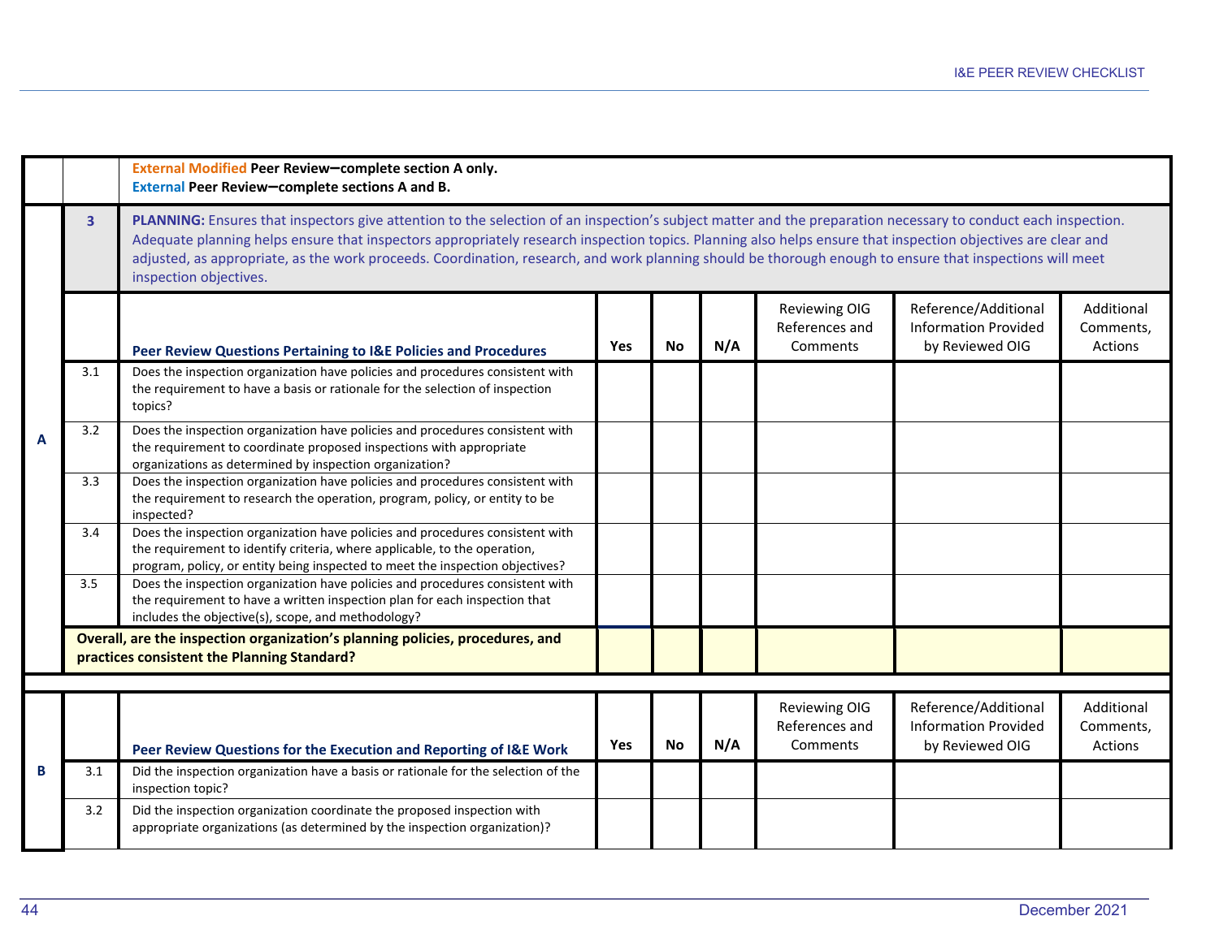**External Modified Peer Review—complete section A only.**
**External Peer Review—complete sections A and B.**

| | | | | | | | | |
|---|---|---|---|---|---|---|---|---|
| A | **3** | **PLANNING:** Ensures that inspectors give attention to the selection of an inspection's subject matter and the preparation necessary to conduct each inspection. Adequate planning helps ensure that inspectors appropriately research inspection topics. Planning also helps ensure that inspection objectives are clear and adjusted, as appropriate, as the work proceeds. Coordination, research, and work planning should be thorough enough to ensure that inspections will meet inspection objectives. | | | | | | |
| | | **Peer Review Questions Pertaining to I&E Policies and Procedures** | **Yes** | **No** | **N/A** | Reviewing OIG References and Comments | Reference/Additional Information Provided by Reviewed OIG | Additional Comments, Actions |
| | 3.1 | Does the inspection organization have policies and procedures consistent with the requirement to have a basis or rationale for the selection of inspection topics? | | | | | | |
| | 3.2 | Does the inspection organization have policies and procedures consistent with the requirement to coordinate proposed inspections with appropriate organizations as determined by inspection organization? | | | | | | |
| | 3.3 | Does the inspection organization have policies and procedures consistent with the requirement to research the operation, program, policy, or entity to be inspected? | | | | | | |
| | 3.4 | Does the inspection organization have policies and procedures consistent with the requirement to identify criteria, where applicable, to the operation, program, policy, or entity being inspected to meet the inspection objectives? | | | | | | |
| | 3.5 | Does the inspection organization have policies and procedures consistent with the requirement to have a written inspection plan for each inspection that includes the objective(s), scope, and methodology? | | | | | | |
| | **Overall, are the inspection organization's planning policies, procedures, and practices consistent the Planning Standard?** | | | | | | | |
| B | | **Peer Review Questions for the Execution and Reporting of I&E Work** | **Yes** | **No** | **N/A** | Reviewing OIG References and Comments | Reference/Additional Information Provided by Reviewed OIG | Additional Comments, Actions |
| | 3.1 | Did the inspection organization have a basis or rationale for the selection of the inspection topic? | | | | | | |
| | 3.2 | Did the inspection organization coordinate the proposed inspection with appropriate organizations (as determined by the inspection organization)? | | | | | | |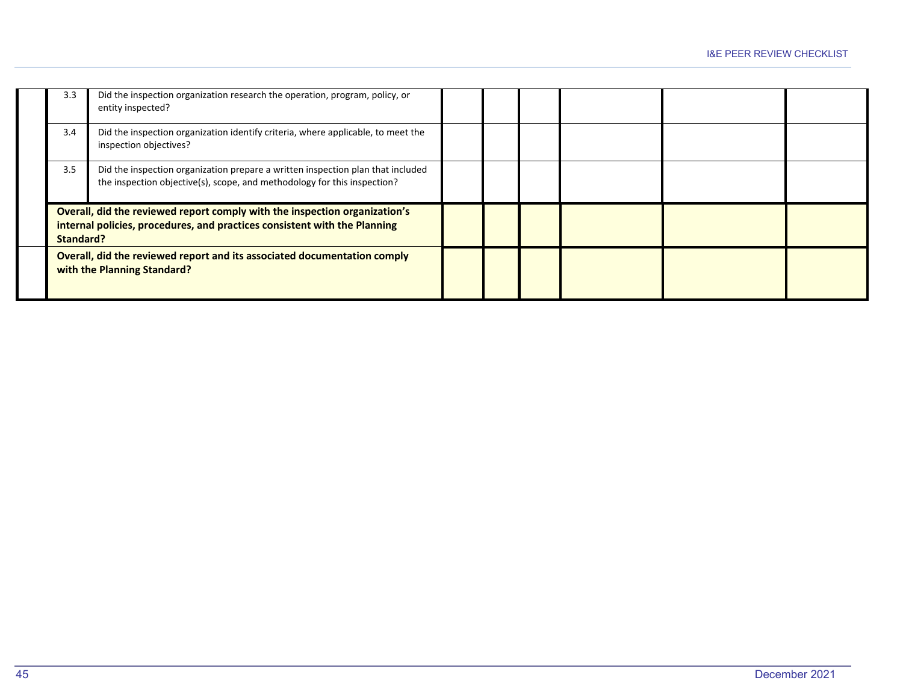| | | | | | | | | |
|---|---|---|---|---|---|---|---|---|
| | 3.3 | Did the inspection organization research the operation, program, policy, or entity inspected? | | | | | | |
| | 3.4 | Did the inspection organization identify criteria, where applicable, to meet the inspection objectives? | | | | | | |
| | 3.5 | Did the inspection organization prepare a written inspection plan that included the inspection objective(s), scope, and methodology for this inspection? | | | | | | |
| | **Overall, did the reviewed report comply with the inspection organization's internal policies, procedures, and practices consistent with the Planning Standard?** | | | | | | | |
| | **Overall, did the reviewed report and its associated documentation comply with the Planning Standard?** | | | | | | | |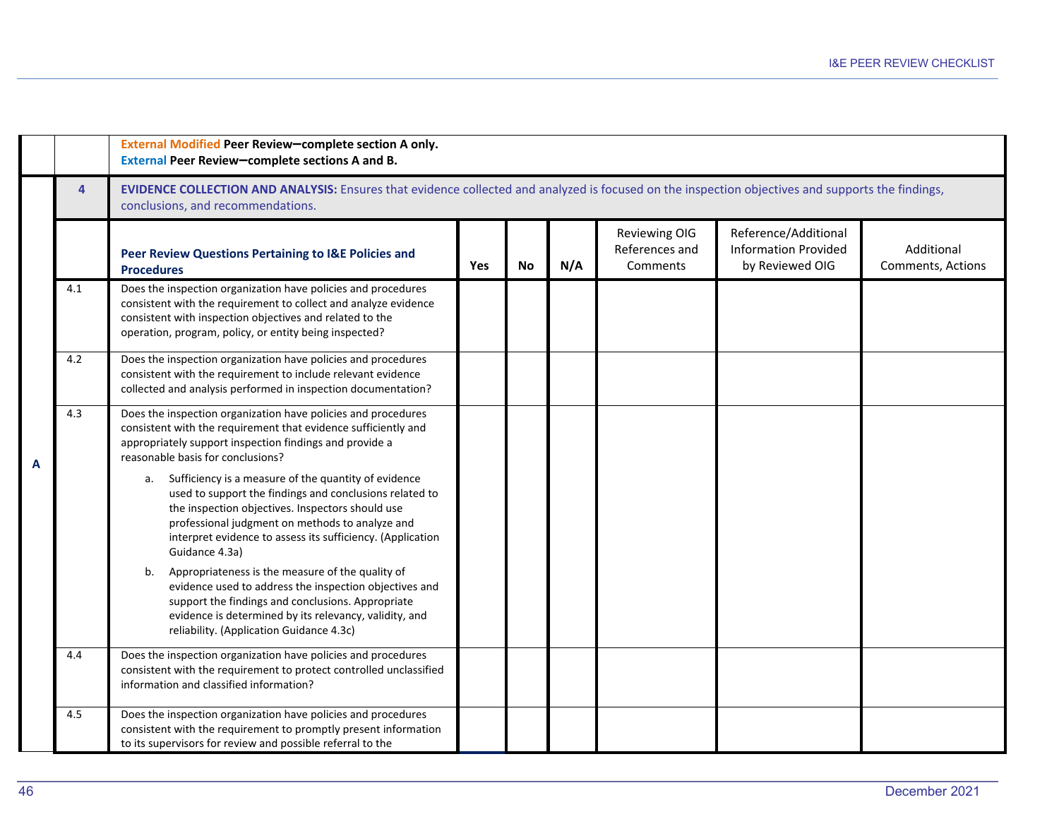| | | External Modified Peer Review—complete section A only.<br>External Peer Review—complete sections A and B. | | | | | | |
|---|---|---|---|---|---|---|---|---|
| | **4** | **EVIDENCE COLLECTION AND ANALYSIS:** Ensures that evidence collected and analyzed is focused on the inspection objectives and supports the findings, conclusions, and recommendations. | | | | | | |
| | | **Peer Review Questions Pertaining to I&E Policies and Procedures** | **Yes** | **No** | **N/A** | Reviewing OIG References and Comments | Reference/Additional Information Provided by Reviewed OIG | Additional Comments, Actions |
| A | 4.1 | Does the inspection organization have policies and procedures consistent with the requirement to collect and analyze evidence consistent with inspection objectives and related to the operation, program, policy, or entity being inspected? | | | | | | |
| | 4.2 | Does the inspection organization have policies and procedures consistent with the requirement to include relevant evidence collected and analysis performed in inspection documentation? | | | | | | |
| | 4.3 | Does the inspection organization have policies and procedures consistent with the requirement that evidence sufficiently and appropriately support inspection findings and provide a reasonable basis for conclusions?<br>a. Sufficiency is a measure of the quantity of evidence used to support the findings and conclusions related to the inspection objectives. Inspectors should use professional judgment on methods to analyze and interpret evidence to assess its sufficiency. (Application Guidance 4.3a)<br>b. Appropriateness is the measure of the quality of evidence used to address the inspection objectives and support the findings and conclusions. Appropriate evidence is determined by its relevancy, validity, and reliability. (Application Guidance 4.3c) | | | | | | |
| | 4.4 | Does the inspection organization have policies and procedures consistent with the requirement to protect controlled unclassified information and classified information? | | | | | | |
| | 4.5 | Does the inspection organization have policies and procedures consistent with the requirement to promptly present information to its supervisors for review and possible referral to the | | | | | | |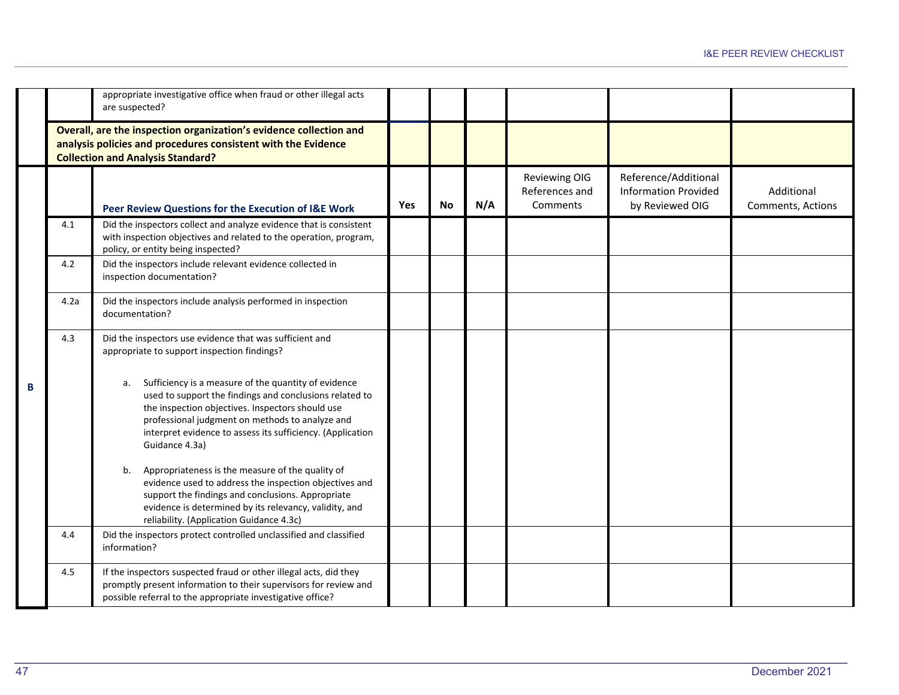| | | | Yes | No | N/A | Reviewing OIG References and Comments | Reference/Additional Information Provided by Reviewed OIG | Additional Comments, Actions |
|---|---|---|---|---|---|---|---|---|
| | | appropriate investigative office when fraud or other illegal acts are suspected? | | | | | | |
| | **Overall, are the inspection organization's evidence collection and analysis policies and procedures consistent with the Evidence Collection and Analysis Standard?** | | | | | | | |
| **B** | | **Peer Review Questions for the Execution of I&E Work** | **Yes** | **No** | **N/A** | Reviewing OIG References and Comments | Reference/Additional Information Provided by Reviewed OIG | Additional Comments, Actions |
| | 4.1 | Did the inspectors collect and analyze evidence that is consistent with inspection objectives and related to the operation, program, policy, or entity being inspected? | | | | | | |
| | 4.2 | Did the inspectors include relevant evidence collected in inspection documentation? | | | | | | |
| | 4.2a | Did the inspectors include analysis performed in inspection documentation? | | | | | | |
| | 4.3 | Did the inspectors use evidence that was sufficient and appropriate to support inspection findings?<br><br>a. Sufficiency is a measure of the quantity of evidence used to support the findings and conclusions related to the inspection objectives. Inspectors should use professional judgment on methods to analyze and interpret evidence to assess its sufficiency. (Application Guidance 4.3a)<br><br>b. Appropriateness is the measure of the quality of evidence used to address the inspection objectives and support the findings and conclusions. Appropriate evidence is determined by its relevancy, validity, and reliability. (Application Guidance 4.3c) | | | | | | |
| | 4.4 | Did the inspectors protect controlled unclassified and classified information? | | | | | | |
| | 4.5 | If the inspectors suspected fraud or other illegal acts, did they promptly present information to their supervisors for review and possible referral to the appropriate investigative office? | | | | | | |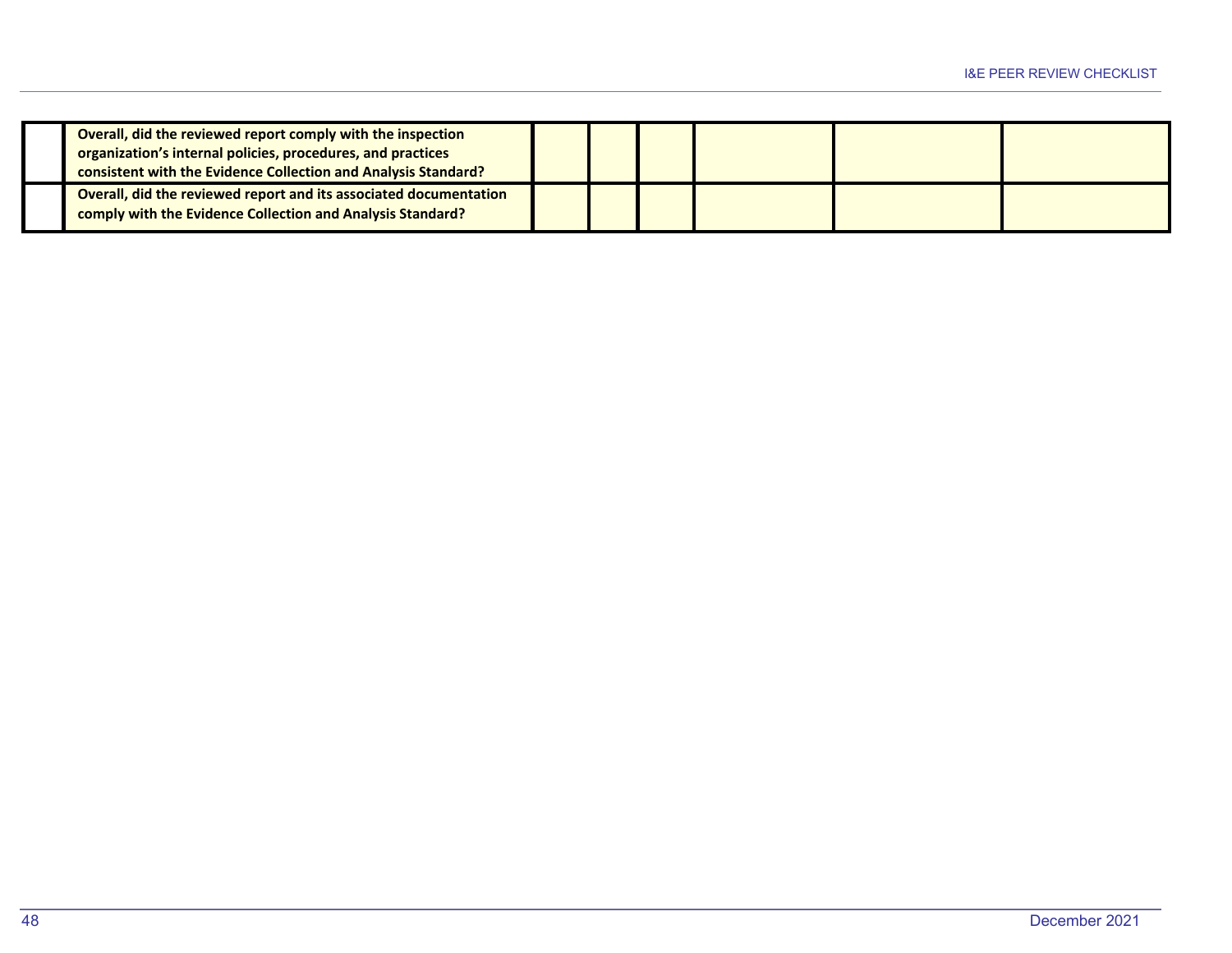| | | | | | | | |
|---|---|---|---|---|---|---|---|
| | **Overall, did the reviewed report comply with the inspection organization's internal policies, procedures, and practices consistent with the Evidence Collection and Analysis Standard?** | | | | | | |
| | **Overall, did the reviewed report and its associated documentation comply with the Evidence Collection and Analysis Standard?** | | | | | | |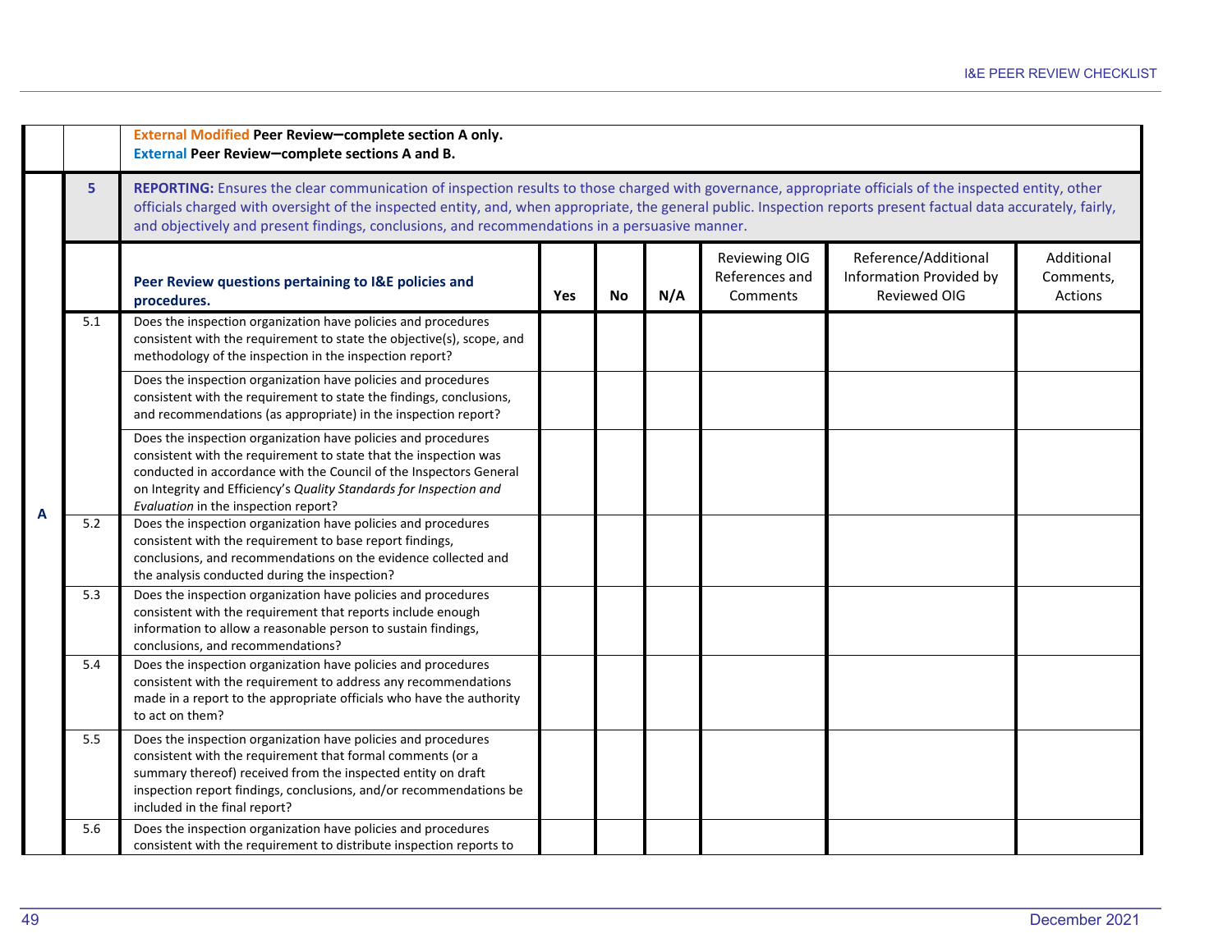| | | **External Modified Peer Review—complete section A only.** **External Peer Review—complete sections A and B.** | | | | | | |
|---|---|---|---|---|---|---|---|---|
| | **5** | **REPORTING:** Ensures the clear communication of inspection results to those charged with governance, appropriate officials of the inspected entity, other officials charged with oversight of the inspected entity, and, when appropriate, the general public. Inspection reports present factual data accurately, fairly, and objectively and present findings, conclusions, and recommendations in a persuasive manner. | | | | | | |
| | | **Peer Review questions pertaining to I&E policies and procedures.** | **Yes** | **No** | **N/A** | Reviewing OIG References and Comments | Reference/Additional Information Provided by Reviewed OIG | Additional Comments, Actions |
| **A** | 5.1 | Does the inspection organization have policies and procedures consistent with the requirement to state the objective(s), scope, and methodology of the inspection in the inspection report? | | | | | | |
| | | Does the inspection organization have policies and procedures consistent with the requirement to state the findings, conclusions, and recommendations (as appropriate) in the inspection report? | | | | | | |
| | | Does the inspection organization have policies and procedures consistent with the requirement to state that the inspection was conducted in accordance with the Council of the Inspectors General on Integrity and Efficiency's *Quality Standards for Inspection and Evaluation* in the inspection report? | | | | | | |
| | 5.2 | Does the inspection organization have policies and procedures consistent with the requirement to base report findings, conclusions, and recommendations on the evidence collected and the analysis conducted during the inspection? | | | | | | |
| | 5.3 | Does the inspection organization have policies and procedures consistent with the requirement that reports include enough information to allow a reasonable person to sustain findings, conclusions, and recommendations? | | | | | | |
| | 5.4 | Does the inspection organization have policies and procedures consistent with the requirement to address any recommendations made in a report to the appropriate officials who have the authority to act on them? | | | | | | |
| | 5.5 | Does the inspection organization have policies and procedures consistent with the requirement that formal comments (or a summary thereof) received from the inspected entity on draft inspection report findings, conclusions, and/or recommendations be included in the final report? | | | | | | |
| | 5.6 | Does the inspection organization have policies and procedures consistent with the requirement to distribute inspection reports to | | | | | | |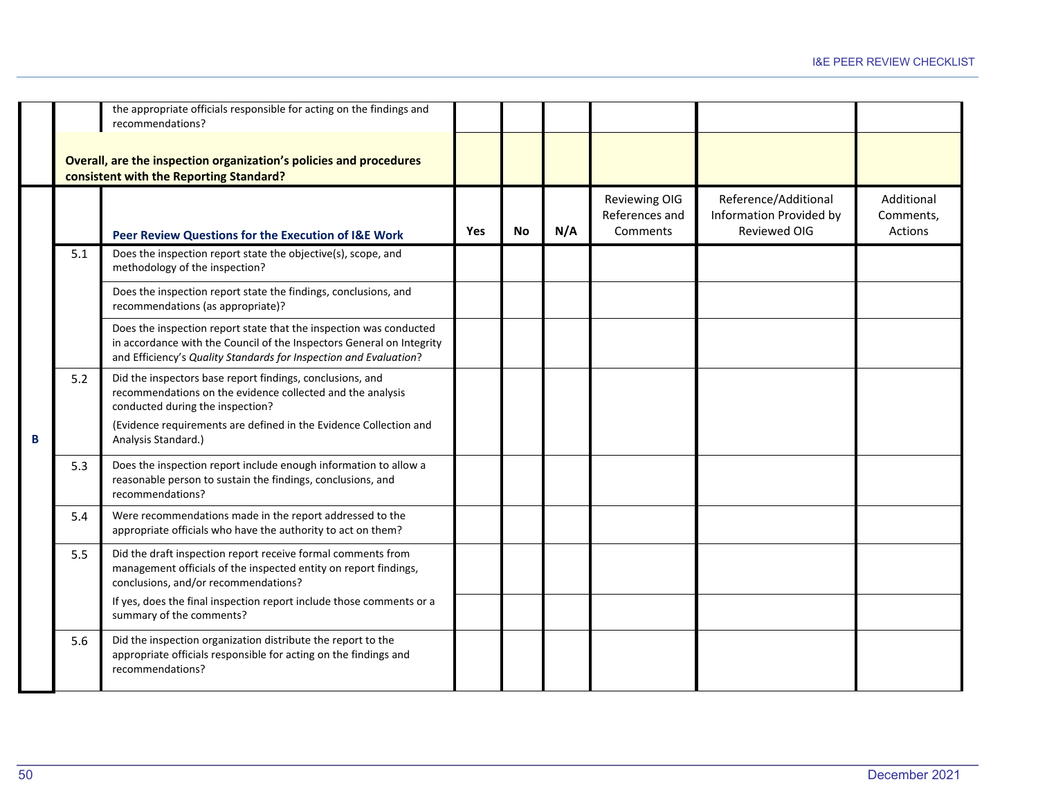| | | | Yes | No | N/A | Reviewing OIG References and Comments | Reference/Additional Information Provided by Reviewed OIG | Additional Comments, Actions |
|---|---|---|---|---|---|---|---|---|
| | | the appropriate officials responsible for acting on the findings and recommendations? | | | | | | |
| | **Overall, are the inspection organization's policies and procedures consistent with the Reporting Standard?** | | | | | | | |

| | | **Peer Review Questions for the Execution of I&E Work** | Yes | No | N/A | Reviewing OIG References and Comments | Reference/Additional Information Provided by Reviewed OIG | Additional Comments, Actions |
|---|---|---|---|---|---|---|---|---|
| **B** | 5.1 | Does the inspection report state the objective(s), scope, and methodology of the inspection? | | | | | | |
| | | Does the inspection report state the findings, conclusions, and recommendations (as appropriate)? | | | | | | |
| | | Does the inspection report state that the inspection was conducted in accordance with the Council of the Inspectors General on Integrity and Efficiency's *Quality Standards for Inspection and Evaluation*? | | | | | | |
| | 5.2 | Did the inspectors base report findings, conclusions, and recommendations on the evidence collected and the analysis conducted during the inspection? (Evidence requirements are defined in the Evidence Collection and Analysis Standard.) | | | | | | |
| | 5.3 | Does the inspection report include enough information to allow a reasonable person to sustain the findings, conclusions, and recommendations? | | | | | | |
| | 5.4 | Were recommendations made in the report addressed to the appropriate officials who have the authority to act on them? | | | | | | |
| | 5.5 | Did the draft inspection report receive formal comments from management officials of the inspected entity on report findings, conclusions, and/or recommendations? | | | | | | |
| | | If yes, does the final inspection report include those comments or a summary of the comments? | | | | | | |
| | 5.6 | Did the inspection organization distribute the report to the appropriate officials responsible for acting on the findings and recommendations? | | | | | | |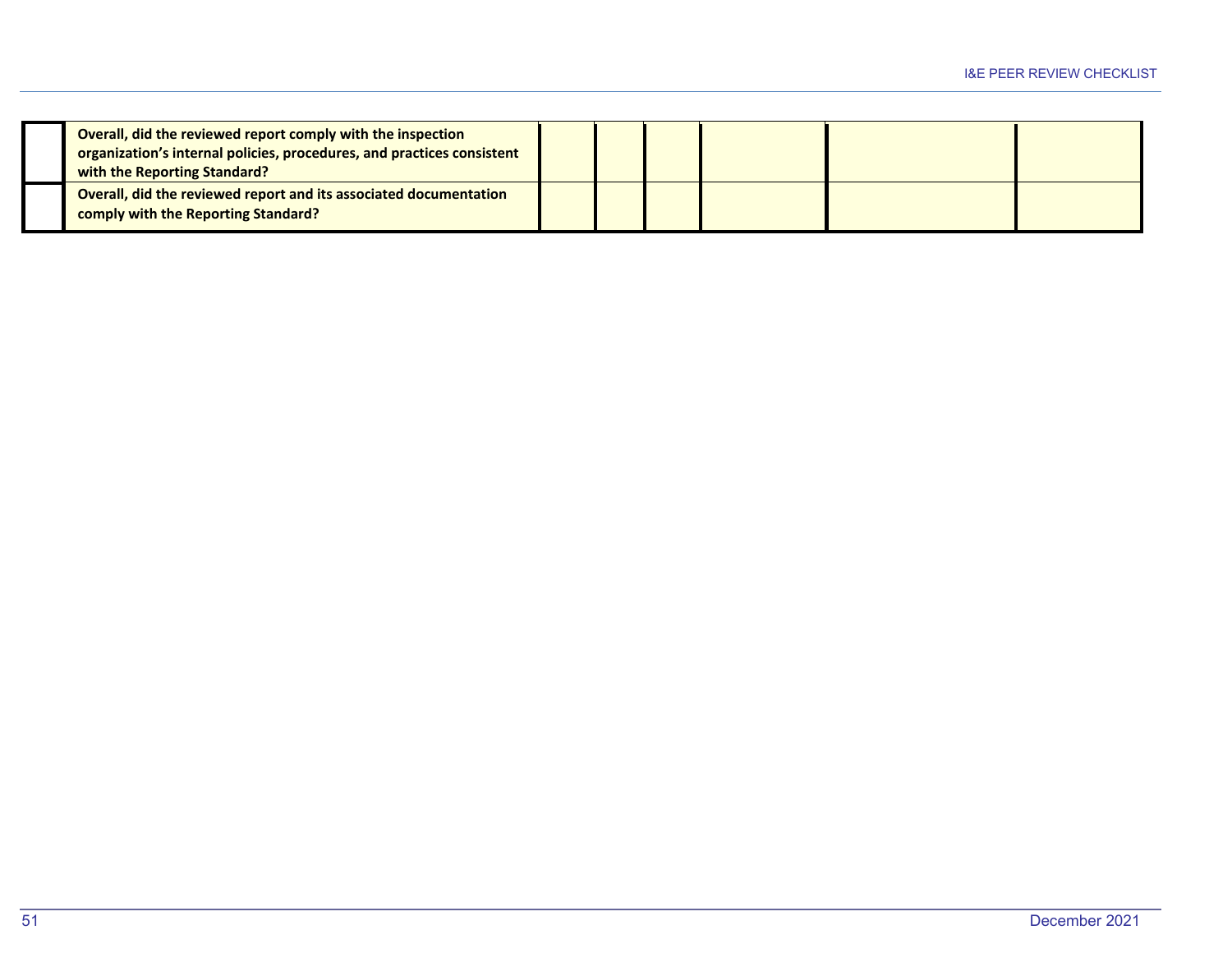|  |  |  |  |  |  |  |  |
|---|---|---|---|---|---|---|---|
|  | **Overall, did the reviewed report comply with the inspection organization's internal policies, procedures, and practices consistent with the Reporting Standard?** |  |  |  |  |  |  |
|  | **Overall, did the reviewed report and its associated documentation comply with the Reporting Standard?** |  |  |  |  |  |  |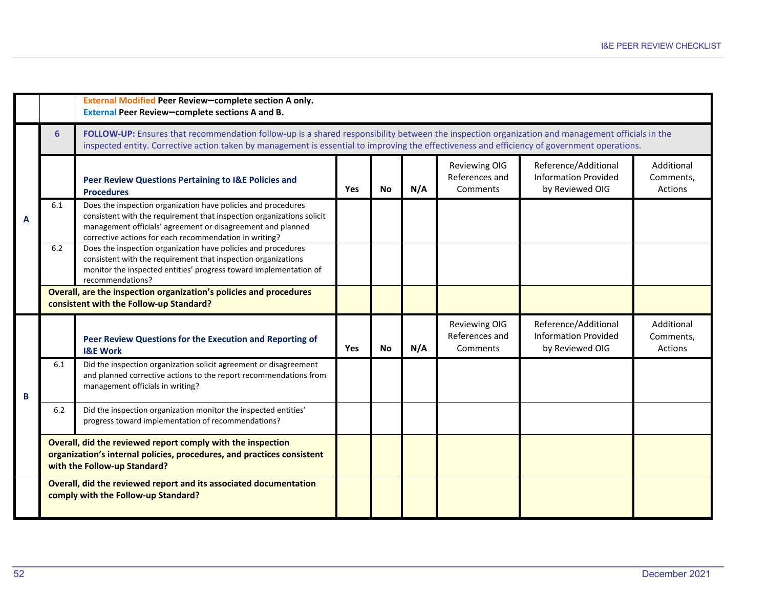| | | External Modified Peer Review—complete section A only.<br>External Peer Review—complete sections A and B. | | | | | | |
|---|---|---|---|---|---|---|---|---|
| | **6** | **FOLLOW-UP:** Ensures that recommendation follow-up is a shared responsibility between the inspection organization and management officials in the inspected entity. Corrective action taken by management is essential to improving the effectiveness and efficiency of government operations. | | | | | | |
| **A** | | **Peer Review Questions Pertaining to I&E Policies and Procedures** | **Yes** | **No** | **N/A** | Reviewing OIG References and Comments | Reference/Additional Information Provided by Reviewed OIG | Additional Comments, Actions |
| | 6.1 | Does the inspection organization have policies and procedures consistent with the requirement that inspection organizations solicit management officials' agreement or disagreement and planned corrective actions for each recommendation in writing? | | | | | | |
| | 6.2 | Does the inspection organization have policies and procedures consistent with the requirement that inspection organizations monitor the inspected entities' progress toward implementation of recommendations? | | | | | | |
| | **Overall, are the inspection organization's policies and procedures consistent with the Follow-up Standard?** | | | | | | | |
| **B** | | **Peer Review Questions for the Execution and Reporting of I&E Work** | **Yes** | **No** | **N/A** | Reviewing OIG References and Comments | Reference/Additional Information Provided by Reviewed OIG | Additional Comments, Actions |
| | 6.1 | Did the inspection organization solicit agreement or disagreement and planned corrective actions to the report recommendations from management officials in writing? | | | | | | |
| | 6.2 | Did the inspection organization monitor the inspected entities' progress toward implementation of recommendations? | | | | | | |
| | **Overall, did the reviewed report comply with the inspection organization's internal policies, procedures, and practices consistent with the Follow-up Standard?** | | | | | | | |
| | **Overall, did the reviewed report and its associated documentation comply with the Follow-up Standard?** | | | | | | | |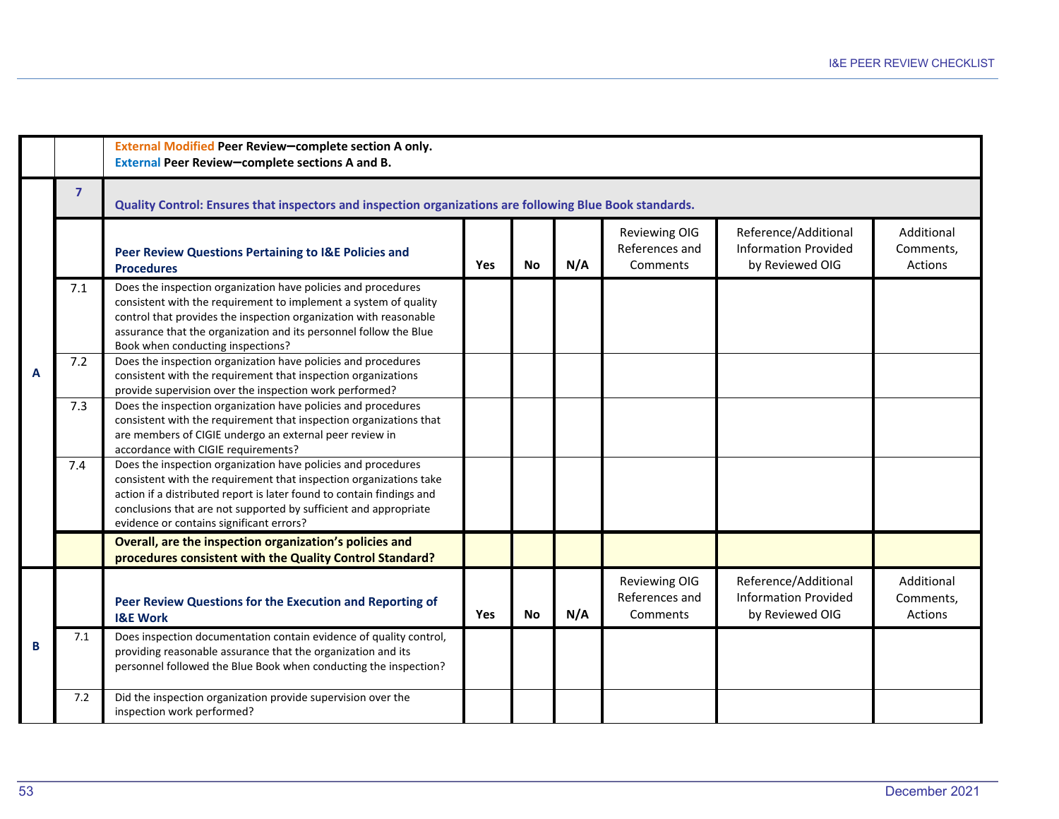| | | External Modified Peer Review—complete section A only.<br>External Peer Review—complete sections A and B. | | | | | | |
|---|---|---|---|---|---|---|---|---|
| | 7 | **Quality Control: Ensures that inspectors and inspection organizations are following Blue Book standards.** | | | | | | |
| | | **Peer Review Questions Pertaining to I&E Policies and Procedures** | **Yes** | **No** | **N/A** | Reviewing OIG References and Comments | Reference/Additional Information Provided by Reviewed OIG | Additional Comments, Actions |
| A | 7.1 | Does the inspection organization have policies and procedures consistent with the requirement to implement a system of quality control that provides the inspection organization with reasonable assurance that the organization and its personnel follow the Blue Book when conducting inspections? | | | | | | |
| A | 7.2 | Does the inspection organization have policies and procedures consistent with the requirement that inspection organizations provide supervision over the inspection work performed? | | | | | | |
| A | 7.3 | Does the inspection organization have policies and procedures consistent with the requirement that inspection organizations that are members of CIGIE undergo an external peer review in accordance with CIGIE requirements? | | | | | | |
| A | 7.4 | Does the inspection organization have policies and procedures consistent with the requirement that inspection organizations take action if a distributed report is later found to contain findings and conclusions that are not supported by sufficient and appropriate evidence or contains significant errors? | | | | | | |
| A | | **Overall, are the inspection organization's policies and procedures consistent with the Quality Control Standard?** | | | | | | |
| B | | **Peer Review Questions for the Execution and Reporting of I&E Work** | **Yes** | **No** | **N/A** | Reviewing OIG References and Comments | Reference/Additional Information Provided by Reviewed OIG | Additional Comments, Actions |
| B | 7.1 | Does inspection documentation contain evidence of quality control, providing reasonable assurance that the organization and its personnel followed the Blue Book when conducting the inspection? | | | | | | |
| B | 7.2 | Did the inspection organization provide supervision over the inspection work performed? | | | | | | |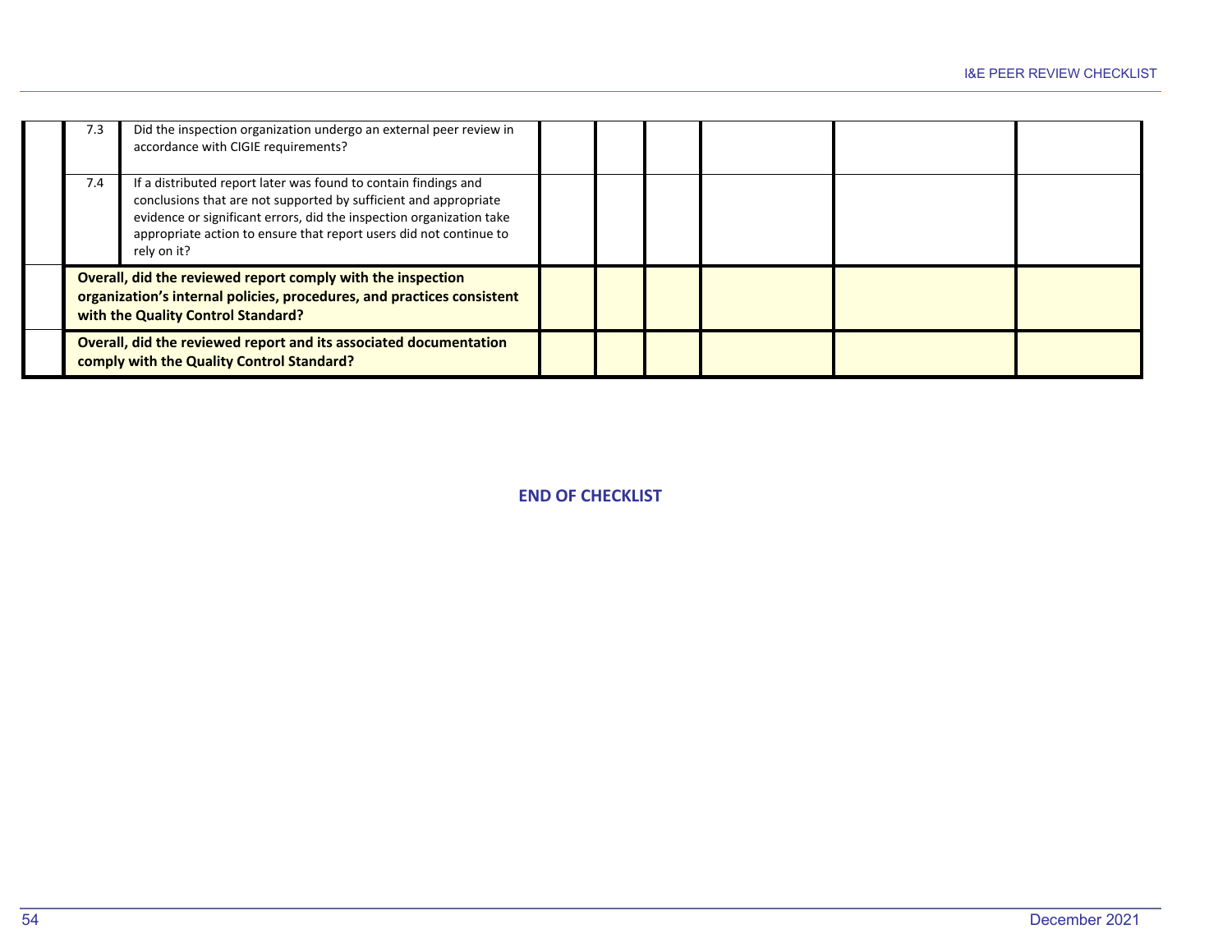| | | | | | | | | |
|---|---|---|---|---|---|---|---|---|
| | 7.3 | Did the inspection organization undergo an external peer review in accordance with CIGIE requirements? | | | | | | |
| | 7.4 | If a distributed report later was found to contain findings and conclusions that are not supported by sufficient and appropriate evidence or significant errors, did the inspection organization take appropriate action to ensure that report users did not continue to rely on it? | | | | | | |
| | **Overall, did the reviewed report comply with the inspection organization's internal policies, procedures, and practices consistent with the Quality Control Standard?** | | | | | | | |
| | **Overall, did the reviewed report and its associated documentation comply with the Quality Control Standard?** | | | | | | | |

**END OF CHECKLIST**